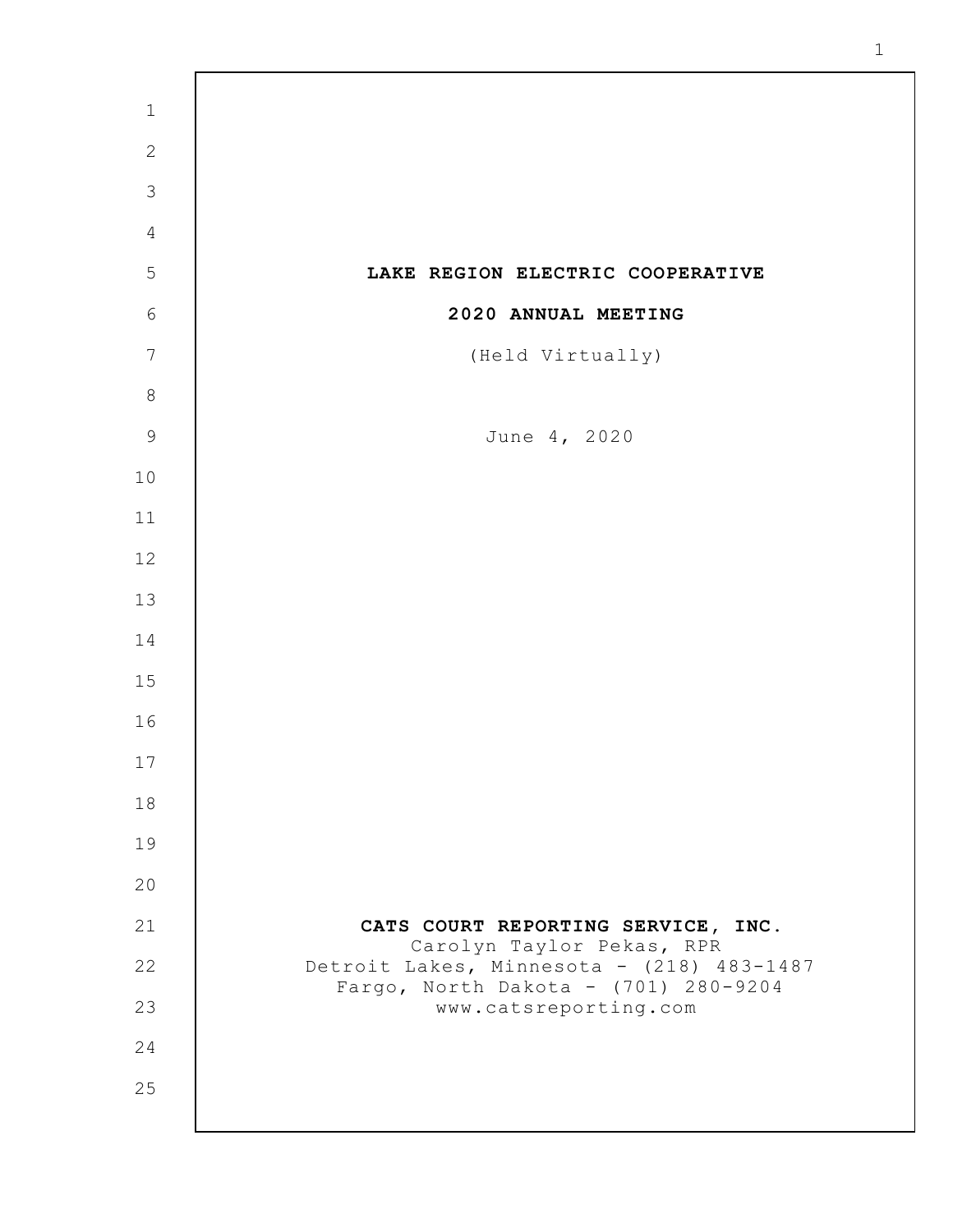# LAKE REGION ELECTRIC COOPERATIVE

## 2020 ANNUAL MEETING

(Held Virtually)

June 4, 2020

**CATS COURT REPORTING SERVICE, INC.**
Carolyn Taylor Pekas, RPR
Detroit Lakes, Minnesota - (218) 483-1487
Fargo, North Dakota - (701) 280-9204
www.catsreporting.com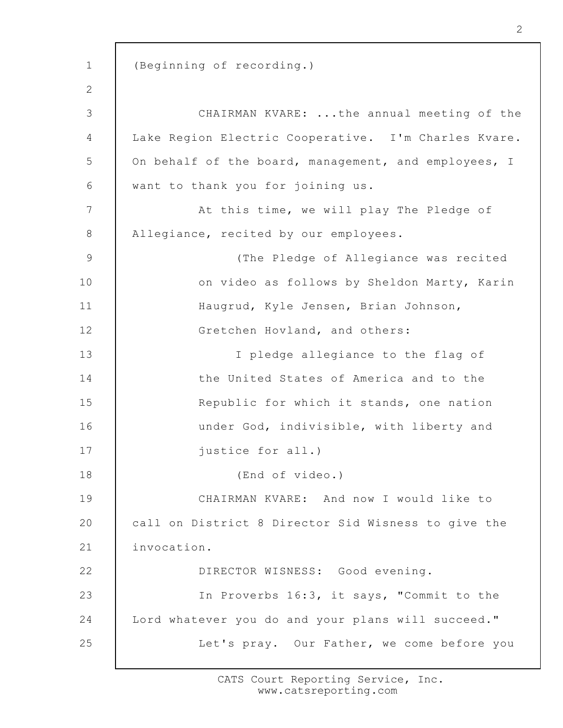(Beginning of recording.)

CHAIRMAN KVARE: ...the annual meeting of the Lake Region Electric Cooperative. I'm Charles Kvare. On behalf of the board, management, and employees, I want to thank you for joining us.

At this time, we will play The Pledge of Allegiance, recited by our employees.

(The Pledge of Allegiance was recited on video as follows by Sheldon Marty, Karin Haugrud, Kyle Jensen, Brian Johnson, Gretchen Hovland, and others:

I pledge allegiance to the flag of the United States of America and to the Republic for which it stands, one nation under God, indivisible, with liberty and justice for all.)

(End of video.)

CHAIRMAN KVARE: And now I would like to call on District 8 Director Sid Wisness to give the invocation.

DIRECTOR WISNESS: Good evening.

In Proverbs 16:3, it says, "Commit to the Lord whatever you do and your plans will succeed."

Let's pray. Our Father, we come before you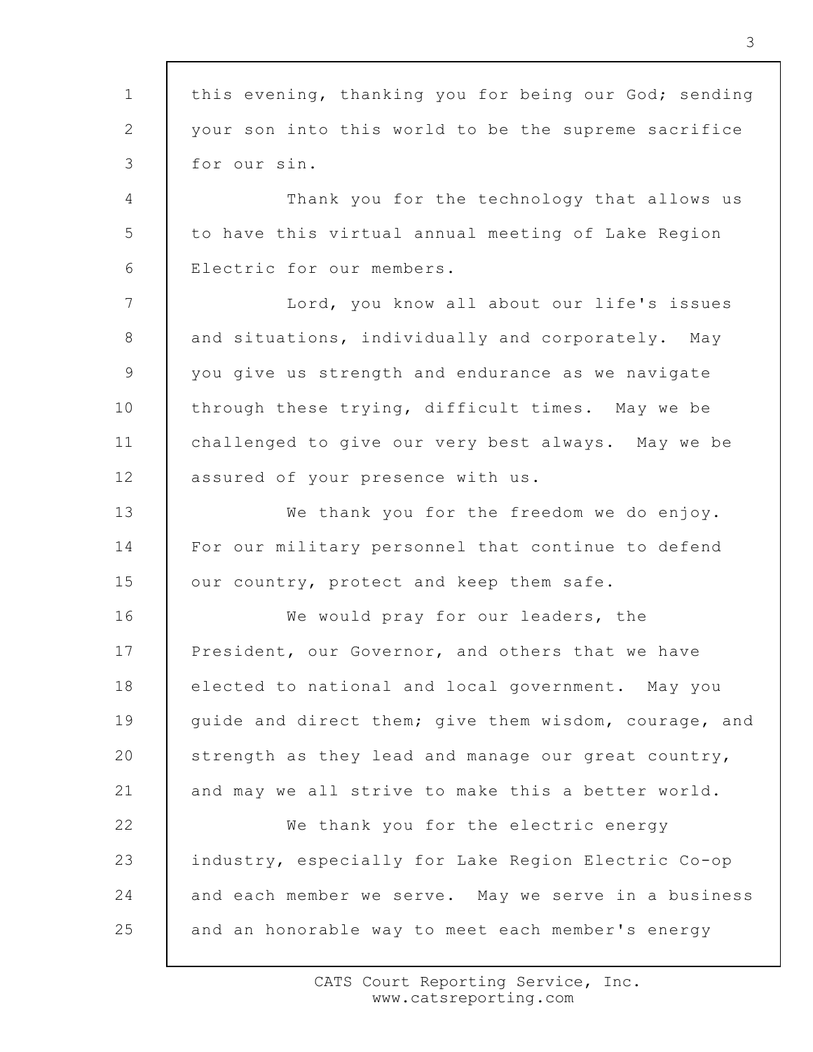this evening, thanking you for being our God; sending your son into this world to be the supreme sacrifice for our sin.

Thank you for the technology that allows us to have this virtual annual meeting of Lake Region Electric for our members.

Lord, you know all about our life's issues and situations, individually and corporately. May you give us strength and endurance as we navigate through these trying, difficult times. May we be challenged to give our very best always. May we be assured of your presence with us.

We thank you for the freedom we do enjoy. For our military personnel that continue to defend our country, protect and keep them safe.

We would pray for our leaders, the President, our Governor, and others that we have elected to national and local government. May you guide and direct them; give them wisdom, courage, and strength as they lead and manage our great country, and may we all strive to make this a better world.

We thank you for the electric energy industry, especially for Lake Region Electric Co-op and each member we serve. May we serve in a business and an honorable way to meet each member's energy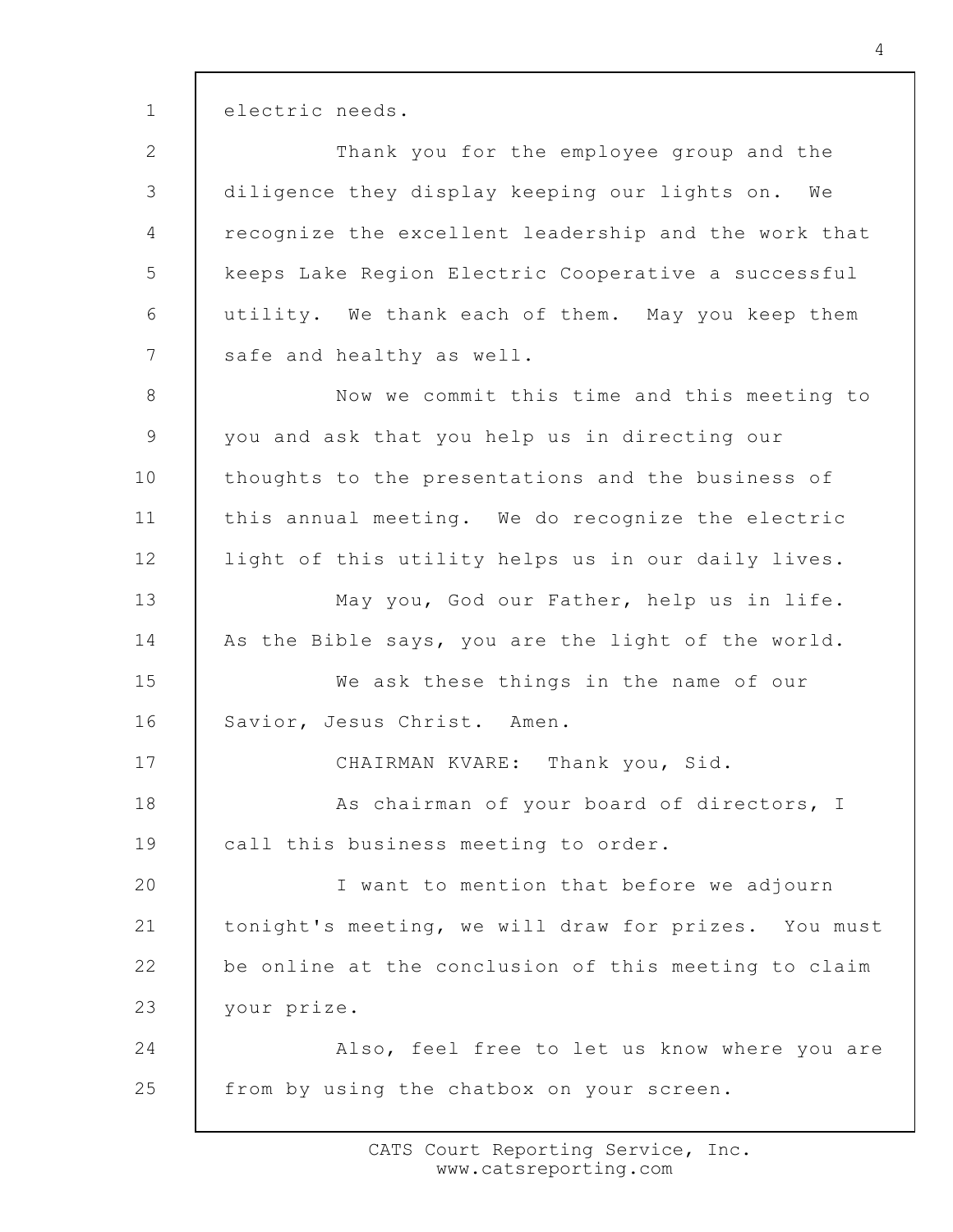electric needs.

Thank you for the employee group and the diligence they display keeping our lights on. We recognize the excellent leadership and the work that keeps Lake Region Electric Cooperative a successful utility. We thank each of them. May you keep them safe and healthy as well.

Now we commit this time and this meeting to you and ask that you help us in directing our thoughts to the presentations and the business of this annual meeting. We do recognize the electric light of this utility helps us in our daily lives.

May you, God our Father, help us in life. As the Bible says, you are the light of the world.

We ask these things in the name of our Savior, Jesus Christ. Amen.

CHAIRMAN KVARE: Thank you, Sid.

As chairman of your board of directors, I call this business meeting to order.

I want to mention that before we adjourn tonight's meeting, we will draw for prizes. You must be online at the conclusion of this meeting to claim your prize.

Also, feel free to let us know where you are from by using the chatbox on your screen.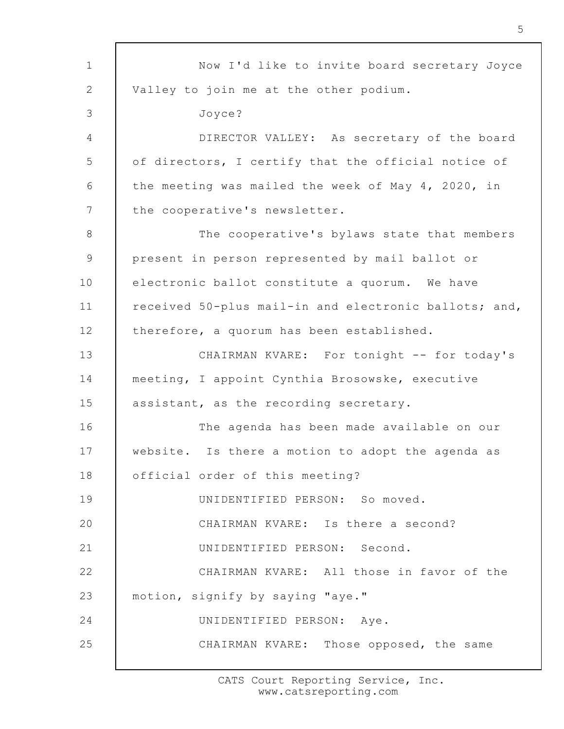Now I'd like to invite board secretary Joyce Valley to join me at the other podium.

Joyce?

DIRECTOR VALLEY: As secretary of the board of directors, I certify that the official notice of the meeting was mailed the week of May 4, 2020, in the cooperative's newsletter.

The cooperative's bylaws state that members present in person represented by mail ballot or electronic ballot constitute a quorum. We have received 50-plus mail-in and electronic ballots; and, therefore, a quorum has been established.

CHAIRMAN KVARE: For tonight -- for today's meeting, I appoint Cynthia Brosowske, executive assistant, as the recording secretary.

The agenda has been made available on our website. Is there a motion to adopt the agenda as official order of this meeting?

UNIDENTIFIED PERSON: So moved.

CHAIRMAN KVARE: Is there a second?

UNIDENTIFIED PERSON: Second.

CHAIRMAN KVARE: All those in favor of the motion, signify by saying "aye."

UNIDENTIFIED PERSON: Aye.

CHAIRMAN KVARE: Those opposed, the same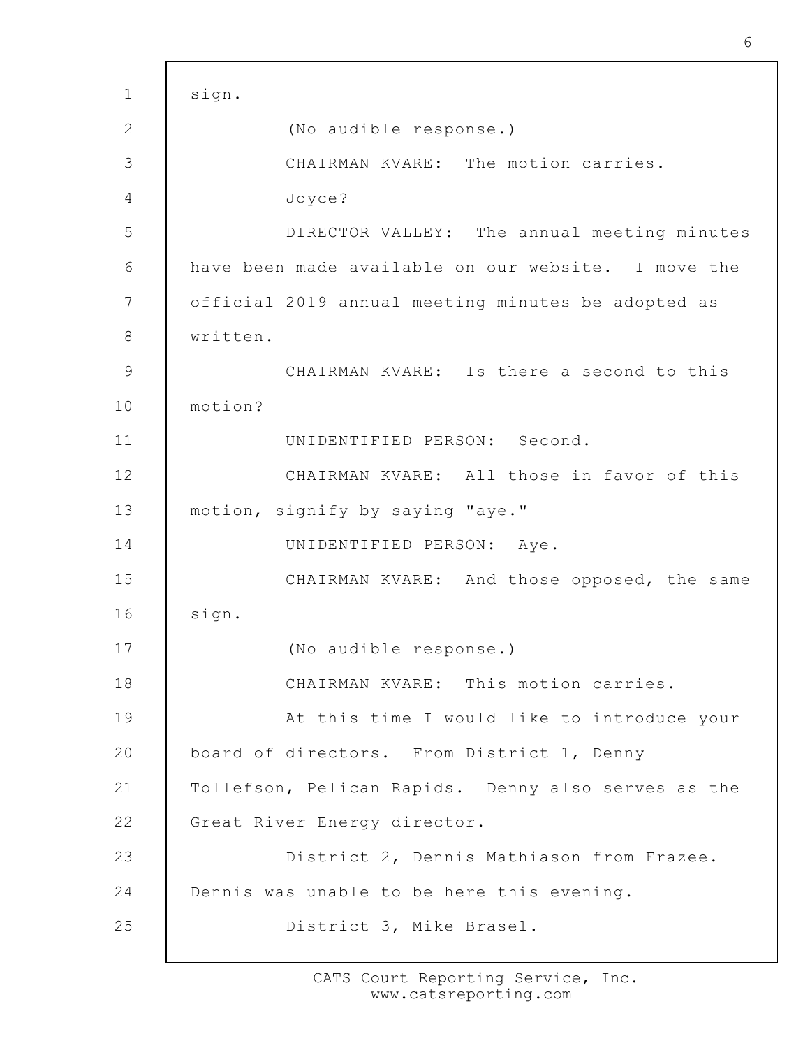sign.

(No audible response.)

CHAIRMAN KVARE: The motion carries.

Joyce?

DIRECTOR VALLEY: The annual meeting minutes have been made available on our website. I move the official 2019 annual meeting minutes be adopted as written.

CHAIRMAN KVARE: Is there a second to this motion?

UNIDENTIFIED PERSON: Second.

CHAIRMAN KVARE: All those in favor of this motion, signify by saying "aye."

UNIDENTIFIED PERSON: Aye.

CHAIRMAN KVARE: And those opposed, the same sign.

(No audible response.)

CHAIRMAN KVARE: This motion carries.

At this time I would like to introduce your board of directors. From District 1, Denny Tollefson, Pelican Rapids. Denny also serves as the Great River Energy director.

District 2, Dennis Mathiason from Frazee. Dennis was unable to be here this evening.

District 3, Mike Brasel.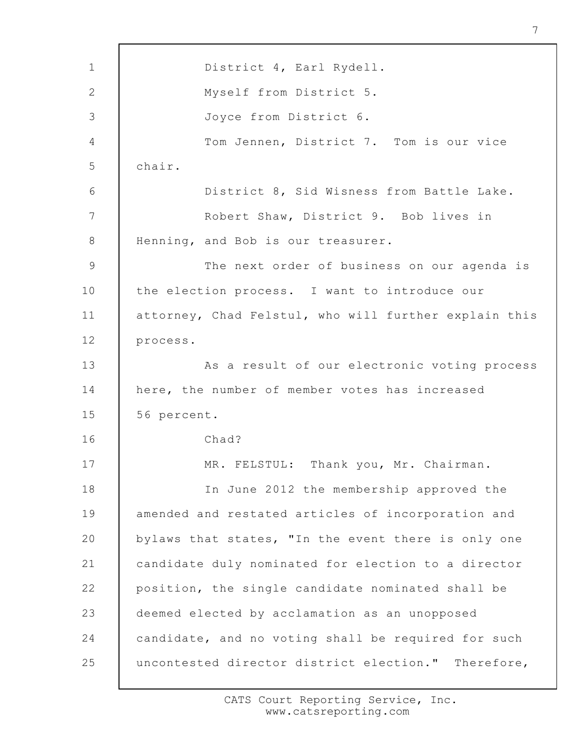District 4, Earl Rydell.

Myself from District 5.

Joyce from District 6.

Tom Jennen, District 7. Tom is our vice chair.

District 8, Sid Wisness from Battle Lake.

Robert Shaw, District 9. Bob lives in Henning, and Bob is our treasurer.

The next order of business on our agenda is the election process. I want to introduce our attorney, Chad Felstul, who will further explain this process.

As a result of our electronic voting process here, the number of member votes has increased 56 percent.

Chad?

MR. FELSTUL: Thank you, Mr. Chairman.

In June 2012 the membership approved the amended and restated articles of incorporation and bylaws that states, "In the event there is only one candidate duly nominated for election to a director position, the single candidate nominated shall be deemed elected by acclamation as an unopposed candidate, and no voting shall be required for such uncontested director district election." Therefore,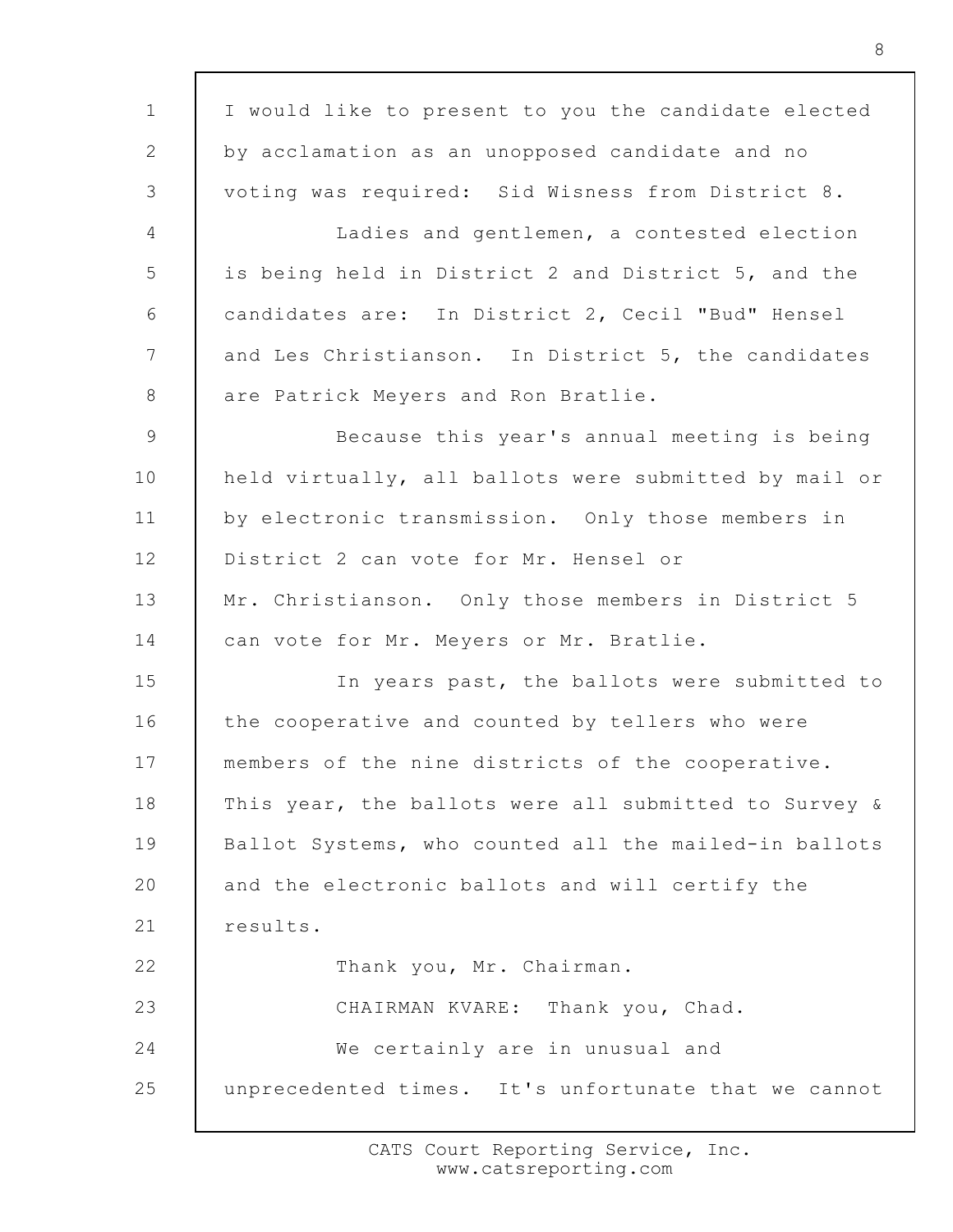I would like to present to you the candidate elected by acclamation as an unopposed candidate and no voting was required: Sid Wisness from District 8.

Ladies and gentlemen, a contested election is being held in District 2 and District 5, and the candidates are: In District 2, Cecil "Bud" Hensel and Les Christianson. In District 5, the candidates are Patrick Meyers and Ron Bratlie.

Because this year's annual meeting is being held virtually, all ballots were submitted by mail or by electronic transmission. Only those members in District 2 can vote for Mr. Hensel or Mr. Christianson. Only those members in District 5 can vote for Mr. Meyers or Mr. Bratlie.

In years past, the ballots were submitted to the cooperative and counted by tellers who were members of the nine districts of the cooperative. This year, the ballots were all submitted to Survey & Ballot Systems, who counted all the mailed-in ballots and the electronic ballots and will certify the results.

Thank you, Mr. Chairman.

CHAIRMAN KVARE: Thank you, Chad.

We certainly are in unusual and unprecedented times. It's unfortunate that we cannot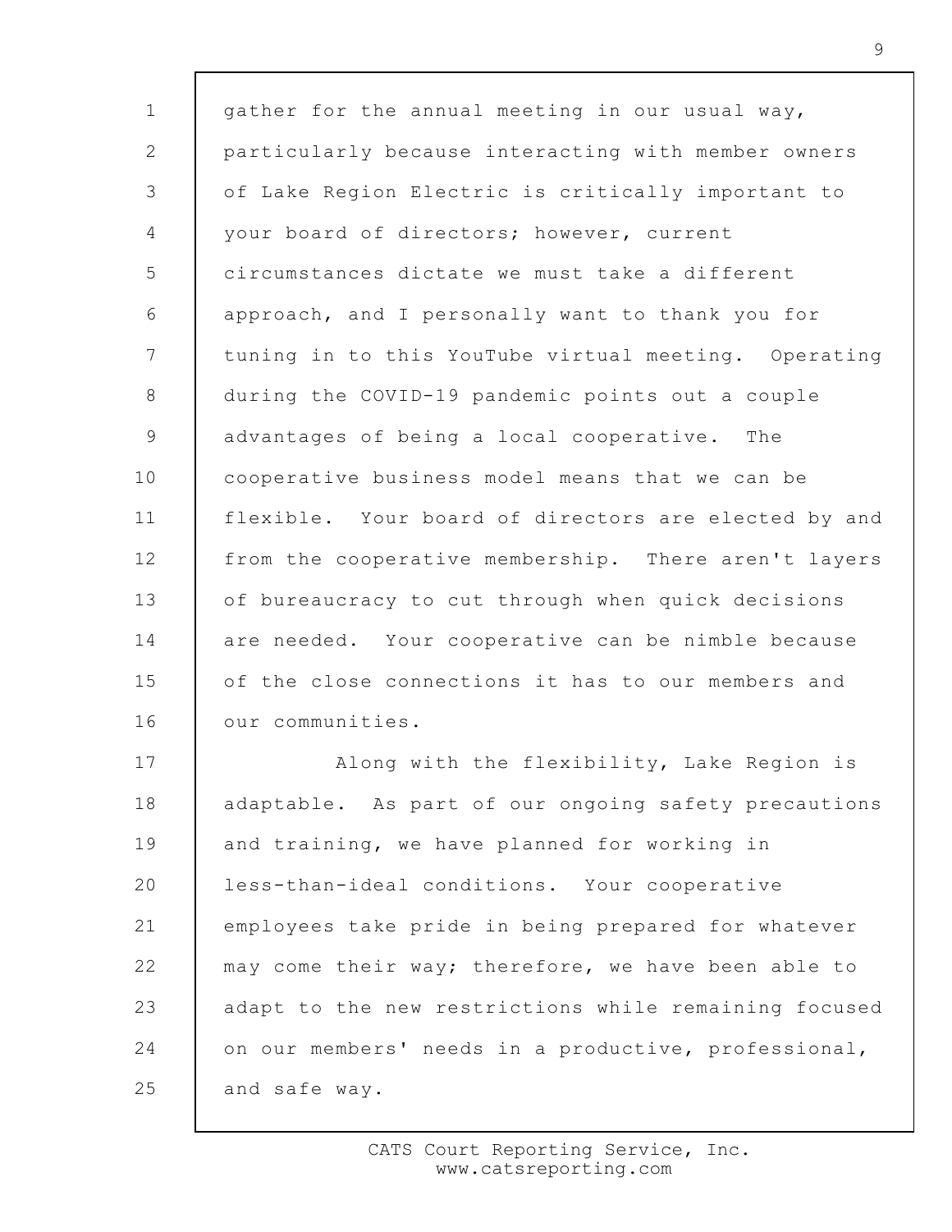gather for the annual meeting in our usual way, particularly because interacting with member owners of Lake Region Electric is critically important to your board of directors; however, current circumstances dictate we must take a different approach, and I personally want to thank you for tuning in to this YouTube virtual meeting. Operating during the COVID-19 pandemic points out a couple advantages of being a local cooperative. The cooperative business model means that we can be flexible. Your board of directors are elected by and from the cooperative membership. There aren't layers of bureaucracy to cut through when quick decisions are needed. Your cooperative can be nimble because of the close connections it has to our members and our communities.

Along with the flexibility, Lake Region is adaptable. As part of our ongoing safety precautions and training, we have planned for working in less-than-ideal conditions. Your cooperative employees take pride in being prepared for whatever may come their way; therefore, we have been able to adapt to the new restrictions while remaining focused on our members' needs in a productive, professional, and safe way.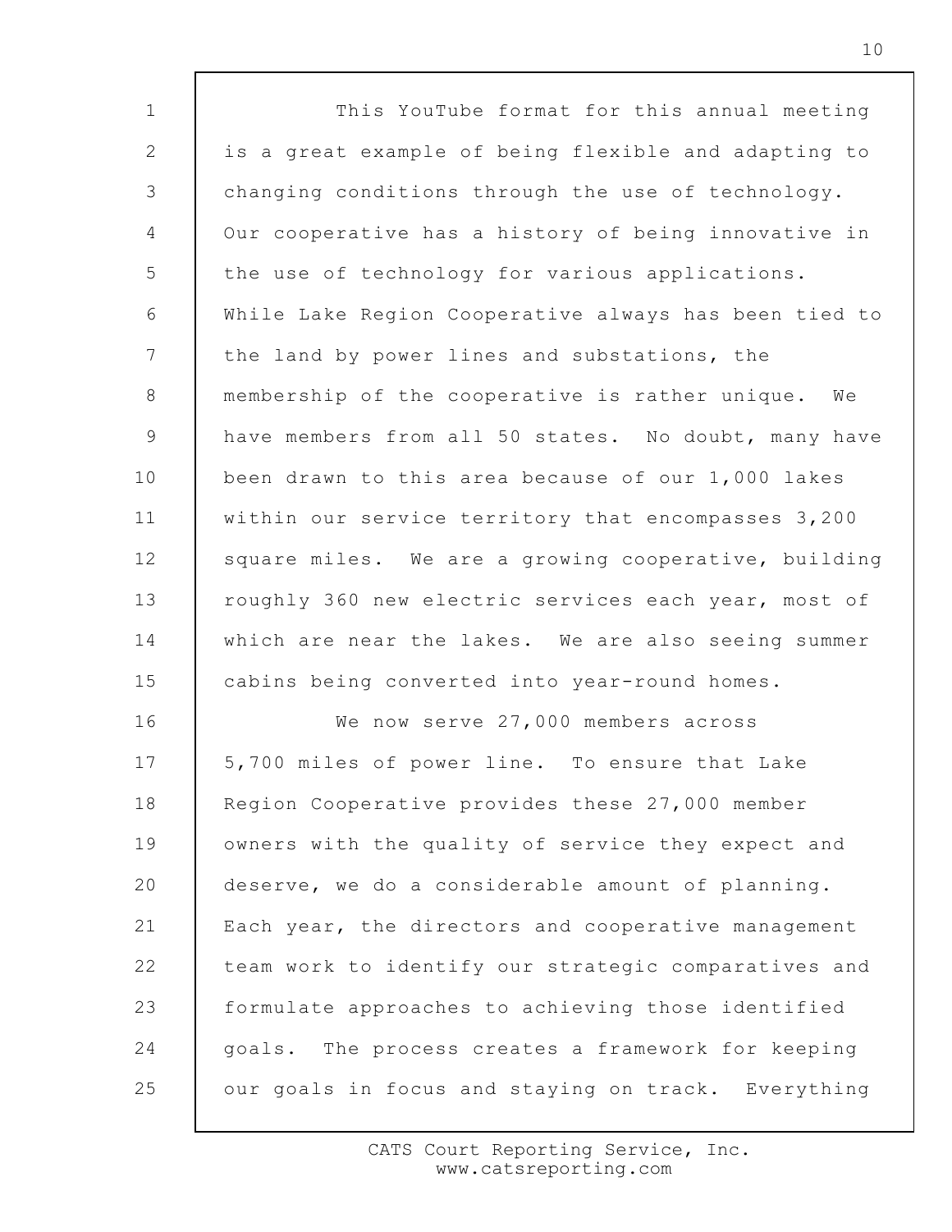This YouTube format for this annual meeting is a great example of being flexible and adapting to changing conditions through the use of technology. Our cooperative has a history of being innovative in the use of technology for various applications. While Lake Region Cooperative always has been tied to the land by power lines and substations, the membership of the cooperative is rather unique. We have members from all 50 states. No doubt, many have been drawn to this area because of our 1,000 lakes within our service territory that encompasses 3,200 square miles. We are a growing cooperative, building roughly 360 new electric services each year, most of which are near the lakes. We are also seeing summer cabins being converted into year-round homes.

We now serve 27,000 members across 5,700 miles of power line. To ensure that Lake Region Cooperative provides these 27,000 member owners with the quality of service they expect and deserve, we do a considerable amount of planning. Each year, the directors and cooperative management team work to identify our strategic comparatives and formulate approaches to achieving those identified goals. The process creates a framework for keeping our goals in focus and staying on track. Everything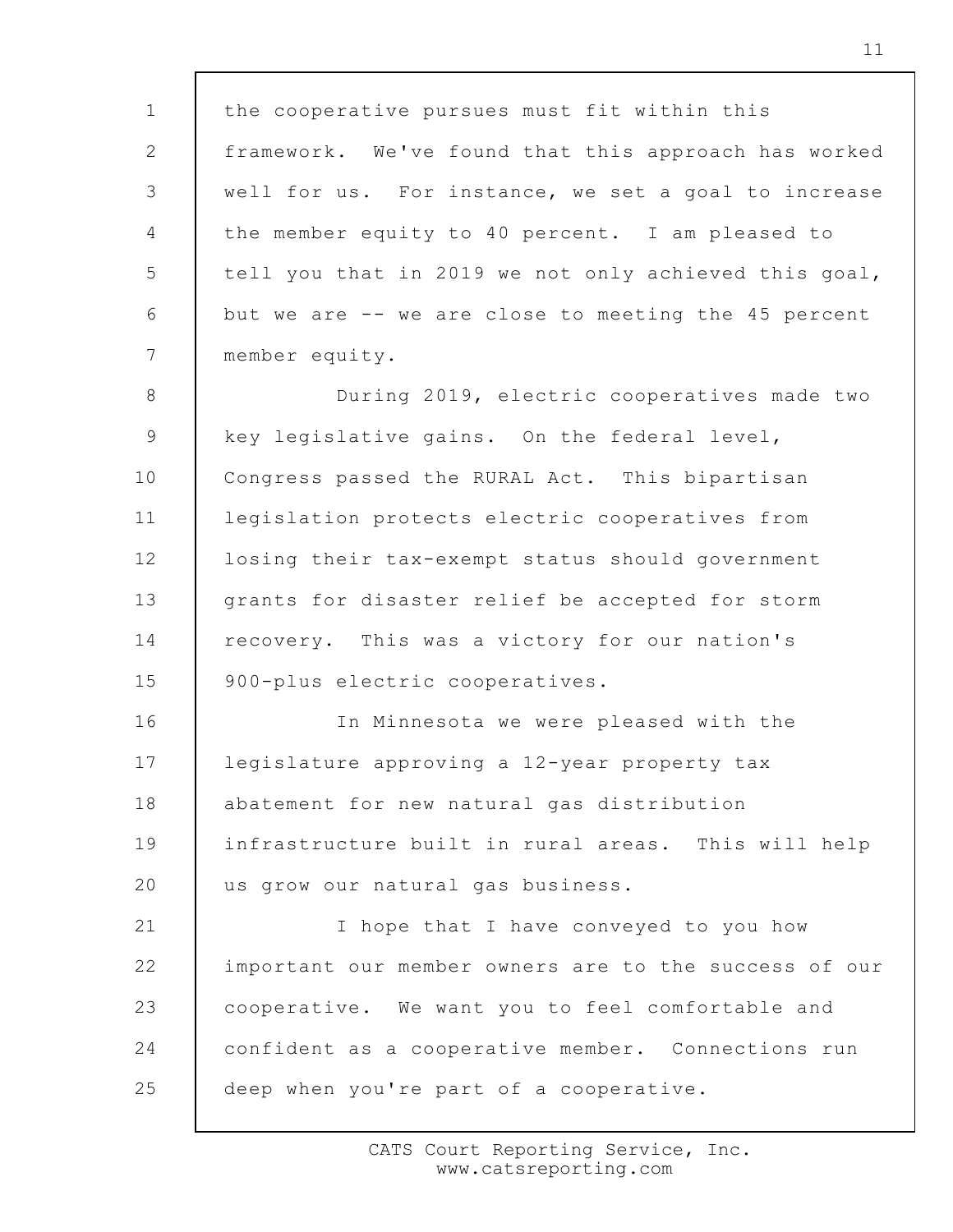the cooperative pursues must fit within this framework. We've found that this approach has worked well for us. For instance, we set a goal to increase the member equity to 40 percent. I am pleased to tell you that in 2019 we not only achieved this goal, but we are -- we are close to meeting the 45 percent member equity.

During 2019, electric cooperatives made two key legislative gains. On the federal level, Congress passed the RURAL Act. This bipartisan legislation protects electric cooperatives from losing their tax-exempt status should government grants for disaster relief be accepted for storm recovery. This was a victory for our nation's 900-plus electric cooperatives.

In Minnesota we were pleased with the legislature approving a 12-year property tax abatement for new natural gas distribution infrastructure built in rural areas. This will help us grow our natural gas business.

I hope that I have conveyed to you how important our member owners are to the success of our cooperative. We want you to feel comfortable and confident as a cooperative member. Connections run deep when you're part of a cooperative.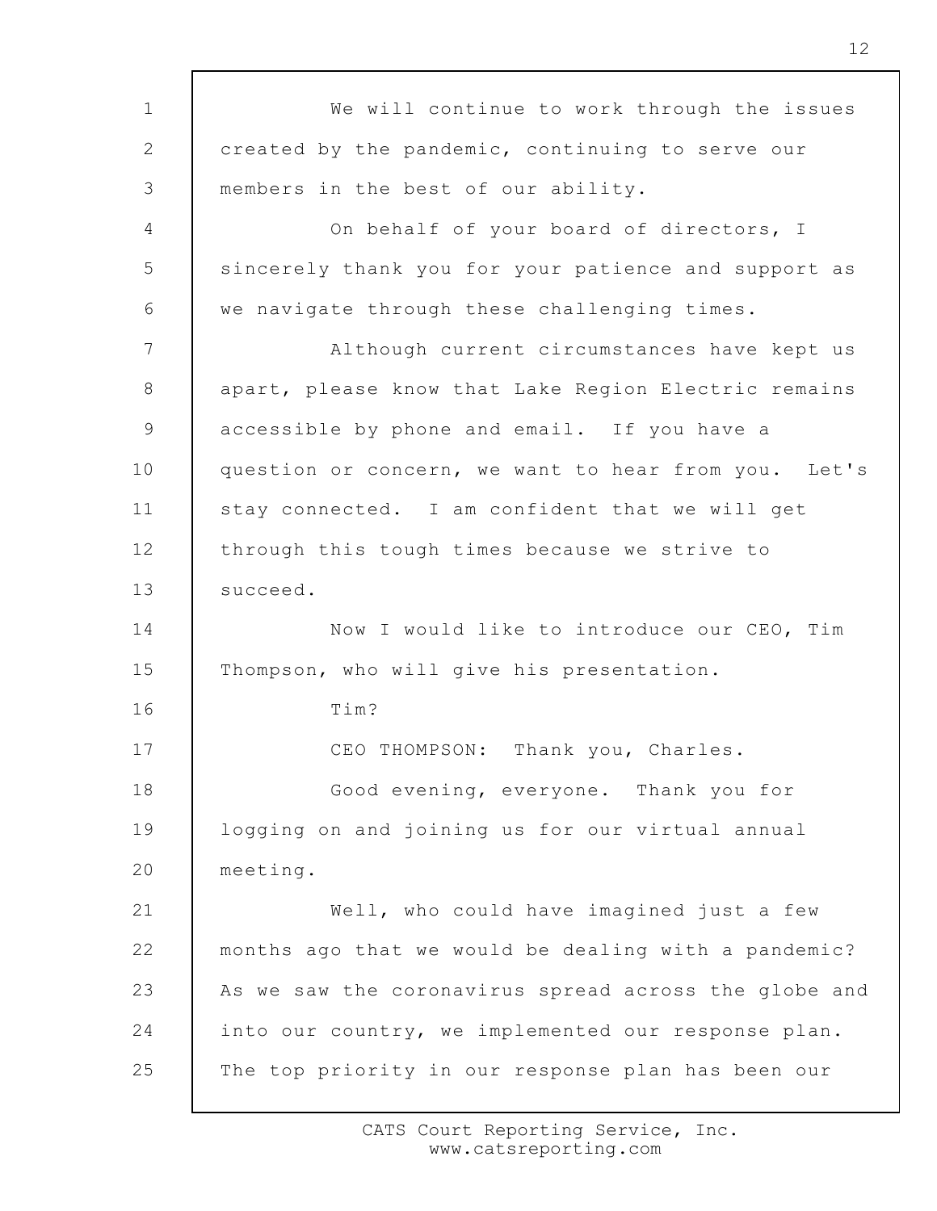We will continue to work through the issues created by the pandemic, continuing to serve our members in the best of our ability.

On behalf of your board of directors, I sincerely thank you for your patience and support as we navigate through these challenging times.

Although current circumstances have kept us apart, please know that Lake Region Electric remains accessible by phone and email. If you have a question or concern, we want to hear from you. Let's stay connected. I am confident that we will get through this tough times because we strive to succeed.

Now I would like to introduce our CEO, Tim Thompson, who will give his presentation.

Tim?

CEO THOMPSON: Thank you, Charles.

Good evening, everyone. Thank you for logging on and joining us for our virtual annual meeting.

Well, who could have imagined just a few months ago that we would be dealing with a pandemic? As we saw the coronavirus spread across the globe and into our country, we implemented our response plan. The top priority in our response plan has been our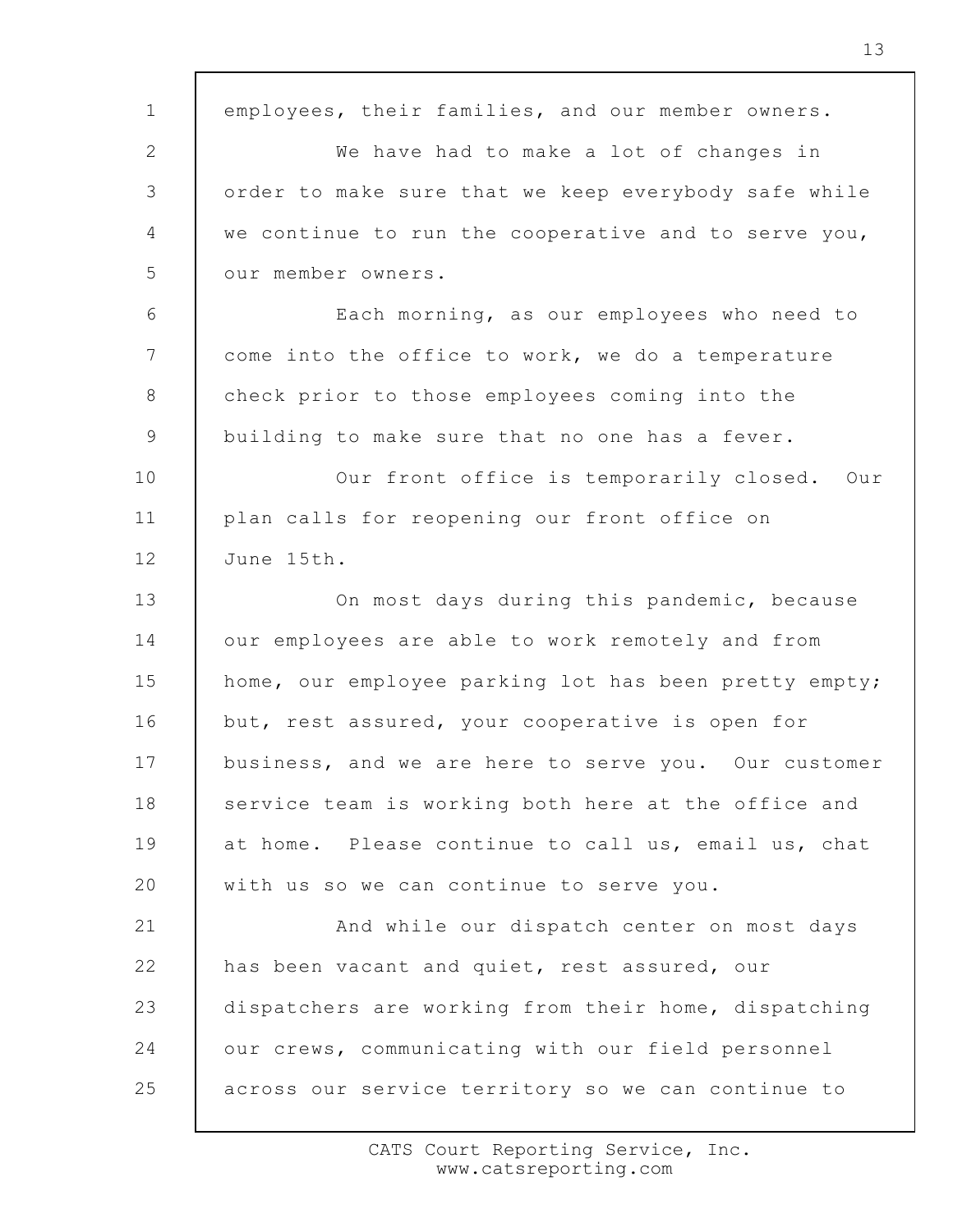employees, their families, and our member owners.

We have had to make a lot of changes in order to make sure that we keep everybody safe while we continue to run the cooperative and to serve you, our member owners.

Each morning, as our employees who need to come into the office to work, we do a temperature check prior to those employees coming into the building to make sure that no one has a fever.

Our front office is temporarily closed. Our plan calls for reopening our front office on June 15th.

On most days during this pandemic, because our employees are able to work remotely and from home, our employee parking lot has been pretty empty; but, rest assured, your cooperative is open for business, and we are here to serve you. Our customer service team is working both here at the office and at home. Please continue to call us, email us, chat with us so we can continue to serve you.

And while our dispatch center on most days has been vacant and quiet, rest assured, our dispatchers are working from their home, dispatching our crews, communicating with our field personnel across our service territory so we can continue to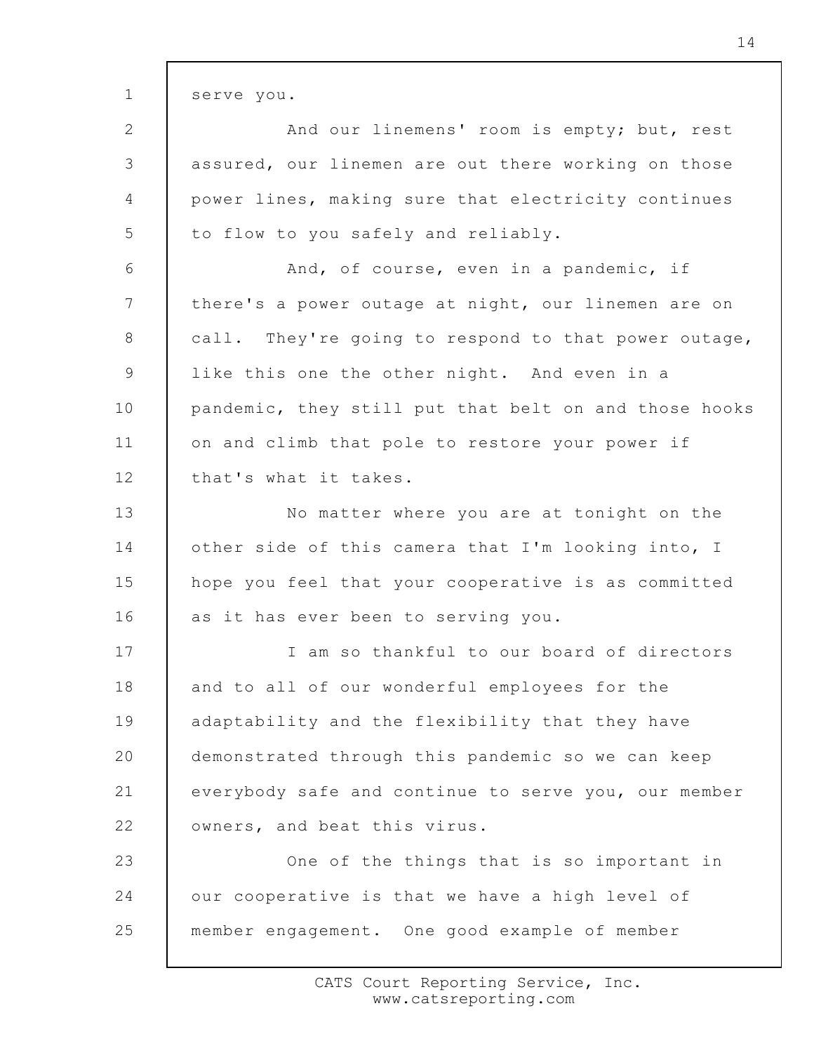serve you.

And our linemens' room is empty; but, rest assured, our linemen are out there working on those power lines, making sure that electricity continues to flow to you safely and reliably.

And, of course, even in a pandemic, if there's a power outage at night, our linemen are on call. They're going to respond to that power outage, like this one the other night. And even in a pandemic, they still put that belt on and those hooks on and climb that pole to restore your power if that's what it takes.

No matter where you are at tonight on the other side of this camera that I'm looking into, I hope you feel that your cooperative is as committed as it has ever been to serving you.

I am so thankful to our board of directors and to all of our wonderful employees for the adaptability and the flexibility that they have demonstrated through this pandemic so we can keep everybody safe and continue to serve you, our member owners, and beat this virus.

One of the things that is so important in our cooperative is that we have a high level of member engagement. One good example of member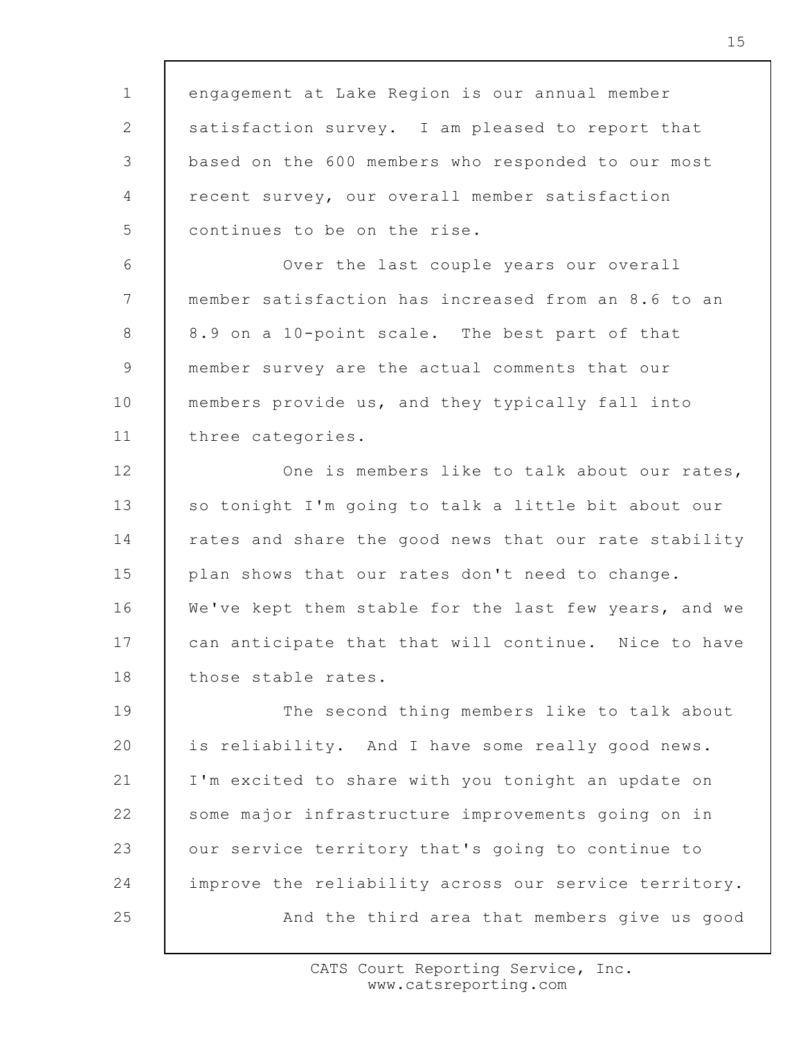engagement at Lake Region is our annual member satisfaction survey. I am pleased to report that based on the 600 members who responded to our most recent survey, our overall member satisfaction continues to be on the rise.

Over the last couple years our overall member satisfaction has increased from an 8.6 to an 8.9 on a 10-point scale. The best part of that member survey are the actual comments that our members provide us, and they typically fall into three categories.

One is members like to talk about our rates, so tonight I'm going to talk a little bit about our rates and share the good news that our rate stability plan shows that our rates don't need to change. We've kept them stable for the last few years, and we can anticipate that that will continue. Nice to have those stable rates.

The second thing members like to talk about is reliability. And I have some really good news. I'm excited to share with you tonight an update on some major infrastructure improvements going on in our service territory that's going to continue to improve the reliability across our service territory.

And the third area that members give us good

CATS Court Reporting Service, Inc.
www.catsreporting.com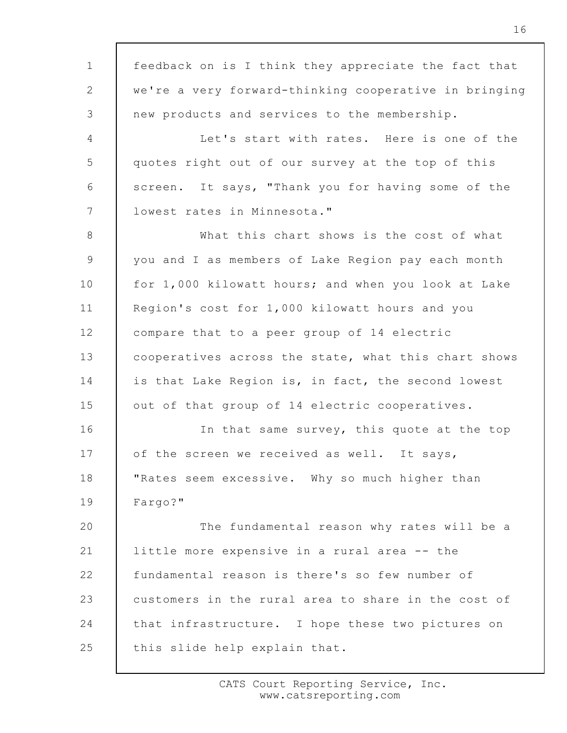feedback on is I think they appreciate the fact that we're a very forward-thinking cooperative in bringing new products and services to the membership.

Let's start with rates. Here is one of the quotes right out of our survey at the top of this screen. It says, "Thank you for having some of the lowest rates in Minnesota."

What this chart shows is the cost of what you and I as members of Lake Region pay each month for 1,000 kilowatt hours; and when you look at Lake Region's cost for 1,000 kilowatt hours and you compare that to a peer group of 14 electric cooperatives across the state, what this chart shows is that Lake Region is, in fact, the second lowest out of that group of 14 electric cooperatives.

In that same survey, this quote at the top of the screen we received as well. It says, "Rates seem excessive. Why so much higher than Fargo?"

The fundamental reason why rates will be a little more expensive in a rural area -- the fundamental reason is there's so few number of customers in the rural area to share in the cost of that infrastructure. I hope these two pictures on this slide help explain that.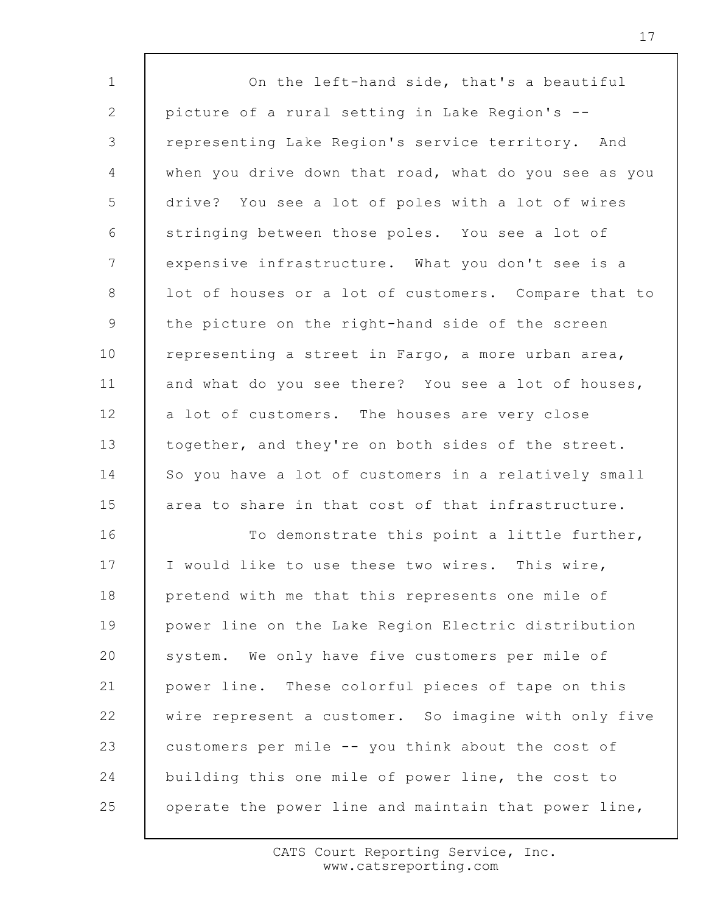On the left-hand side, that's a beautiful picture of a rural setting in Lake Region's -- representing Lake Region's service territory. And when you drive down that road, what do you see as you drive? You see a lot of poles with a lot of wires stringing between those poles. You see a lot of expensive infrastructure. What you don't see is a lot of houses or a lot of customers. Compare that to the picture on the right-hand side of the screen representing a street in Fargo, a more urban area, and what do you see there? You see a lot of houses, a lot of customers. The houses are very close together, and they're on both sides of the street. So you have a lot of customers in a relatively small area to share in that cost of that infrastructure.

To demonstrate this point a little further, I would like to use these two wires. This wire, pretend with me that this represents one mile of power line on the Lake Region Electric distribution system. We only have five customers per mile of power line. These colorful pieces of tape on this wire represent a customer. So imagine with only five customers per mile -- you think about the cost of building this one mile of power line, the cost to operate the power line and maintain that power line,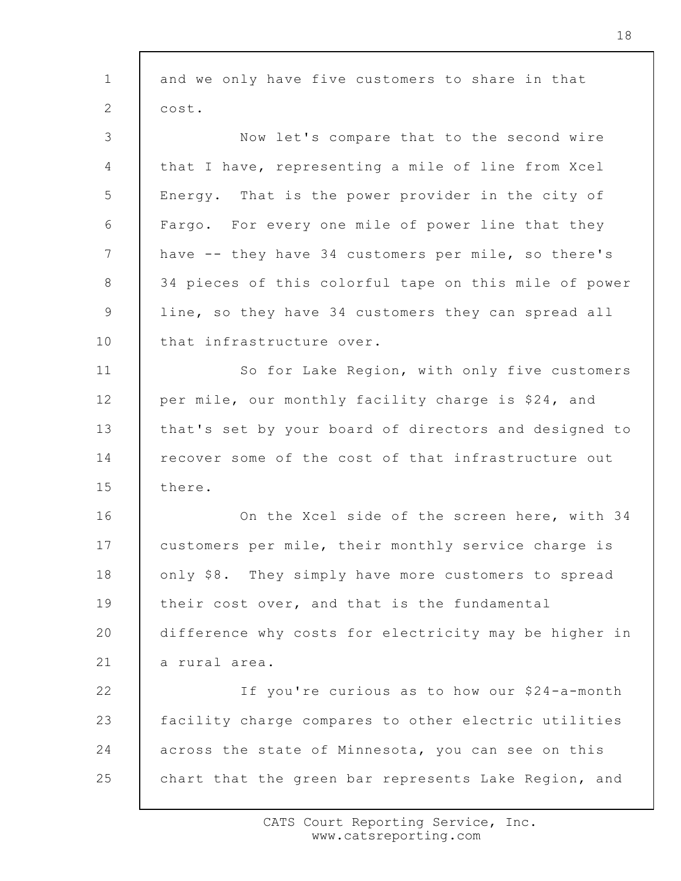and we only have five customers to share in that cost.

Now let's compare that to the second wire that I have, representing a mile of line from Xcel Energy. That is the power provider in the city of Fargo. For every one mile of power line that they have -- they have 34 customers per mile, so there's 34 pieces of this colorful tape on this mile of power line, so they have 34 customers they can spread all that infrastructure over.

So for Lake Region, with only five customers per mile, our monthly facility charge is $24, and that's set by your board of directors and designed to recover some of the cost of that infrastructure out there.

On the Xcel side of the screen here, with 34 customers per mile, their monthly service charge is only $8. They simply have more customers to spread their cost over, and that is the fundamental difference why costs for electricity may be higher in a rural area.

If you're curious as to how our $24-a-month facility charge compares to other electric utilities across the state of Minnesota, you can see on this chart that the green bar represents Lake Region, and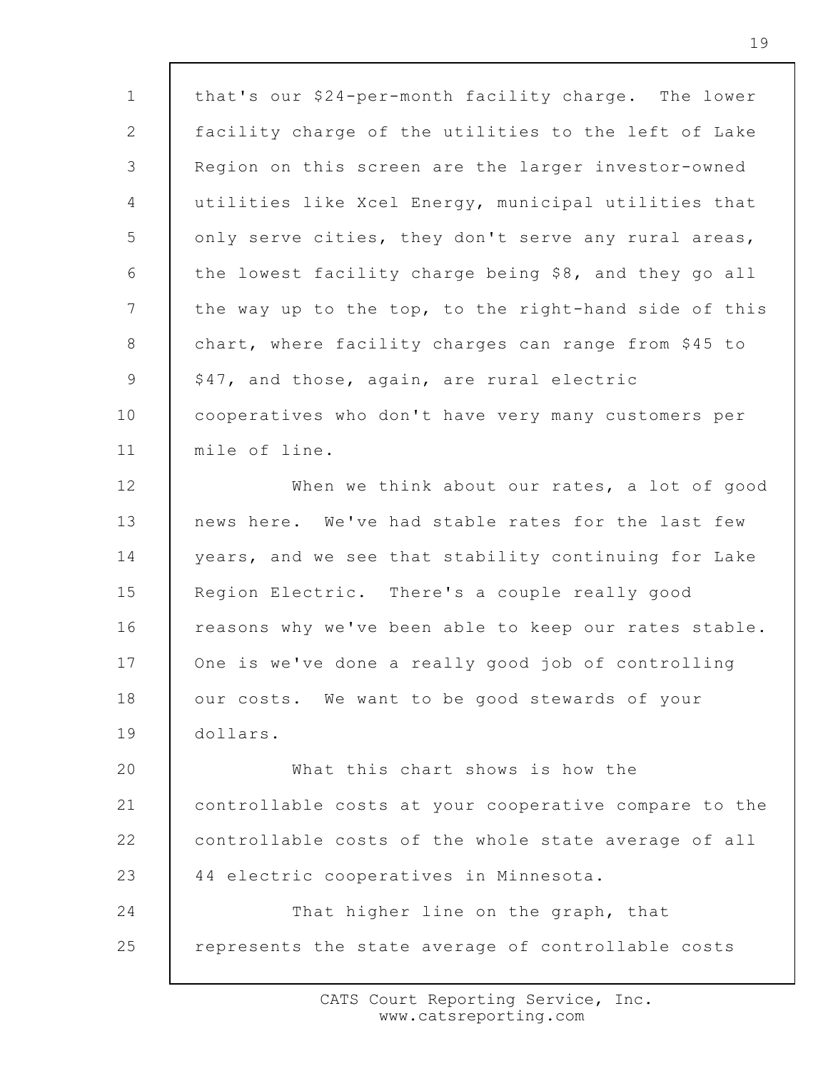that's our $24-per-month facility charge. The lower facility charge of the utilities to the left of Lake Region on this screen are the larger investor-owned utilities like Xcel Energy, municipal utilities that only serve cities, they don't serve any rural areas, the lowest facility charge being $8, and they go all the way up to the top, to the right-hand side of this chart, where facility charges can range from $45 to $47, and those, again, are rural electric cooperatives who don't have very many customers per mile of line.

When we think about our rates, a lot of good news here. We've had stable rates for the last few years, and we see that stability continuing for Lake Region Electric. There's a couple really good reasons why we've been able to keep our rates stable. One is we've done a really good job of controlling our costs. We want to be good stewards of your dollars.

What this chart shows is how the controllable costs at your cooperative compare to the controllable costs of the whole state average of all 44 electric cooperatives in Minnesota.

That higher line on the graph, that represents the state average of controllable costs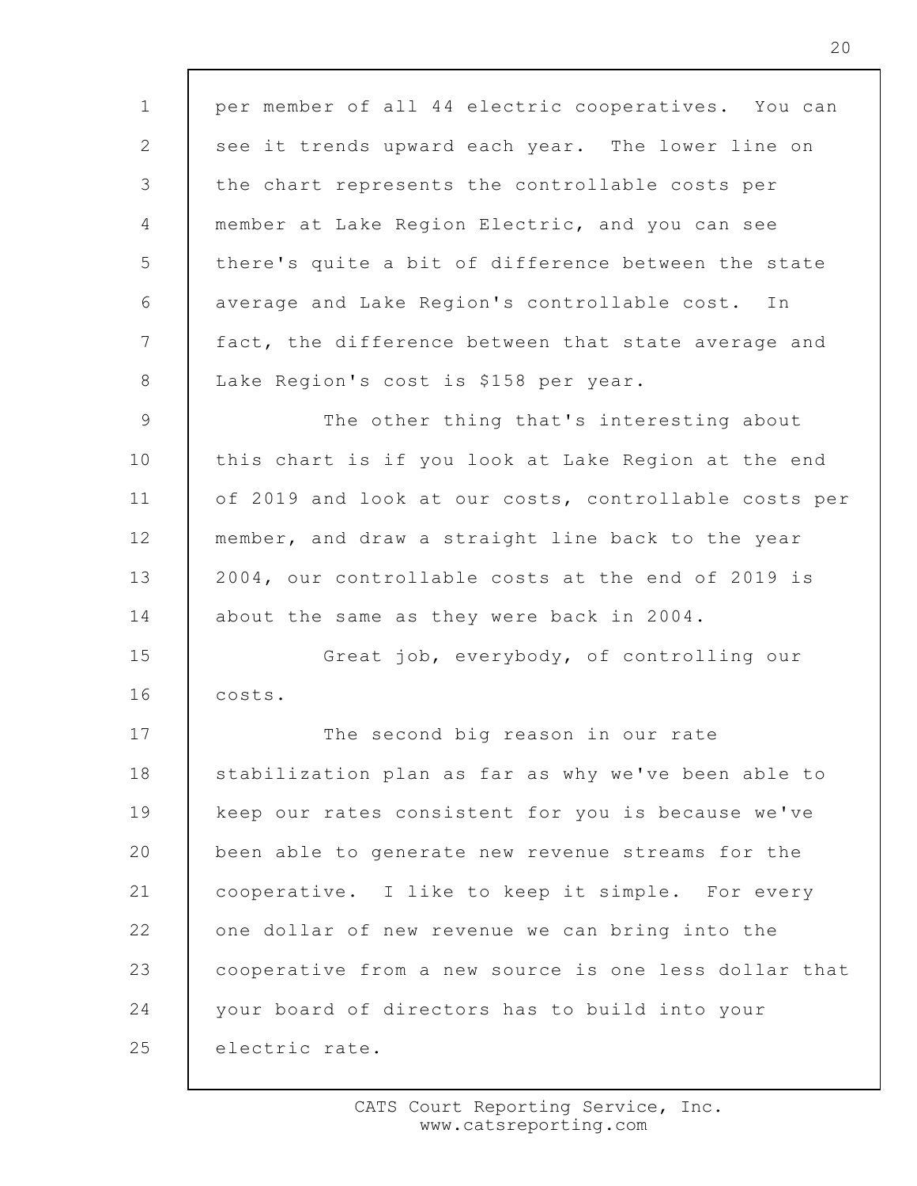per member of all 44 electric cooperatives. You can see it trends upward each year. The lower line on the chart represents the controllable costs per member at Lake Region Electric, and you can see there's quite a bit of difference between the state average and Lake Region's controllable cost. In fact, the difference between that state average and Lake Region's cost is $158 per year.

The other thing that's interesting about this chart is if you look at Lake Region at the end of 2019 and look at our costs, controllable costs per member, and draw a straight line back to the year 2004, our controllable costs at the end of 2019 is about the same as they were back in 2004.

Great job, everybody, of controlling our costs.

The second big reason in our rate stabilization plan as far as why we've been able to keep our rates consistent for you is because we've been able to generate new revenue streams for the cooperative. I like to keep it simple. For every one dollar of new revenue we can bring into the cooperative from a new source is one less dollar that your board of directors has to build into your electric rate.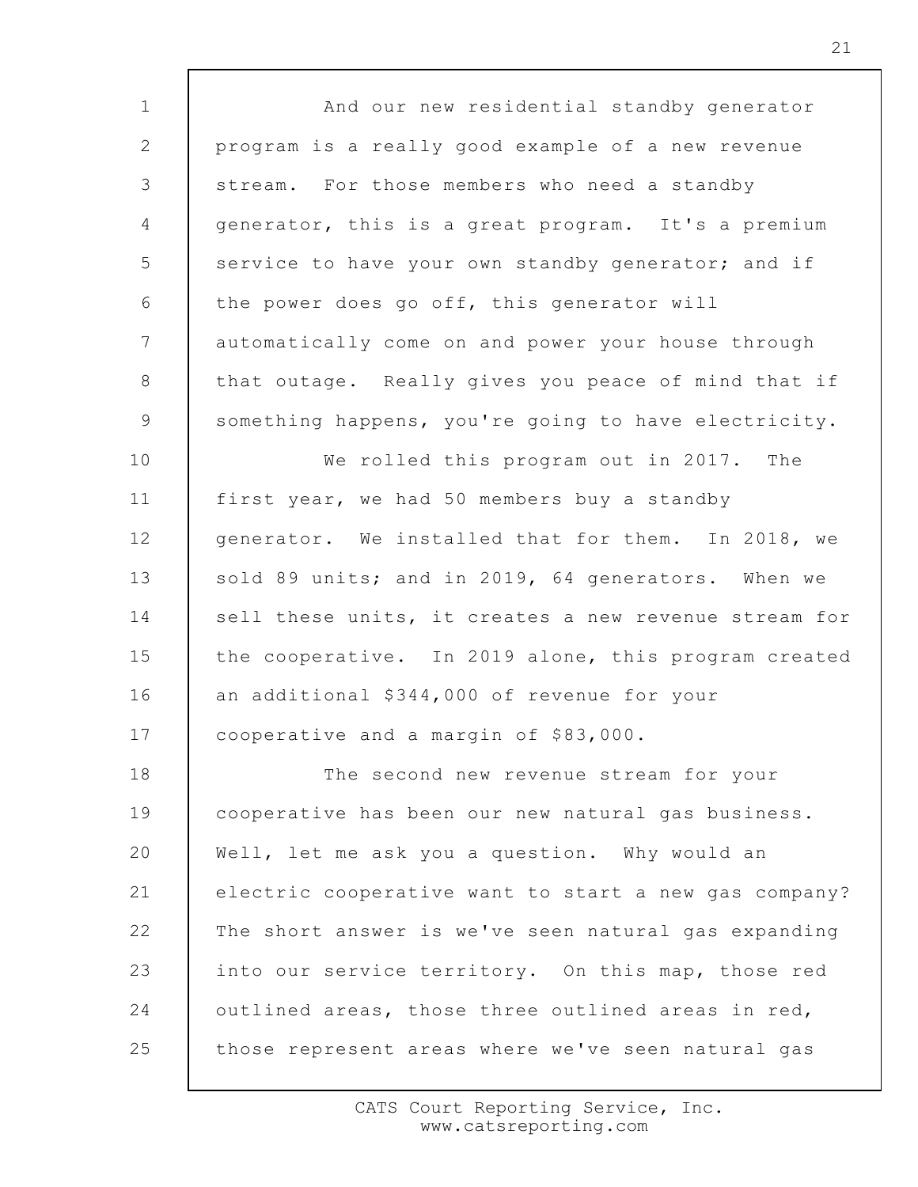And our new residential standby generator program is a really good example of a new revenue stream. For those members who need a standby generator, this is a great program. It's a premium service to have your own standby generator; and if the power does go off, this generator will automatically come on and power your house through that outage. Really gives you peace of mind that if something happens, you're going to have electricity.

We rolled this program out in 2017. The first year, we had 50 members buy a standby generator. We installed that for them. In 2018, we sold 89 units; and in 2019, 64 generators. When we sell these units, it creates a new revenue stream for the cooperative. In 2019 alone, this program created an additional $344,000 of revenue for your cooperative and a margin of $83,000.

The second new revenue stream for your cooperative has been our new natural gas business. Well, let me ask you a question. Why would an electric cooperative want to start a new gas company? The short answer is we've seen natural gas expanding into our service territory. On this map, those red outlined areas, those three outlined areas in red, those represent areas where we've seen natural gas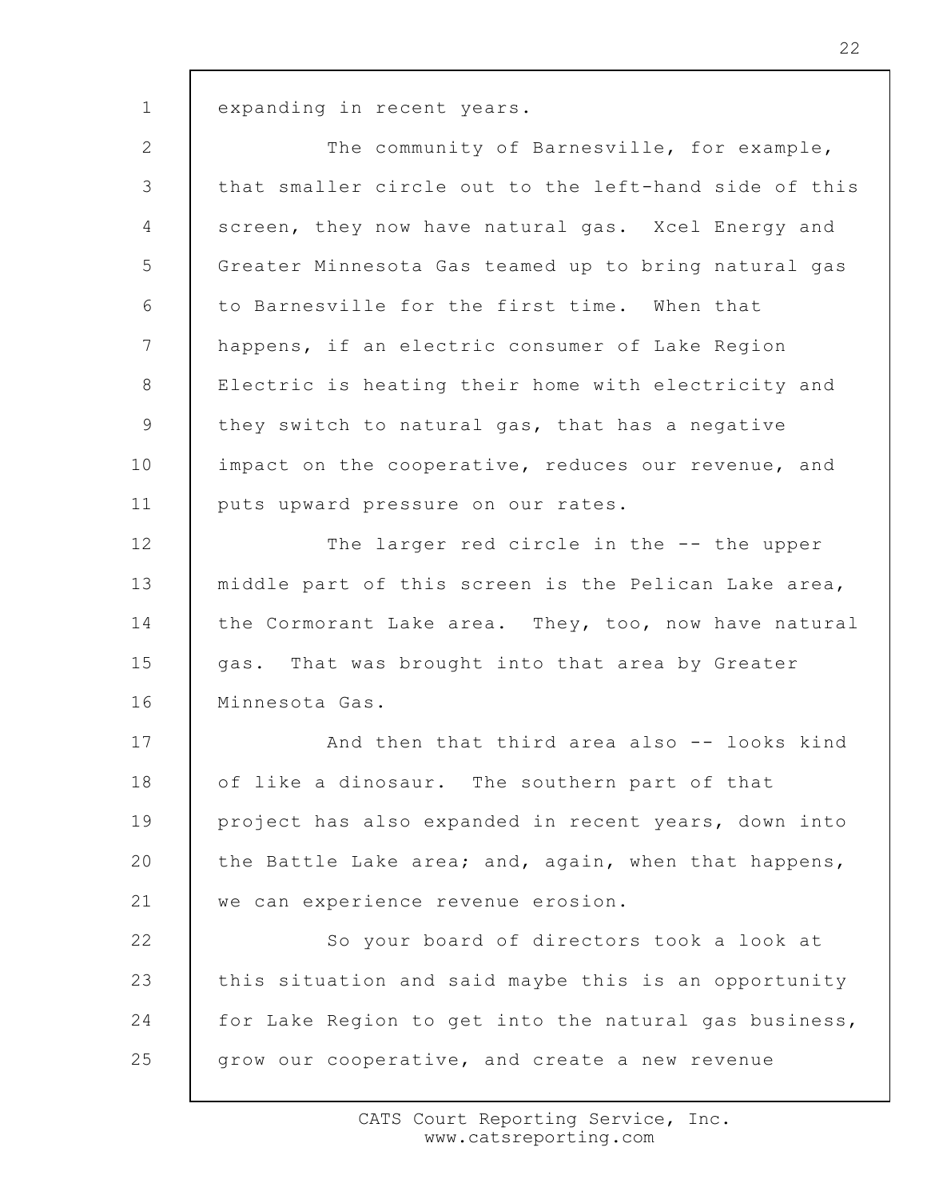expanding in recent years.

The community of Barnesville, for example, that smaller circle out to the left-hand side of this screen, they now have natural gas. Xcel Energy and Greater Minnesota Gas teamed up to bring natural gas to Barnesville for the first time. When that happens, if an electric consumer of Lake Region Electric is heating their home with electricity and they switch to natural gas, that has a negative impact on the cooperative, reduces our revenue, and puts upward pressure on our rates.

The larger red circle in the -- the upper middle part of this screen is the Pelican Lake area, the Cormorant Lake area. They, too, now have natural gas. That was brought into that area by Greater Minnesota Gas.

And then that third area also -- looks kind of like a dinosaur. The southern part of that project has also expanded in recent years, down into the Battle Lake area; and, again, when that happens, we can experience revenue erosion.

So your board of directors took a look at this situation and said maybe this is an opportunity for Lake Region to get into the natural gas business, grow our cooperative, and create a new revenue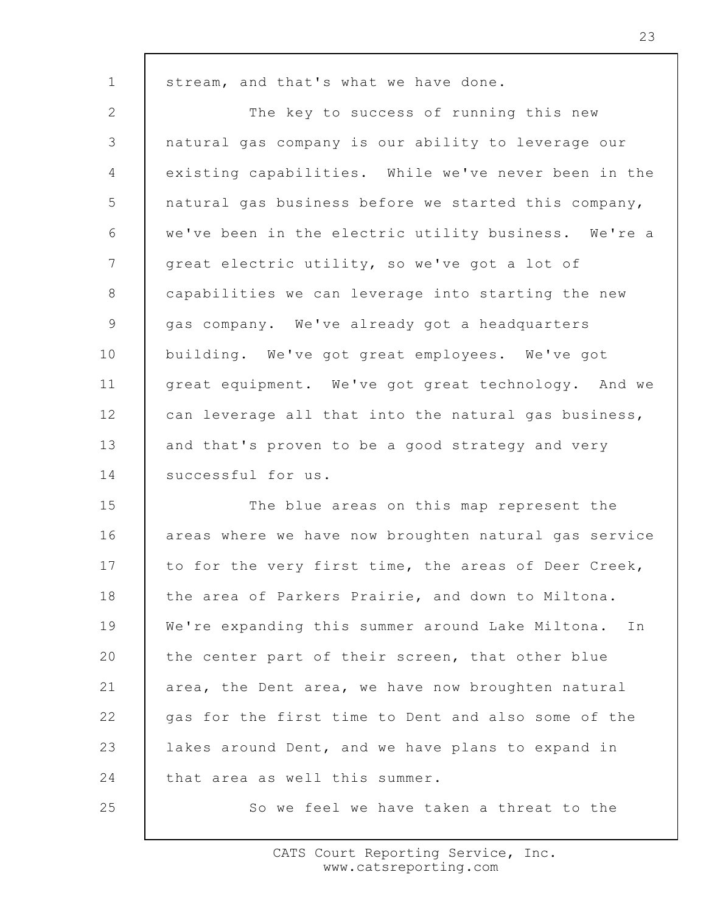stream, and that's what we have done.

The key to success of running this new natural gas company is our ability to leverage our existing capabilities. While we've never been in the natural gas business before we started this company, we've been in the electric utility business. We're a great electric utility, so we've got a lot of capabilities we can leverage into starting the new gas company. We've already got a headquarters building. We've got great employees. We've got great equipment. We've got great technology. And we can leverage all that into the natural gas business, and that's proven to be a good strategy and very successful for us.

The blue areas on this map represent the areas where we have now broughten natural gas service to for the very first time, the areas of Deer Creek, the area of Parkers Prairie, and down to Miltona. We're expanding this summer around Lake Miltona. In the center part of their screen, that other blue area, the Dent area, we have now broughten natural gas for the first time to Dent and also some of the lakes around Dent, and we have plans to expand in that area as well this summer.

So we feel we have taken a threat to the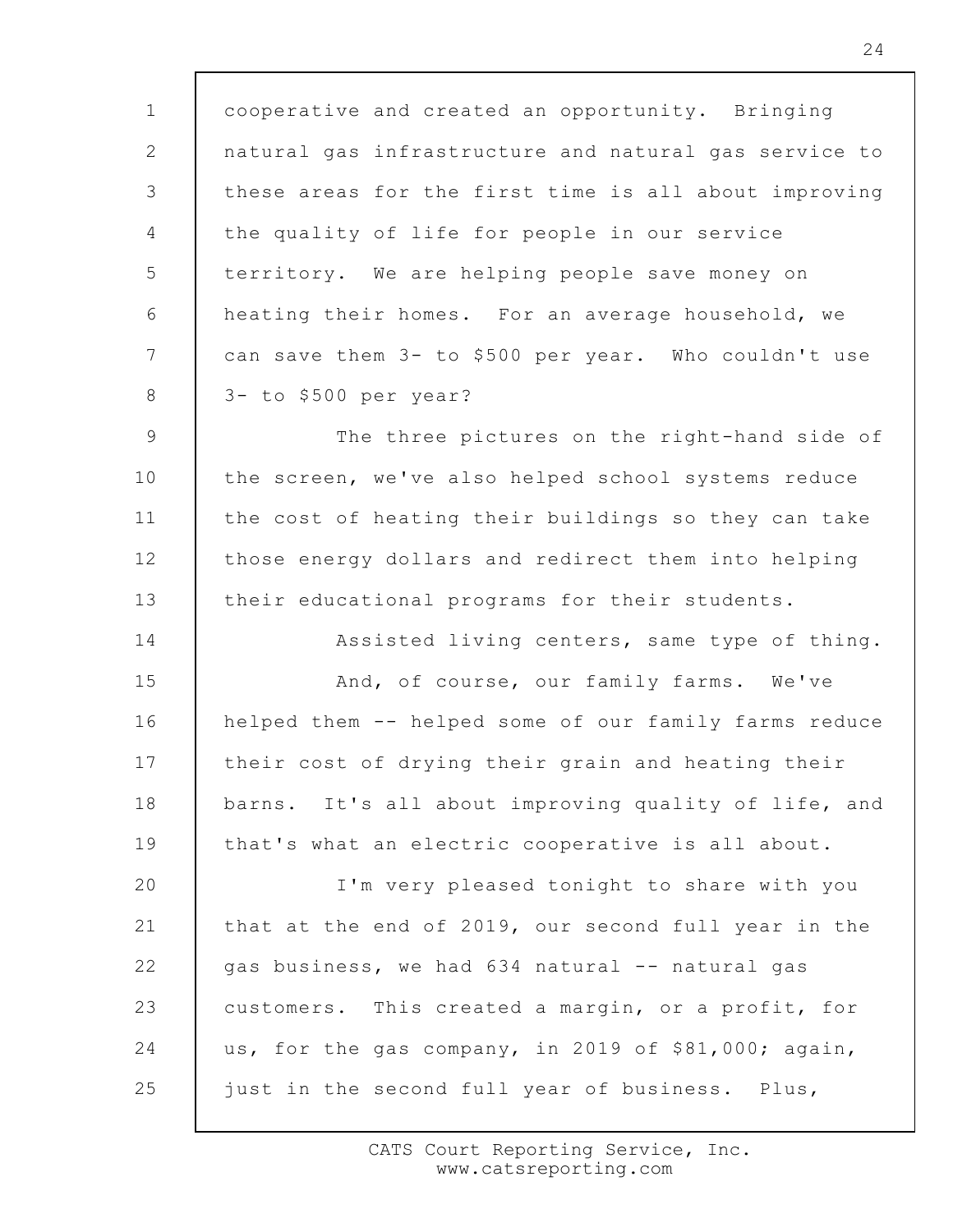cooperative and created an opportunity. Bringing natural gas infrastructure and natural gas service to these areas for the first time is all about improving the quality of life for people in our service territory. We are helping people save money on heating their homes. For an average household, we can save them 3- to $500 per year. Who couldn't use 3- to $500 per year?

The three pictures on the right-hand side of the screen, we've also helped school systems reduce the cost of heating their buildings so they can take those energy dollars and redirect them into helping their educational programs for their students.

Assisted living centers, same type of thing.

And, of course, our family farms. We've helped them -- helped some of our family farms reduce their cost of drying their grain and heating their barns. It's all about improving quality of life, and that's what an electric cooperative is all about.

I'm very pleased tonight to share with you that at the end of 2019, our second full year in the gas business, we had 634 natural -- natural gas customers. This created a margin, or a profit, for us, for the gas company, in 2019 of $81,000; again, just in the second full year of business. Plus,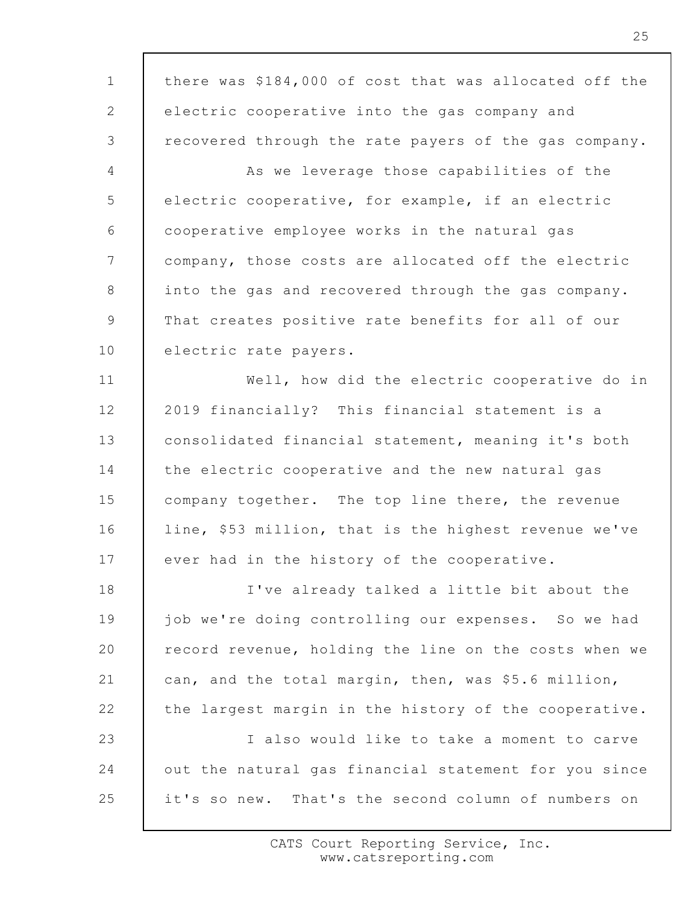there was $184,000 of cost that was allocated off the electric cooperative into the gas company and recovered through the rate payers of the gas company.

As we leverage those capabilities of the electric cooperative, for example, if an electric cooperative employee works in the natural gas company, those costs are allocated off the electric into the gas and recovered through the gas company. That creates positive rate benefits for all of our electric rate payers.

Well, how did the electric cooperative do in 2019 financially? This financial statement is a consolidated financial statement, meaning it's both the electric cooperative and the new natural gas company together. The top line there, the revenue line, $53 million, that is the highest revenue we've ever had in the history of the cooperative.

I've already talked a little bit about the job we're doing controlling our expenses. So we had record revenue, holding the line on the costs when we can, and the total margin, then, was $5.6 million, the largest margin in the history of the cooperative.

I also would like to take a moment to carve out the natural gas financial statement for you since it's so new. That's the second column of numbers on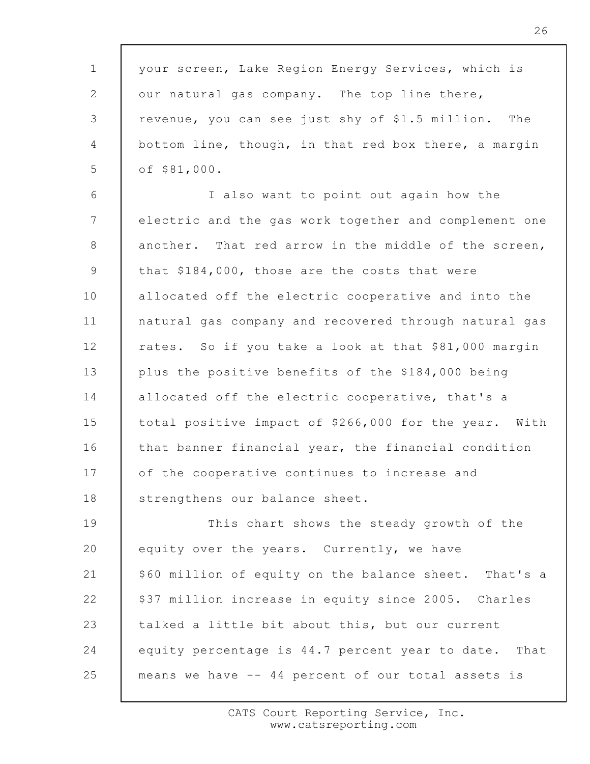your screen, Lake Region Energy Services, which is our natural gas company. The top line there, revenue, you can see just shy of $1.5 million. The bottom line, though, in that red box there, a margin of $81,000.

I also want to point out again how the electric and the gas work together and complement one another. That red arrow in the middle of the screen, that $184,000, those are the costs that were allocated off the electric cooperative and into the natural gas company and recovered through natural gas rates. So if you take a look at that $81,000 margin plus the positive benefits of the $184,000 being allocated off the electric cooperative, that's a total positive impact of $266,000 for the year. With that banner financial year, the financial condition of the cooperative continues to increase and strengthens our balance sheet.

This chart shows the steady growth of the equity over the years. Currently, we have $60 million of equity on the balance sheet. That's a $37 million increase in equity since 2005. Charles talked a little bit about this, but our current equity percentage is 44.7 percent year to date. That means we have -- 44 percent of our total assets is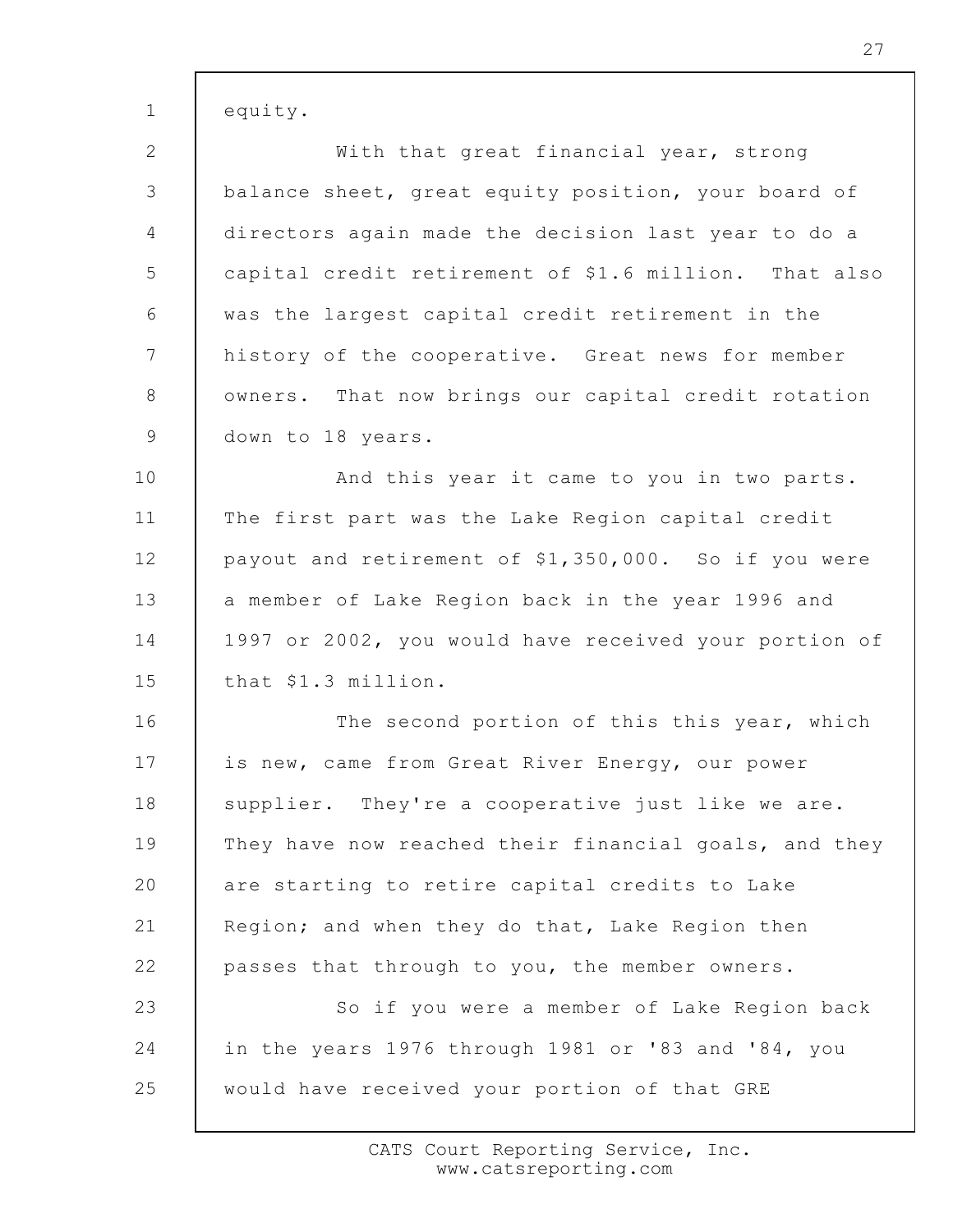equity.

With that great financial year, strong balance sheet, great equity position, your board of directors again made the decision last year to do a capital credit retirement of $1.6 million. That also was the largest capital credit retirement in the history of the cooperative. Great news for member owners. That now brings our capital credit rotation down to 18 years.

And this year it came to you in two parts. The first part was the Lake Region capital credit payout and retirement of $1,350,000. So if you were a member of Lake Region back in the year 1996 and 1997 or 2002, you would have received your portion of that $1.3 million.

The second portion of this this year, which is new, came from Great River Energy, our power supplier. They're a cooperative just like we are. They have now reached their financial goals, and they are starting to retire capital credits to Lake Region; and when they do that, Lake Region then passes that through to you, the member owners.

So if you were a member of Lake Region back in the years 1976 through 1981 or '83 and '84, you would have received your portion of that GRE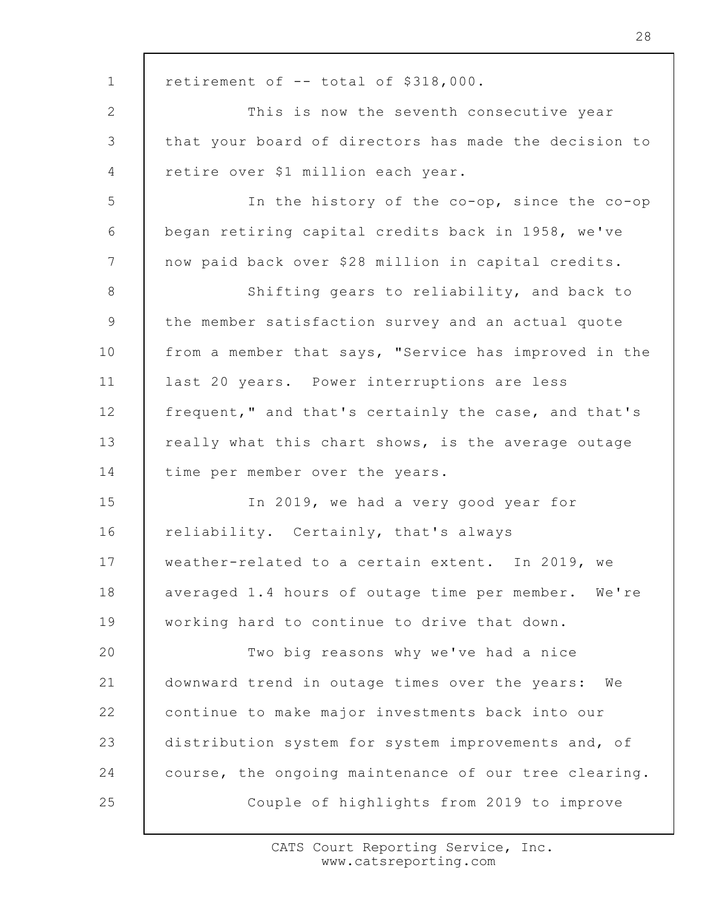retirement of -- total of $318,000.

This is now the seventh consecutive year that your board of directors has made the decision to retire over $1 million each year.

In the history of the co-op, since the co-op began retiring capital credits back in 1958, we've now paid back over $28 million in capital credits.

Shifting gears to reliability, and back to the member satisfaction survey and an actual quote from a member that says, "Service has improved in the last 20 years. Power interruptions are less frequent," and that's certainly the case, and that's really what this chart shows, is the average outage time per member over the years.

In 2019, we had a very good year for reliability. Certainly, that's always weather-related to a certain extent. In 2019, we averaged 1.4 hours of outage time per member. We're working hard to continue to drive that down.

Two big reasons why we've had a nice downward trend in outage times over the years: We continue to make major investments back into our distribution system for system improvements and, of course, the ongoing maintenance of our tree clearing.

Couple of highlights from 2019 to improve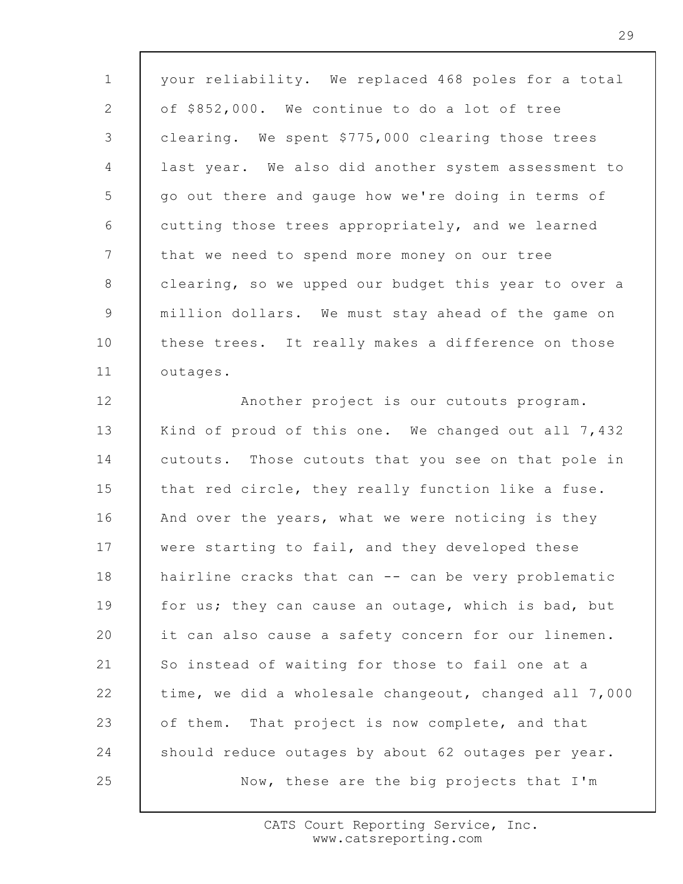your reliability. We replaced 468 poles for a total of $852,000. We continue to do a lot of tree clearing. We spent $775,000 clearing those trees last year. We also did another system assessment to go out there and gauge how we're doing in terms of cutting those trees appropriately, and we learned that we need to spend more money on our tree clearing, so we upped our budget this year to over a million dollars. We must stay ahead of the game on these trees. It really makes a difference on those outages.

Another project is our cutouts program. Kind of proud of this one. We changed out all 7,432 cutouts. Those cutouts that you see on that pole in that red circle, they really function like a fuse. And over the years, what we were noticing is they were starting to fail, and they developed these hairline cracks that can -- can be very problematic for us; they can cause an outage, which is bad, but it can also cause a safety concern for our linemen. So instead of waiting for those to fail one at a time, we did a wholesale changeout, changed all 7,000 of them. That project is now complete, and that should reduce outages by about 62 outages per year.

Now, these are the big projects that I'm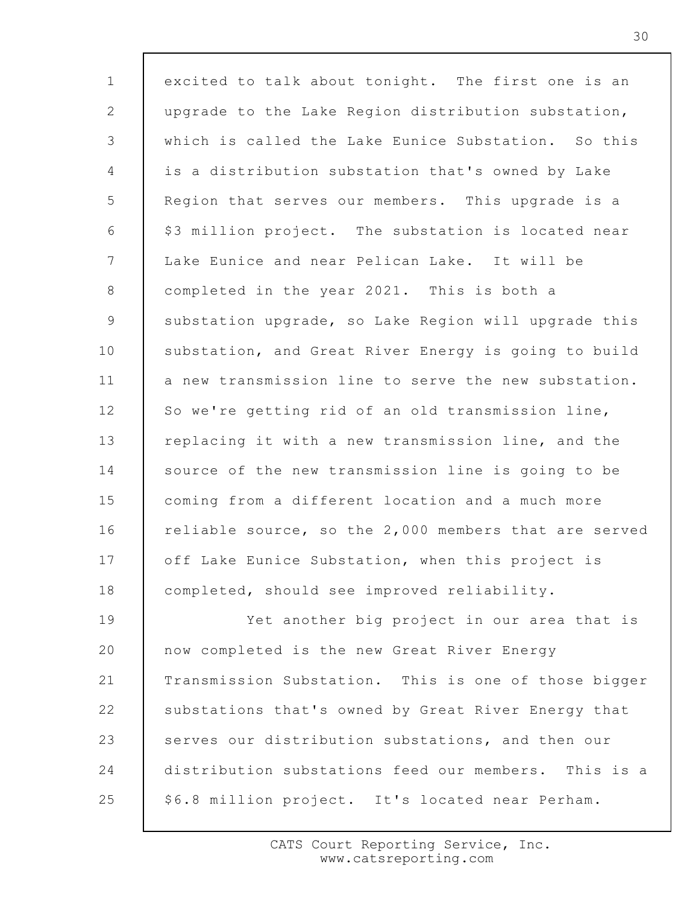excited to talk about tonight. The first one is an upgrade to the Lake Region distribution substation, which is called the Lake Eunice Substation. So this is a distribution substation that's owned by Lake Region that serves our members. This upgrade is a $3 million project. The substation is located near Lake Eunice and near Pelican Lake. It will be completed in the year 2021. This is both a substation upgrade, so Lake Region will upgrade this substation, and Great River Energy is going to build a new transmission line to serve the new substation. So we're getting rid of an old transmission line, replacing it with a new transmission line, and the source of the new transmission line is going to be coming from a different location and a much more reliable source, so the 2,000 members that are served off Lake Eunice Substation, when this project is completed, should see improved reliability.

Yet another big project in our area that is now completed is the new Great River Energy Transmission Substation. This is one of those bigger substations that's owned by Great River Energy that serves our distribution substations, and then our distribution substations feed our members. This is a $6.8 million project. It's located near Perham.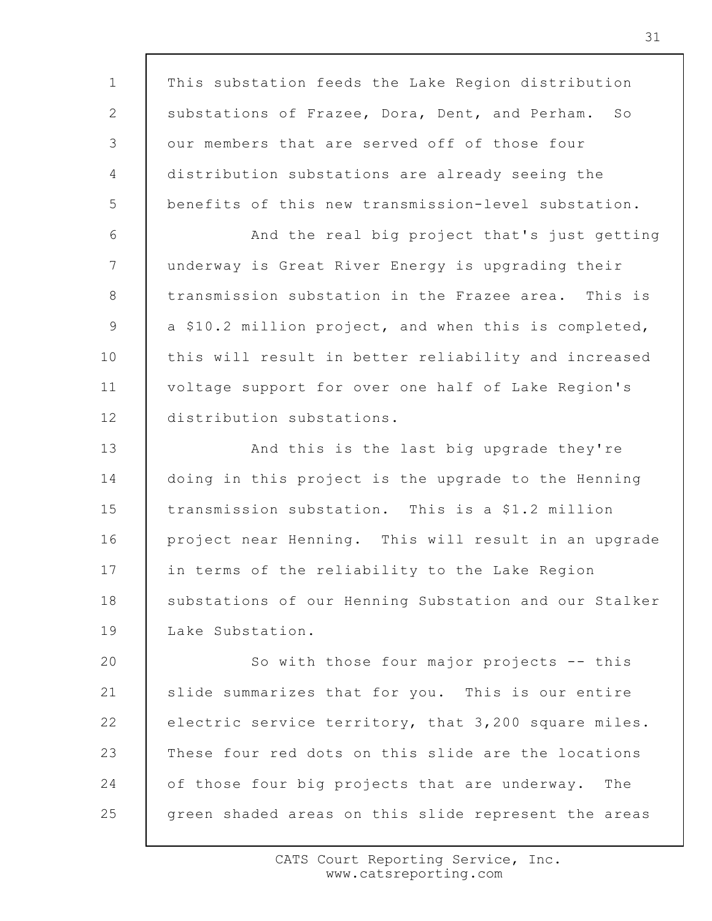This substation feeds the Lake Region distribution substations of Frazee, Dora, Dent, and Perham. So our members that are served off of those four distribution substations are already seeing the benefits of this new transmission-level substation.

And the real big project that's just getting underway is Great River Energy is upgrading their transmission substation in the Frazee area. This is a $10.2 million project, and when this is completed, this will result in better reliability and increased voltage support for over one half of Lake Region's distribution substations.

And this is the last big upgrade they're doing in this project is the upgrade to the Henning transmission substation. This is a $1.2 million project near Henning. This will result in an upgrade in terms of the reliability to the Lake Region substations of our Henning Substation and our Stalker Lake Substation.

So with those four major projects -- this slide summarizes that for you. This is our entire electric service territory, that 3,200 square miles. These four red dots on this slide are the locations of those four big projects that are underway. The green shaded areas on this slide represent the areas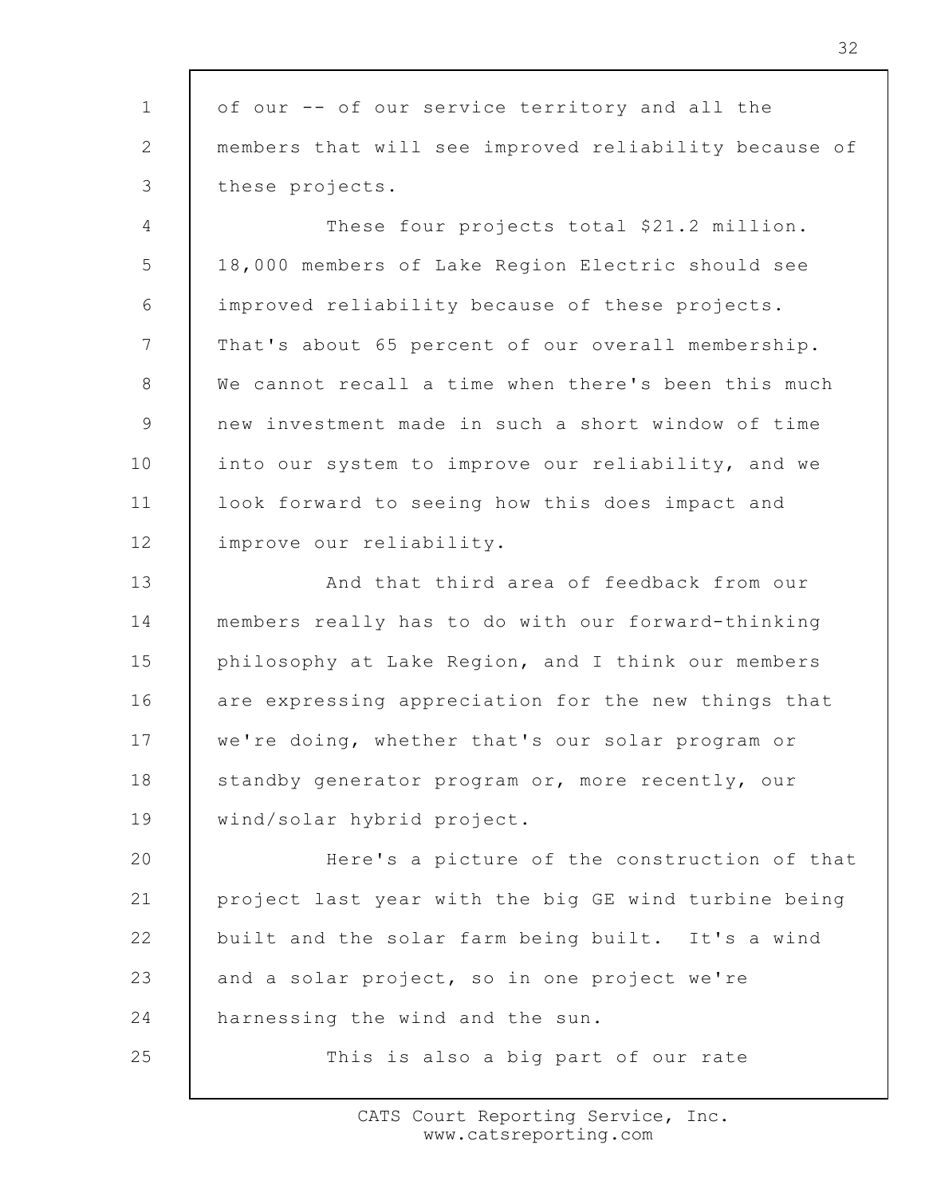of our -- of our service territory and all the members that will see improved reliability because of these projects.

These four projects total $21.2 million. 18,000 members of Lake Region Electric should see improved reliability because of these projects. That's about 65 percent of our overall membership. We cannot recall a time when there's been this much new investment made in such a short window of time into our system to improve our reliability, and we look forward to seeing how this does impact and improve our reliability.

And that third area of feedback from our members really has to do with our forward-thinking philosophy at Lake Region, and I think our members are expressing appreciation for the new things that we're doing, whether that's our solar program or standby generator program or, more recently, our wind/solar hybrid project.

Here's a picture of the construction of that project last year with the big GE wind turbine being built and the solar farm being built. It's a wind and a solar project, so in one project we're harnessing the wind and the sun.

This is also a big part of our rate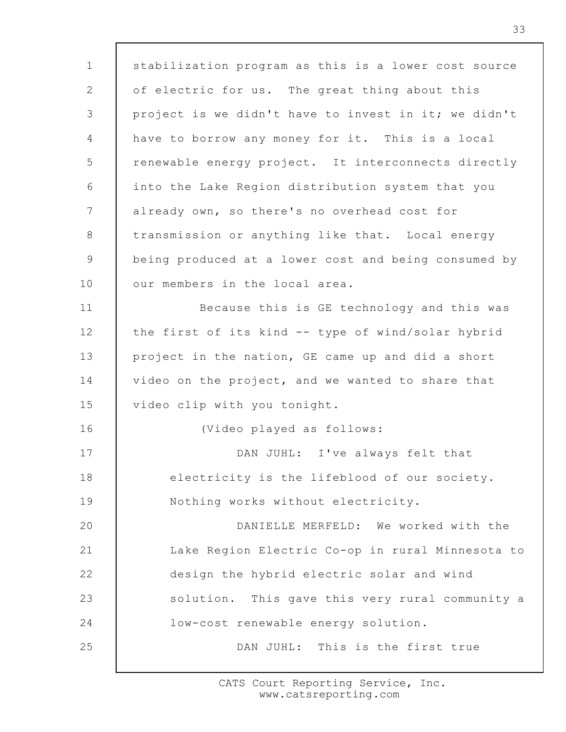stabilization program as this is a lower cost source of electric for us. The great thing about this project is we didn't have to invest in it; we didn't have to borrow any money for it. This is a local renewable energy project. It interconnects directly into the Lake Region distribution system that you already own, so there's no overhead cost for transmission or anything like that. Local energy being produced at a lower cost and being consumed by our members in the local area.

Because this is GE technology and this was the first of its kind -- type of wind/solar hybrid project in the nation, GE came up and did a short video on the project, and we wanted to share that video clip with you tonight.

(Video played as follows:

DAN JUHL: I've always felt that electricity is the lifeblood of our society. Nothing works without electricity.

DANIELLE MERFELD: We worked with the Lake Region Electric Co-op in rural Minnesota to design the hybrid electric solar and wind solution. This gave this very rural community a low-cost renewable energy solution.

DAN JUHL: This is the first true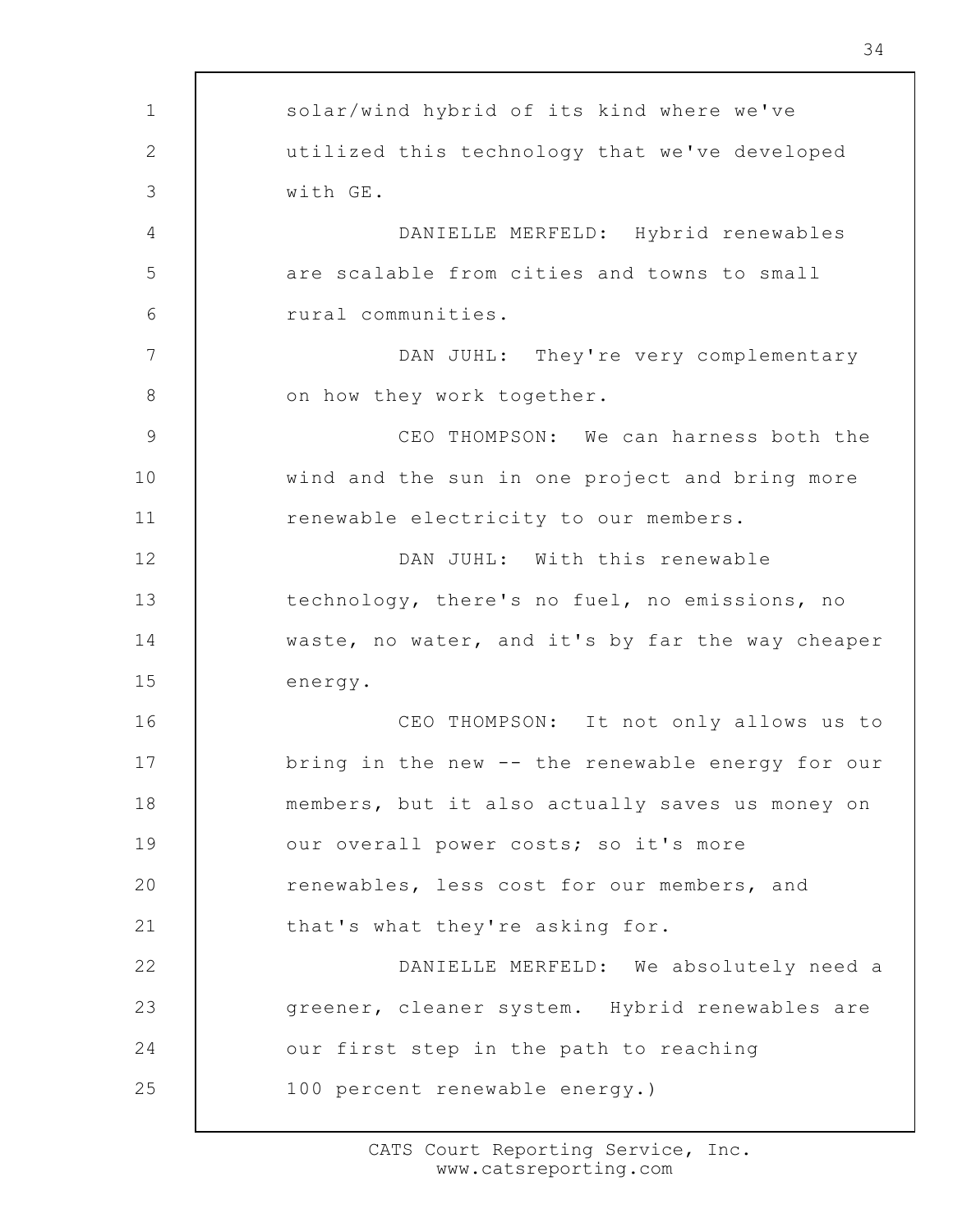solar/wind hybrid of its kind where we've utilized this technology that we've developed with GE.

DANIELLE MERFELD: Hybrid renewables are scalable from cities and towns to small rural communities.

DAN JUHL: They're very complementary on how they work together.

CEO THOMPSON: We can harness both the wind and the sun in one project and bring more renewable electricity to our members.

DAN JUHL: With this renewable technology, there's no fuel, no emissions, no waste, no water, and it's by far the way cheaper energy.

CEO THOMPSON: It not only allows us to bring in the new -- the renewable energy for our members, but it also actually saves us money on our overall power costs; so it's more renewables, less cost for our members, and that's what they're asking for.

DANIELLE MERFELD: We absolutely need a greener, cleaner system. Hybrid renewables are our first step in the path to reaching 100 percent renewable energy.)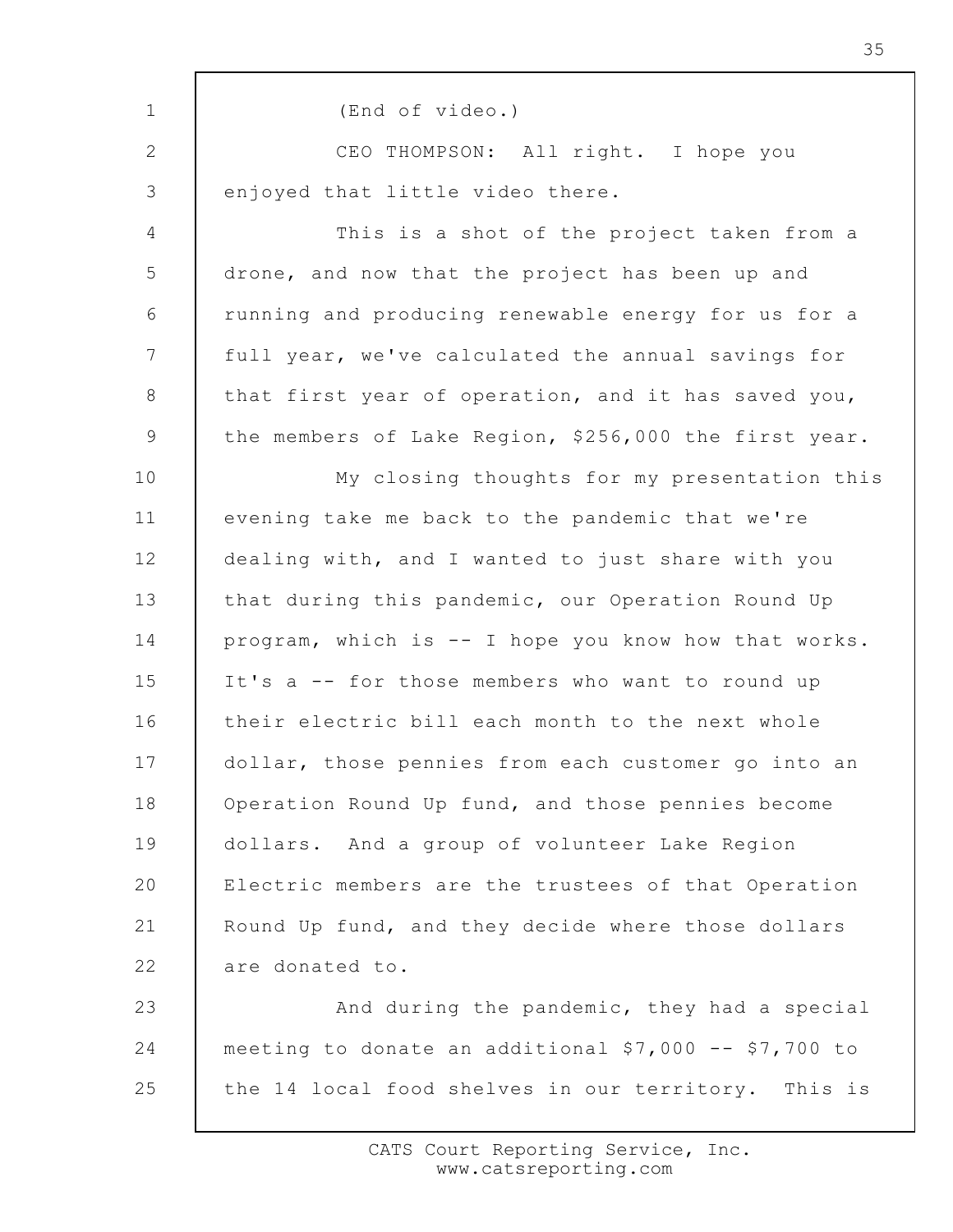(End of video.)

CEO THOMPSON: All right. I hope you enjoyed that little video there.

This is a shot of the project taken from a drone, and now that the project has been up and running and producing renewable energy for us for a full year, we've calculated the annual savings for that first year of operation, and it has saved you, the members of Lake Region, $256,000 the first year.

My closing thoughts for my presentation this evening take me back to the pandemic that we're dealing with, and I wanted to just share with you that during this pandemic, our Operation Round Up program, which is -- I hope you know how that works. It's a -- for those members who want to round up their electric bill each month to the next whole dollar, those pennies from each customer go into an Operation Round Up fund, and those pennies become dollars. And a group of volunteer Lake Region Electric members are the trustees of that Operation Round Up fund, and they decide where those dollars are donated to.

And during the pandemic, they had a special meeting to donate an additional $7,000 -- $7,700 to the 14 local food shelves in our territory. This is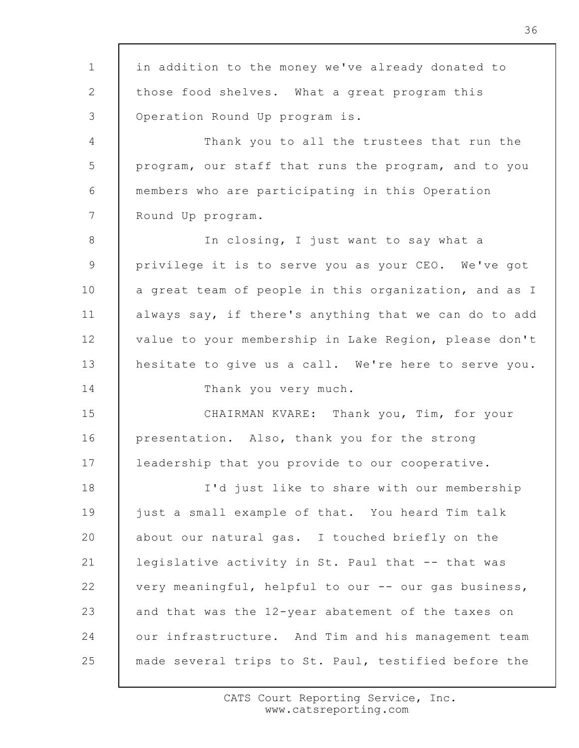in addition to the money we've already donated to those food shelves. What a great program this Operation Round Up program is.

Thank you to all the trustees that run the program, our staff that runs the program, and to you members who are participating in this Operation Round Up program.

In closing, I just want to say what a privilege it is to serve you as your CEO. We've got a great team of people in this organization, and as I always say, if there's anything that we can do to add value to your membership in Lake Region, please don't hesitate to give us a call. We're here to serve you.

Thank you very much.

CHAIRMAN KVARE: Thank you, Tim, for your presentation. Also, thank you for the strong leadership that you provide to our cooperative.

I'd just like to share with our membership just a small example of that. You heard Tim talk about our natural gas. I touched briefly on the legislative activity in St. Paul that -- that was very meaningful, helpful to our -- our gas business, and that was the 12-year abatement of the taxes on our infrastructure. And Tim and his management team made several trips to St. Paul, testified before the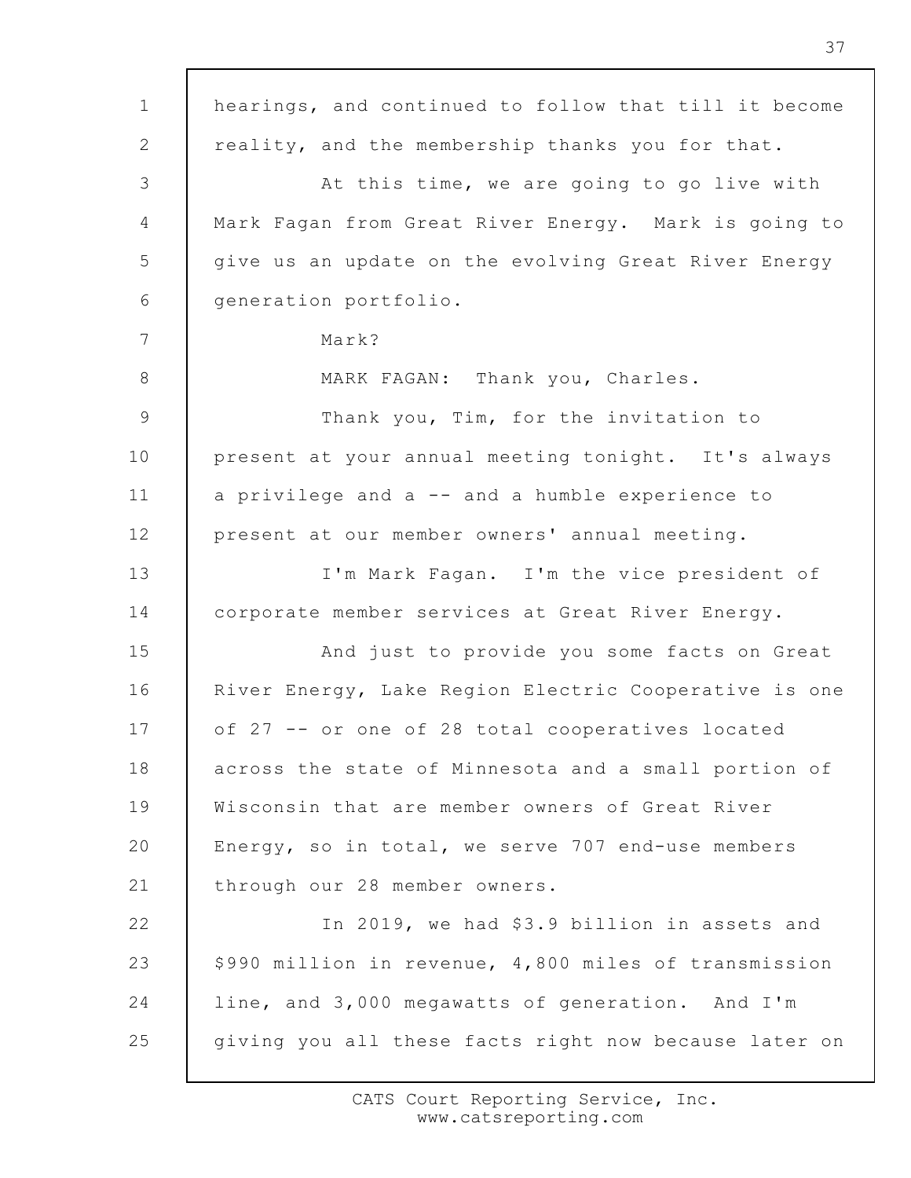hearings, and continued to follow that till it become reality, and the membership thanks you for that.

At this time, we are going to go live with Mark Fagan from Great River Energy. Mark is going to give us an update on the evolving Great River Energy generation portfolio.

Mark?

MARK FAGAN: Thank you, Charles.

Thank you, Tim, for the invitation to present at your annual meeting tonight. It's always a privilege and a -- and a humble experience to present at our member owners' annual meeting.

I'm Mark Fagan. I'm the vice president of corporate member services at Great River Energy.

And just to provide you some facts on Great River Energy, Lake Region Electric Cooperative is one of 27 -- or one of 28 total cooperatives located across the state of Minnesota and a small portion of Wisconsin that are member owners of Great River Energy, so in total, we serve 707 end-use members through our 28 member owners.

In 2019, we had $3.9 billion in assets and $990 million in revenue, 4,800 miles of transmission line, and 3,000 megawatts of generation. And I'm giving you all these facts right now because later on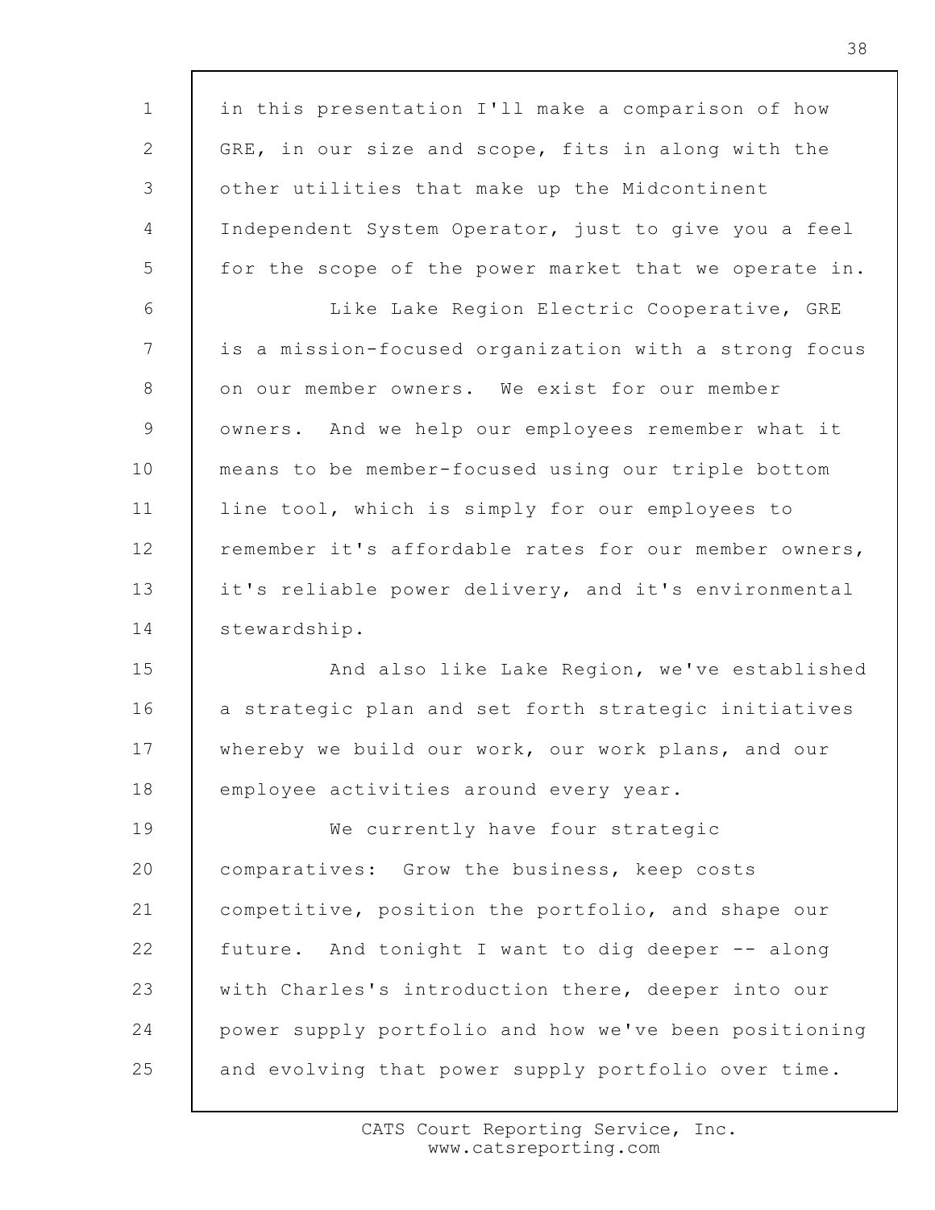in this presentation I'll make a comparison of how GRE, in our size and scope, fits in along with the other utilities that make up the Midcontinent Independent System Operator, just to give you a feel for the scope of the power market that we operate in.

Like Lake Region Electric Cooperative, GRE is a mission-focused organization with a strong focus on our member owners. We exist for our member owners. And we help our employees remember what it means to be member-focused using our triple bottom line tool, which is simply for our employees to remember it's affordable rates for our member owners, it's reliable power delivery, and it's environmental stewardship.

And also like Lake Region, we've established a strategic plan and set forth strategic initiatives whereby we build our work, our work plans, and our employee activities around every year.

We currently have four strategic comparatives: Grow the business, keep costs competitive, position the portfolio, and shape our future. And tonight I want to dig deeper -- along with Charles's introduction there, deeper into our power supply portfolio and how we've been positioning and evolving that power supply portfolio over time.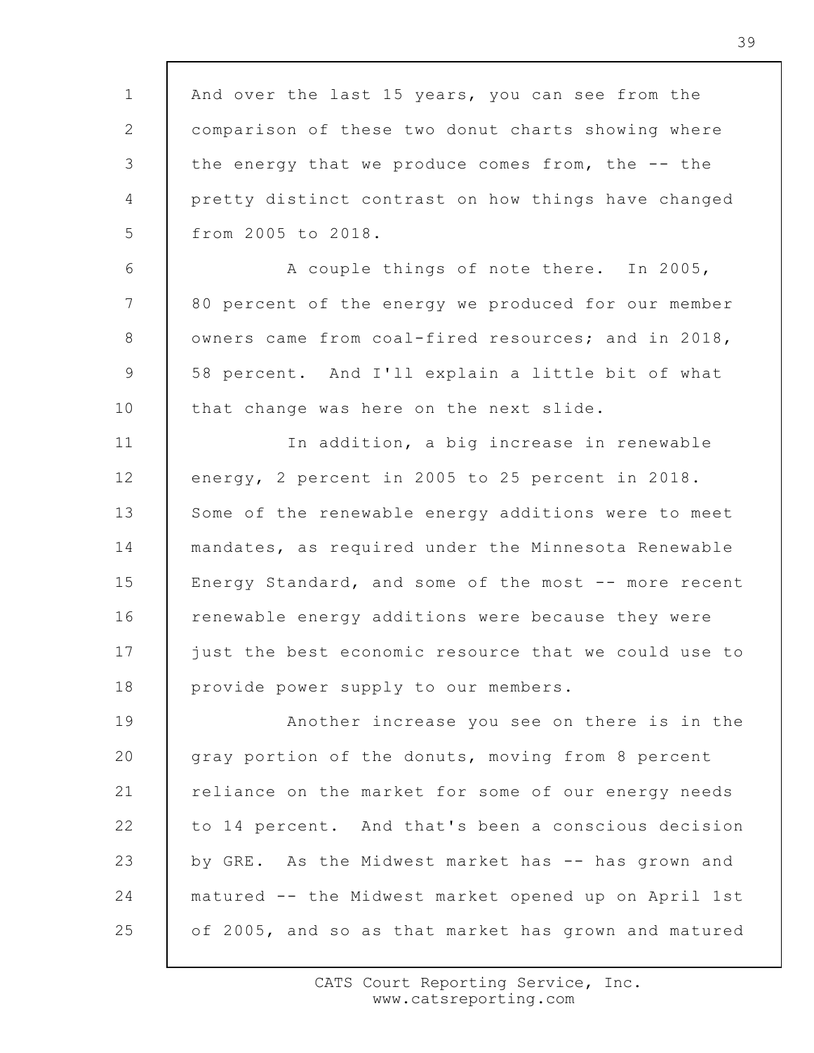And over the last 15 years, you can see from the comparison of these two donut charts showing where the energy that we produce comes from, the -- the pretty distinct contrast on how things have changed from 2005 to 2018.

A couple things of note there. In 2005, 80 percent of the energy we produced for our member owners came from coal-fired resources; and in 2018, 58 percent. And I'll explain a little bit of what that change was here on the next slide.

In addition, a big increase in renewable energy, 2 percent in 2005 to 25 percent in 2018. Some of the renewable energy additions were to meet mandates, as required under the Minnesota Renewable Energy Standard, and some of the most -- more recent renewable energy additions were because they were just the best economic resource that we could use to provide power supply to our members.

Another increase you see on there is in the gray portion of the donuts, moving from 8 percent reliance on the market for some of our energy needs to 14 percent. And that's been a conscious decision by GRE. As the Midwest market has -- has grown and matured -- the Midwest market opened up on April 1st of 2005, and so as that market has grown and matured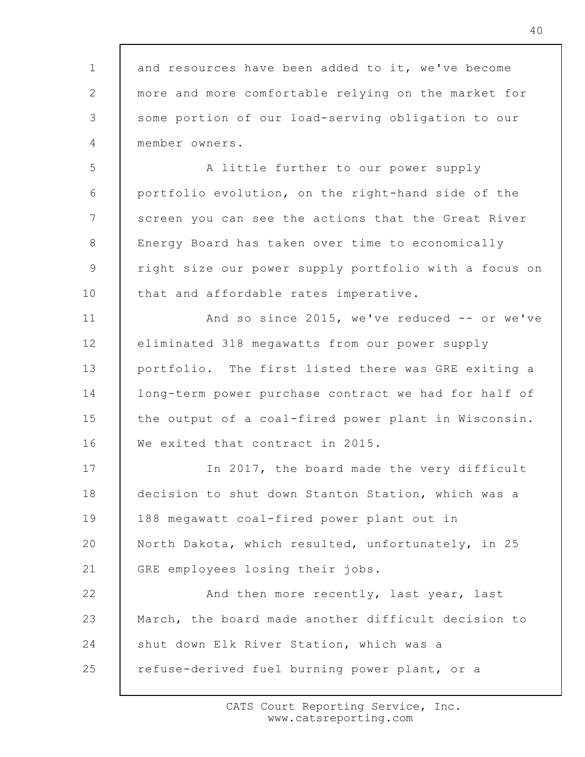and resources have been added to it, we've become more and more comfortable relying on the market for some portion of our load-serving obligation to our member owners.

A little further to our power supply portfolio evolution, on the right-hand side of the screen you can see the actions that the Great River Energy Board has taken over time to economically right size our power supply portfolio with a focus on that and affordable rates imperative.

And so since 2015, we've reduced -- or we've eliminated 318 megawatts from our power supply portfolio. The first listed there was GRE exiting a long-term power purchase contract we had for half of the output of a coal-fired power plant in Wisconsin. We exited that contract in 2015.

In 2017, the board made the very difficult decision to shut down Stanton Station, which was a 188 megawatt coal-fired power plant out in North Dakota, which resulted, unfortunately, in 25 GRE employees losing their jobs.

And then more recently, last year, last March, the board made another difficult decision to shut down Elk River Station, which was a refuse-derived fuel burning power plant, or a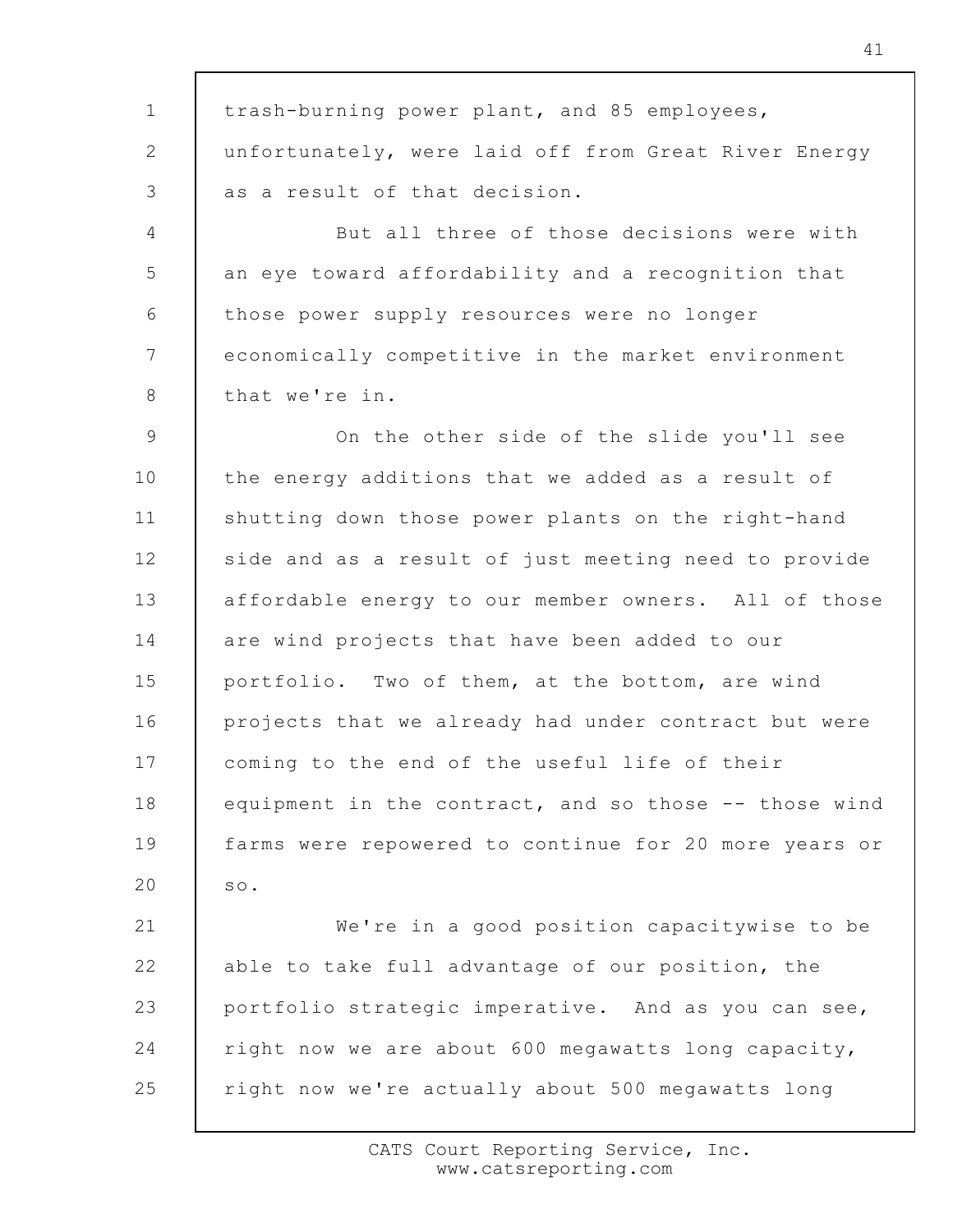trash-burning power plant, and 85 employees, unfortunately, were laid off from Great River Energy as a result of that decision.

But all three of those decisions were with an eye toward affordability and a recognition that those power supply resources were no longer economically competitive in the market environment that we're in.

On the other side of the slide you'll see the energy additions that we added as a result of shutting down those power plants on the right-hand side and as a result of just meeting need to provide affordable energy to our member owners. All of those are wind projects that have been added to our portfolio. Two of them, at the bottom, are wind projects that we already had under contract but were coming to the end of the useful life of their equipment in the contract, and so those -- those wind farms were repowered to continue for 20 more years or so.

We're in a good position capacitywise to be able to take full advantage of our position, the portfolio strategic imperative. And as you can see, right now we are about 600 megawatts long capacity, right now we're actually about 500 megawatts long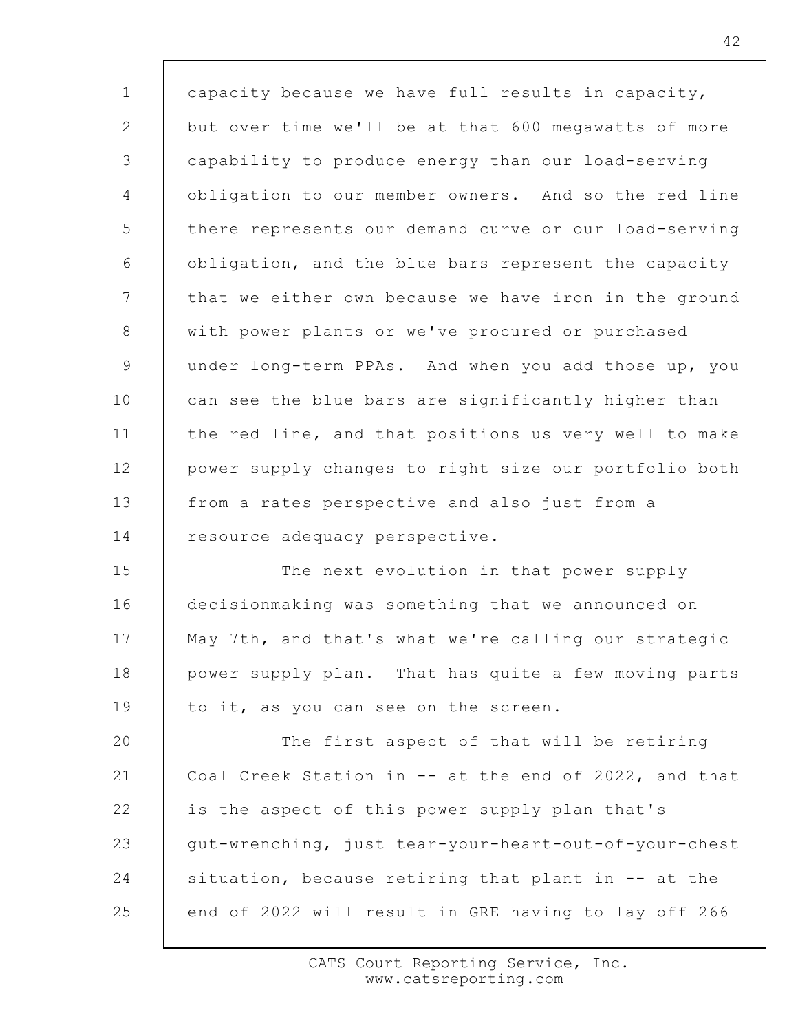capacity because we have full results in capacity, but over time we'll be at that 600 megawatts of more capability to produce energy than our load-serving obligation to our member owners. And so the red line there represents our demand curve or our load-serving obligation, and the blue bars represent the capacity that we either own because we have iron in the ground with power plants or we've procured or purchased under long-term PPAs. And when you add those up, you can see the blue bars are significantly higher than the red line, and that positions us very well to make power supply changes to right size our portfolio both from a rates perspective and also just from a resource adequacy perspective.

The next evolution in that power supply decisionmaking was something that we announced on May 7th, and that's what we're calling our strategic power supply plan. That has quite a few moving parts to it, as you can see on the screen.

The first aspect of that will be retiring Coal Creek Station in -- at the end of 2022, and that is the aspect of this power supply plan that's gut-wrenching, just tear-your-heart-out-of-your-chest situation, because retiring that plant in -- at the end of 2022 will result in GRE having to lay off 266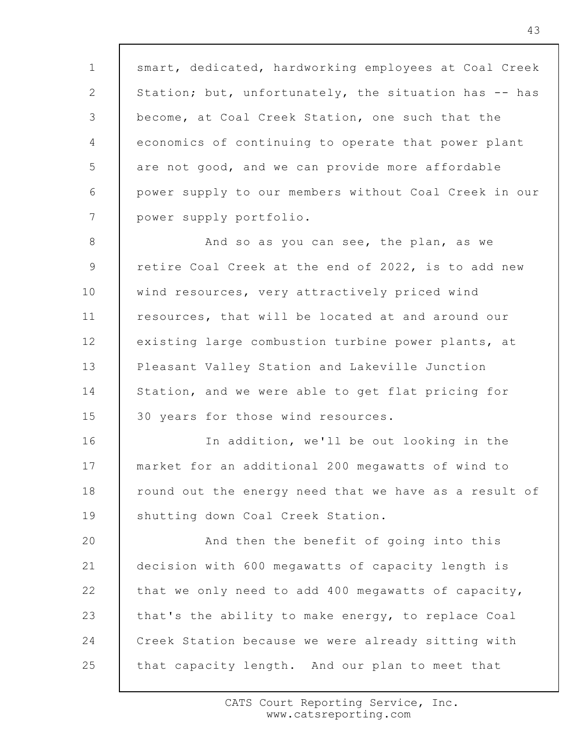smart, dedicated, hardworking employees at Coal Creek Station; but, unfortunately, the situation has -- has become, at Coal Creek Station, one such that the economics of continuing to operate that power plant are not good, and we can provide more affordable power supply to our members without Coal Creek in our power supply portfolio.

And so as you can see, the plan, as we retire Coal Creek at the end of 2022, is to add new wind resources, very attractively priced wind resources, that will be located at and around our existing large combustion turbine power plants, at Pleasant Valley Station and Lakeville Junction Station, and we were able to get flat pricing for 30 years for those wind resources.

In addition, we'll be out looking in the market for an additional 200 megawatts of wind to round out the energy need that we have as a result of shutting down Coal Creek Station.

And then the benefit of going into this decision with 600 megawatts of capacity length is that we only need to add 400 megawatts of capacity, that's the ability to make energy, to replace Coal Creek Station because we were already sitting with that capacity length. And our plan to meet that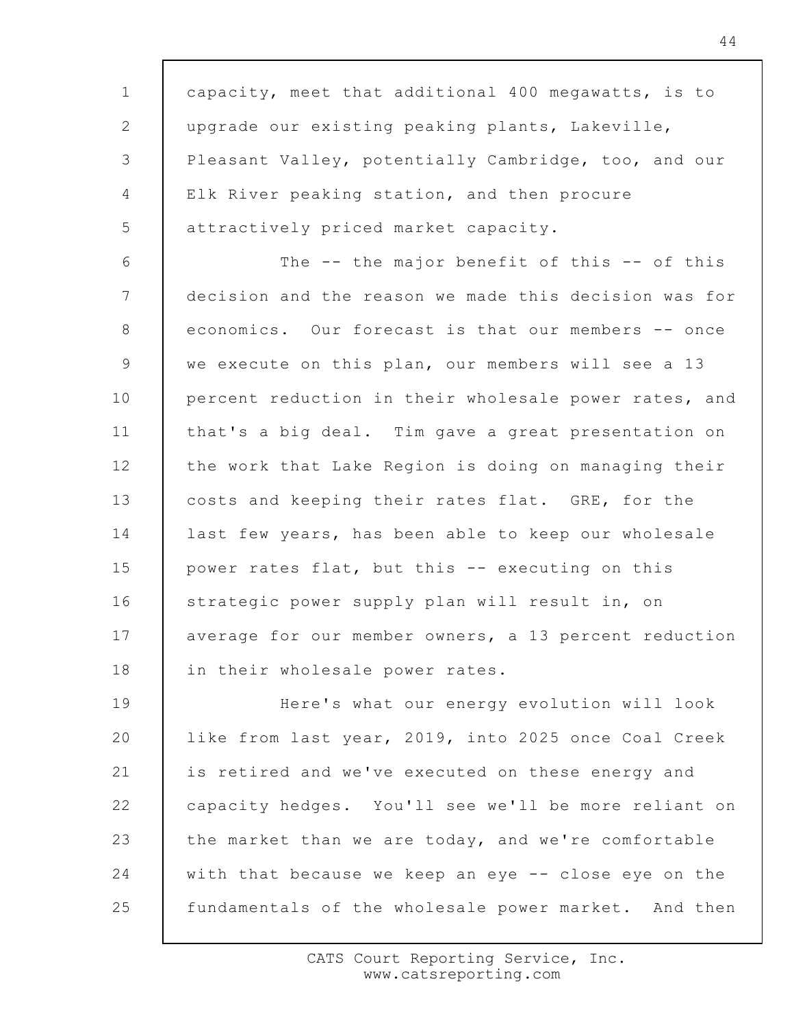capacity, meet that additional 400 megawatts, is to upgrade our existing peaking plants, Lakeville, Pleasant Valley, potentially Cambridge, too, and our Elk River peaking station, and then procure attractively priced market capacity.

The -- the major benefit of this -- of this decision and the reason we made this decision was for economics. Our forecast is that our members -- once we execute on this plan, our members will see a 13 percent reduction in their wholesale power rates, and that's a big deal. Tim gave a great presentation on the work that Lake Region is doing on managing their costs and keeping their rates flat. GRE, for the last few years, has been able to keep our wholesale power rates flat, but this -- executing on this strategic power supply plan will result in, on average for our member owners, a 13 percent reduction in their wholesale power rates.

Here's what our energy evolution will look like from last year, 2019, into 2025 once Coal Creek is retired and we've executed on these energy and capacity hedges. You'll see we'll be more reliant on the market than we are today, and we're comfortable with that because we keep an eye -- close eye on the fundamentals of the wholesale power market. And then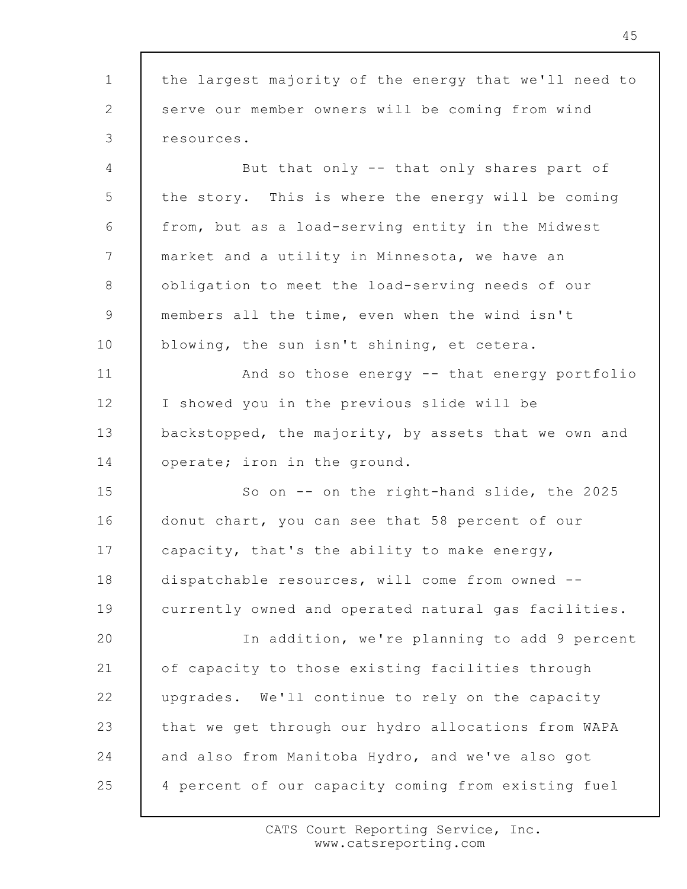the largest majority of the energy that we'll need to serve our member owners will be coming from wind resources.

But that only -- that only shares part of the story. This is where the energy will be coming from, but as a load-serving entity in the Midwest market and a utility in Minnesota, we have an obligation to meet the load-serving needs of our members all the time, even when the wind isn't blowing, the sun isn't shining, et cetera.

And so those energy -- that energy portfolio I showed you in the previous slide will be backstopped, the majority, by assets that we own and operate; iron in the ground.

So on -- on the right-hand slide, the 2025 donut chart, you can see that 58 percent of our capacity, that's the ability to make energy, dispatchable resources, will come from owned -- currently owned and operated natural gas facilities.

In addition, we're planning to add 9 percent of capacity to those existing facilities through upgrades. We'll continue to rely on the capacity that we get through our hydro allocations from WAPA and also from Manitoba Hydro, and we've also got 4 percent of our capacity coming from existing fuel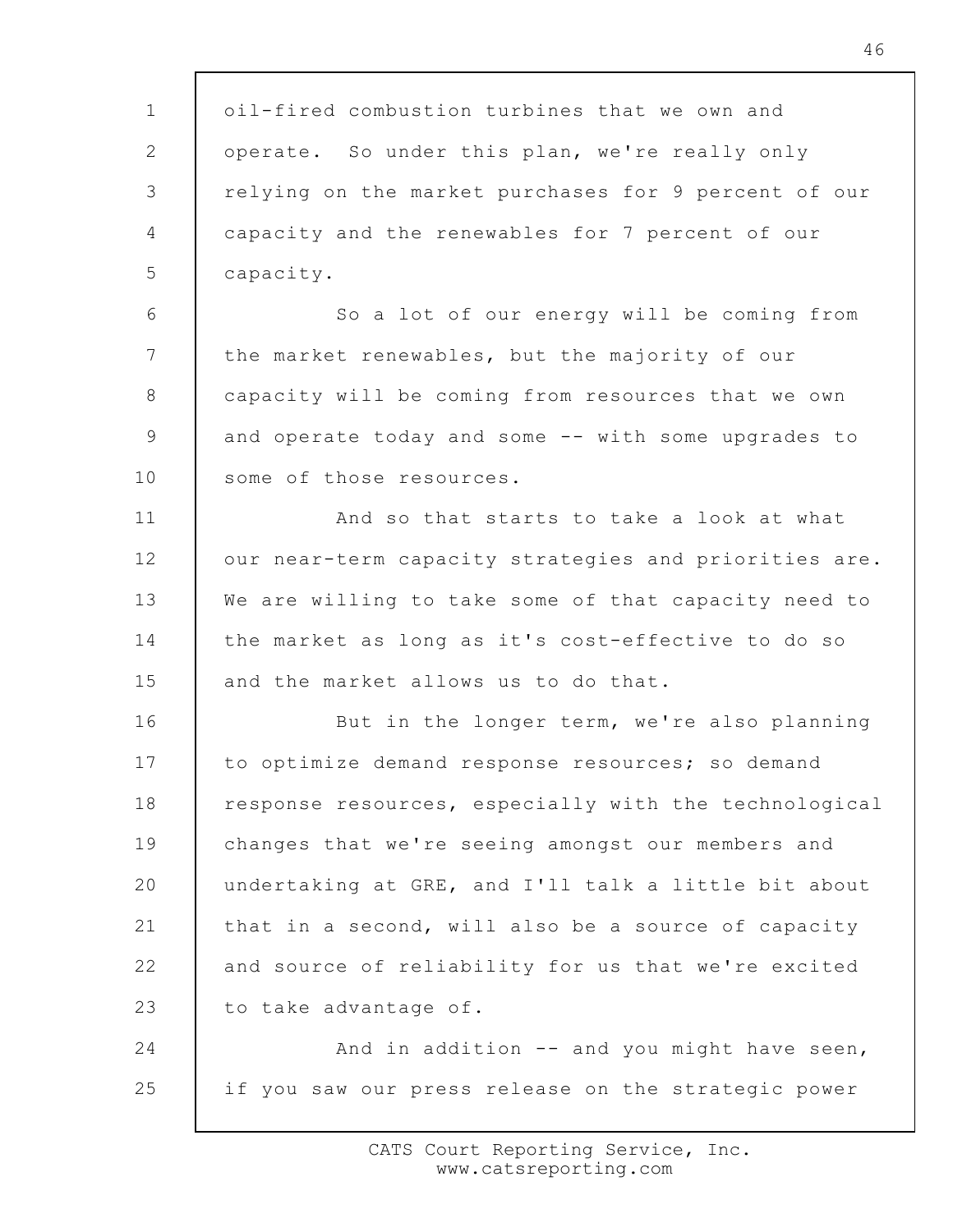oil-fired combustion turbines that we own and operate. So under this plan, we're really only relying on the market purchases for 9 percent of our capacity and the renewables for 7 percent of our capacity.

So a lot of our energy will be coming from the market renewables, but the majority of our capacity will be coming from resources that we own and operate today and some -- with some upgrades to some of those resources.

And so that starts to take a look at what our near-term capacity strategies and priorities are. We are willing to take some of that capacity need to the market as long as it's cost-effective to do so and the market allows us to do that.

But in the longer term, we're also planning to optimize demand response resources; so demand response resources, especially with the technological changes that we're seeing amongst our members and undertaking at GRE, and I'll talk a little bit about that in a second, will also be a source of capacity and source of reliability for us that we're excited to take advantage of.

And in addition -- and you might have seen, if you saw our press release on the strategic power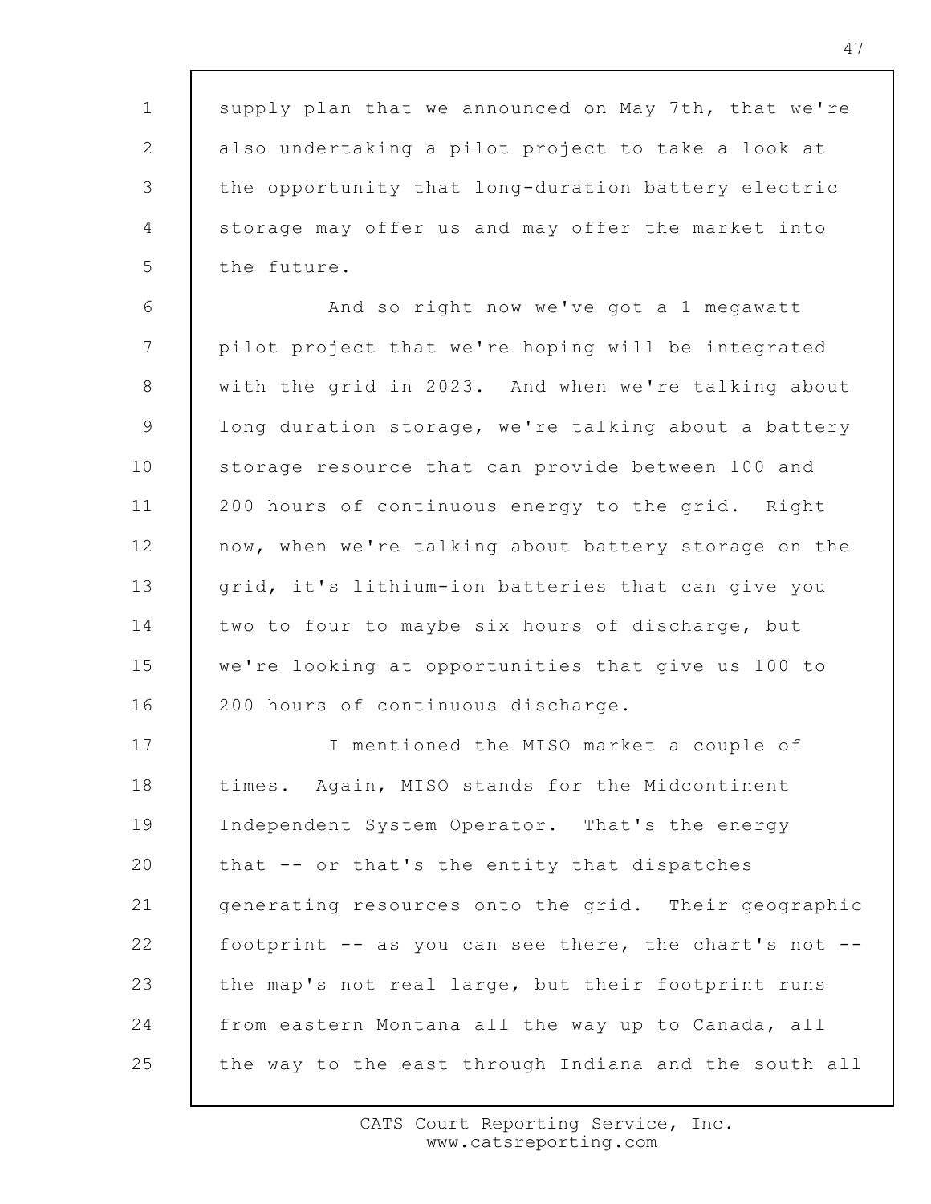supply plan that we announced on May 7th, that we're also undertaking a pilot project to take a look at the opportunity that long-duration battery electric storage may offer us and may offer the market into the future.

And so right now we've got a 1 megawatt pilot project that we're hoping will be integrated with the grid in 2023. And when we're talking about long duration storage, we're talking about a battery storage resource that can provide between 100 and 200 hours of continuous energy to the grid. Right now, when we're talking about battery storage on the grid, it's lithium-ion batteries that can give you two to four to maybe six hours of discharge, but we're looking at opportunities that give us 100 to 200 hours of continuous discharge.

I mentioned the MISO market a couple of times. Again, MISO stands for the Midcontinent Independent System Operator. That's the energy that -- or that's the entity that dispatches generating resources onto the grid. Their geographic footprint -- as you can see there, the chart's not -- the map's not real large, but their footprint runs from eastern Montana all the way up to Canada, all the way to the east through Indiana and the south all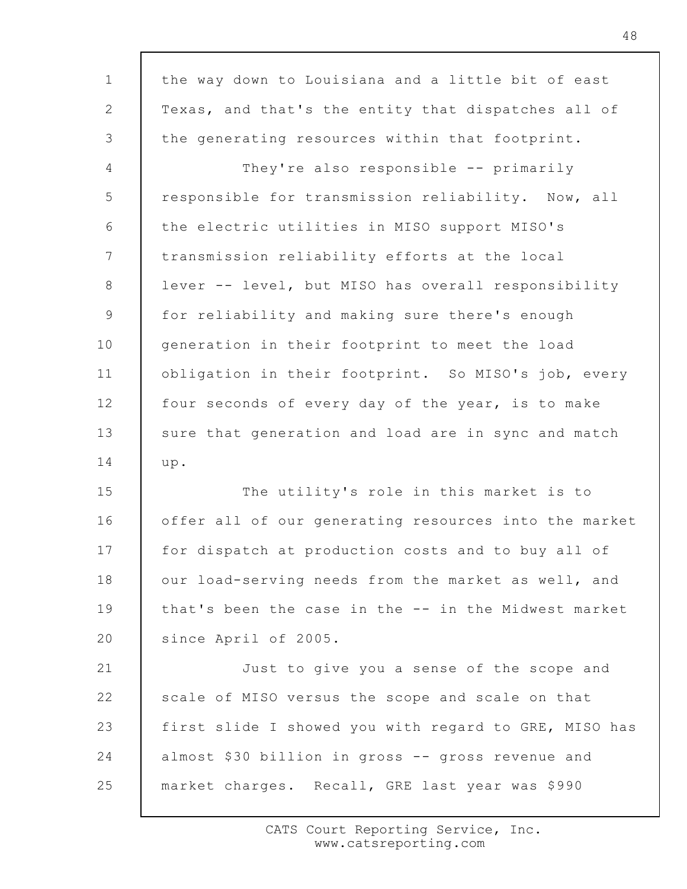the way down to Louisiana and a little bit of east Texas, and that's the entity that dispatches all of the generating resources within that footprint.

They're also responsible -- primarily responsible for transmission reliability. Now, all the electric utilities in MISO support MISO's transmission reliability efforts at the local lever -- level, but MISO has overall responsibility for reliability and making sure there's enough generation in their footprint to meet the load obligation in their footprint. So MISO's job, every four seconds of every day of the year, is to make sure that generation and load are in sync and match up.

The utility's role in this market is to offer all of our generating resources into the market for dispatch at production costs and to buy all of our load-serving needs from the market as well, and that's been the case in the -- in the Midwest market since April of 2005.

Just to give you a sense of the scope and scale of MISO versus the scope and scale on that first slide I showed you with regard to GRE, MISO has almost $30 billion in gross -- gross revenue and market charges. Recall, GRE last year was $990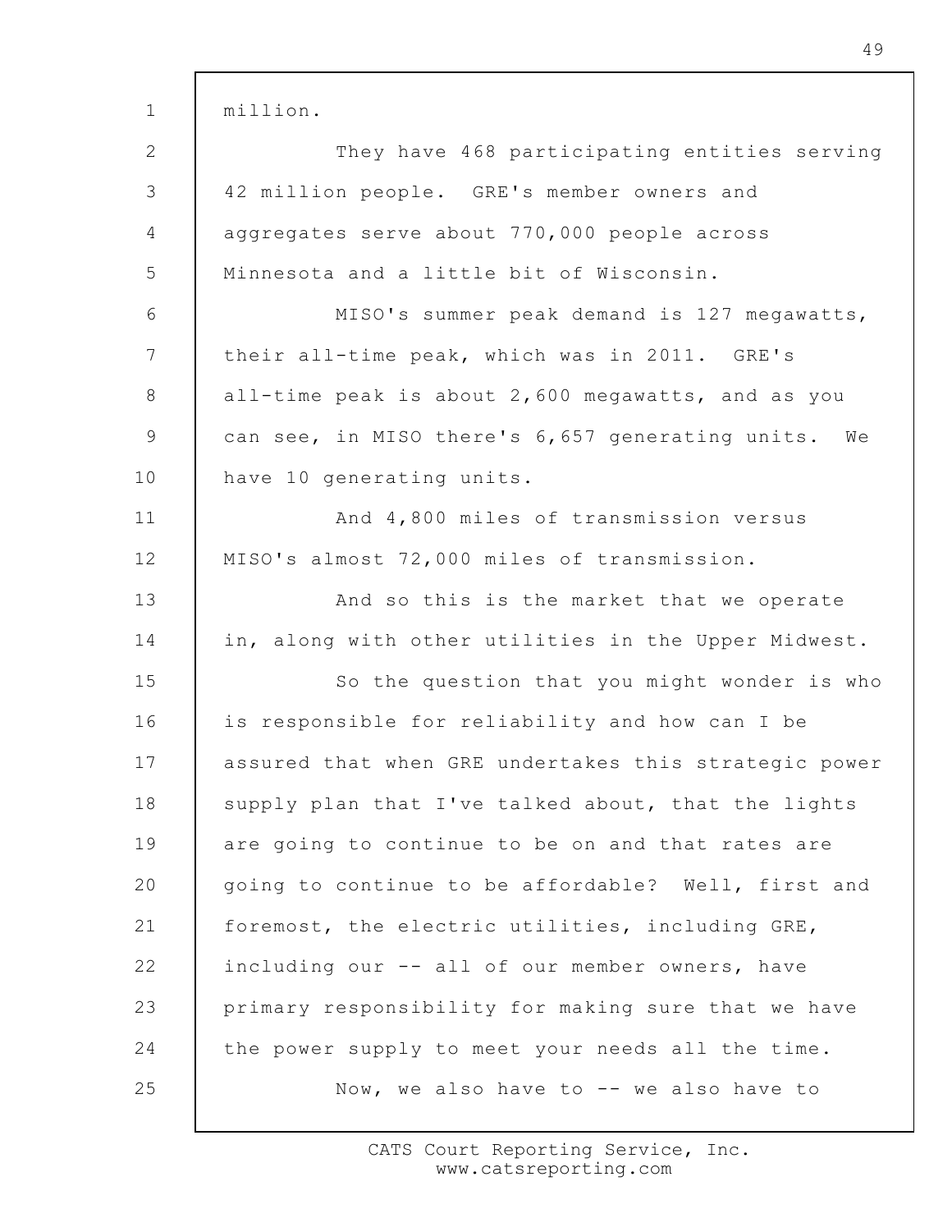million.

They have 468 participating entities serving 42 million people. GRE's member owners and aggregates serve about 770,000 people across Minnesota and a little bit of Wisconsin.

MISO's summer peak demand is 127 megawatts, their all-time peak, which was in 2011. GRE's all-time peak is about 2,600 megawatts, and as you can see, in MISO there's 6,657 generating units. We have 10 generating units.

And 4,800 miles of transmission versus MISO's almost 72,000 miles of transmission.

And so this is the market that we operate in, along with other utilities in the Upper Midwest.

So the question that you might wonder is who is responsible for reliability and how can I be assured that when GRE undertakes this strategic power supply plan that I've talked about, that the lights are going to continue to be on and that rates are going to continue to be affordable? Well, first and foremost, the electric utilities, including GRE, including our -- all of our member owners, have primary responsibility for making sure that we have the power supply to meet your needs all the time.

Now, we also have to -- we also have to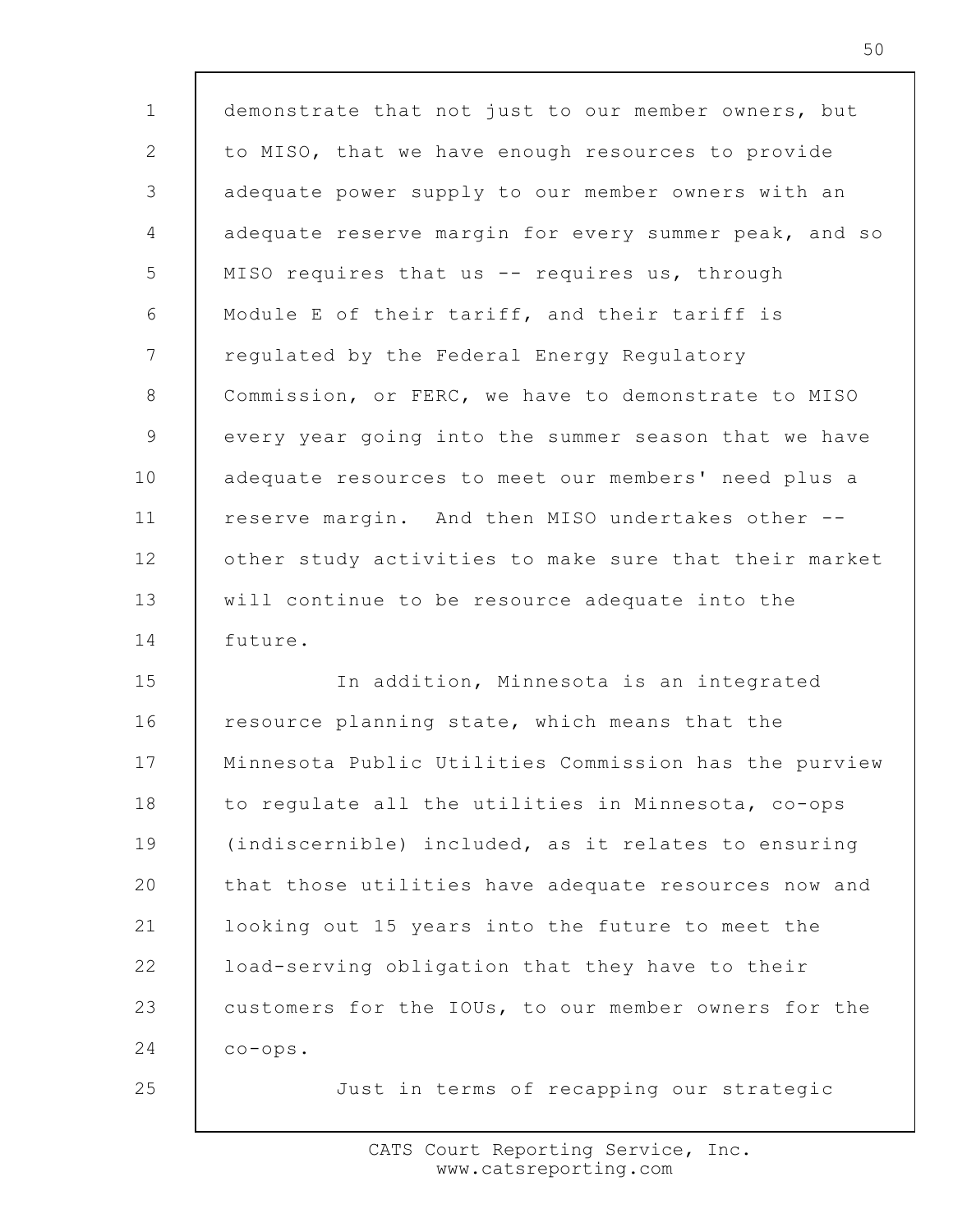demonstrate that not just to our member owners, but to MISO, that we have enough resources to provide adequate power supply to our member owners with an adequate reserve margin for every summer peak, and so MISO requires that us -- requires us, through Module E of their tariff, and their tariff is regulated by the Federal Energy Regulatory Commission, or FERC, we have to demonstrate to MISO every year going into the summer season that we have adequate resources to meet our members' need plus a reserve margin. And then MISO undertakes other -- other study activities to make sure that their market will continue to be resource adequate into the future.

In addition, Minnesota is an integrated resource planning state, which means that the Minnesota Public Utilities Commission has the purview to regulate all the utilities in Minnesota, co-ops (indiscernible) included, as it relates to ensuring that those utilities have adequate resources now and looking out 15 years into the future to meet the load-serving obligation that they have to their customers for the IOUs, to our member owners for the co-ops.

Just in terms of recapping our strategic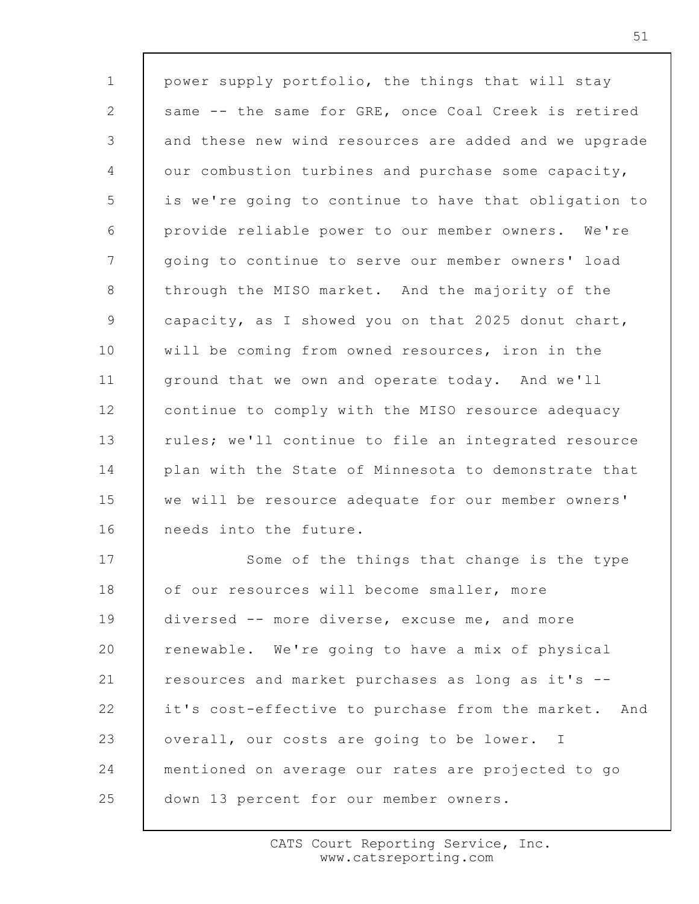power supply portfolio, the things that will stay same -- the same for GRE, once Coal Creek is retired and these new wind resources are added and we upgrade our combustion turbines and purchase some capacity, is we're going to continue to have that obligation to provide reliable power to our member owners. We're going to continue to serve our member owners' load through the MISO market. And the majority of the capacity, as I showed you on that 2025 donut chart, will be coming from owned resources, iron in the ground that we own and operate today. And we'll continue to comply with the MISO resource adequacy rules; we'll continue to file an integrated resource plan with the State of Minnesota to demonstrate that we will be resource adequate for our member owners' needs into the future.

Some of the things that change is the type of our resources will become smaller, more diversed -- more diverse, excuse me, and more renewable. We're going to have a mix of physical resources and market purchases as long as it's -- it's cost-effective to purchase from the market. And overall, our costs are going to be lower. I mentioned on average our rates are projected to go down 13 percent for our member owners.

CATS Court Reporting Service, Inc.
www.catsreporting.com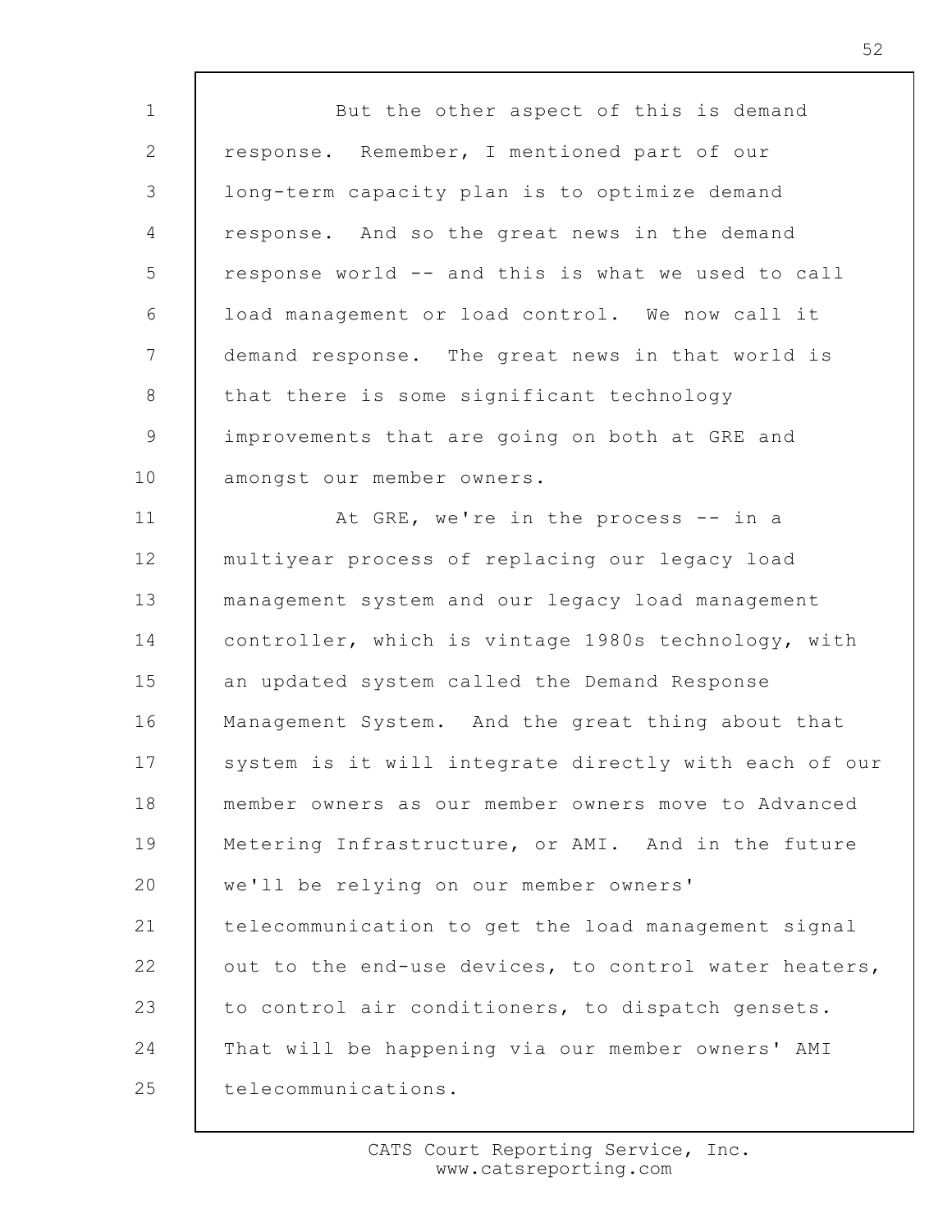But the other aspect of this is demand response. Remember, I mentioned part of our long-term capacity plan is to optimize demand response. And so the great news in the demand response world -- and this is what we used to call load management or load control. We now call it demand response. The great news in that world is that there is some significant technology improvements that are going on both at GRE and amongst our member owners.

At GRE, we're in the process -- in a multiyear process of replacing our legacy load management system and our legacy load management controller, which is vintage 1980s technology, with an updated system called the Demand Response Management System. And the great thing about that system is it will integrate directly with each of our member owners as our member owners move to Advanced Metering Infrastructure, or AMI. And in the future we'll be relying on our member owners' telecommunication to get the load management signal out to the end-use devices, to control water heaters, to control air conditioners, to dispatch gensets. That will be happening via our member owners' AMI telecommunications.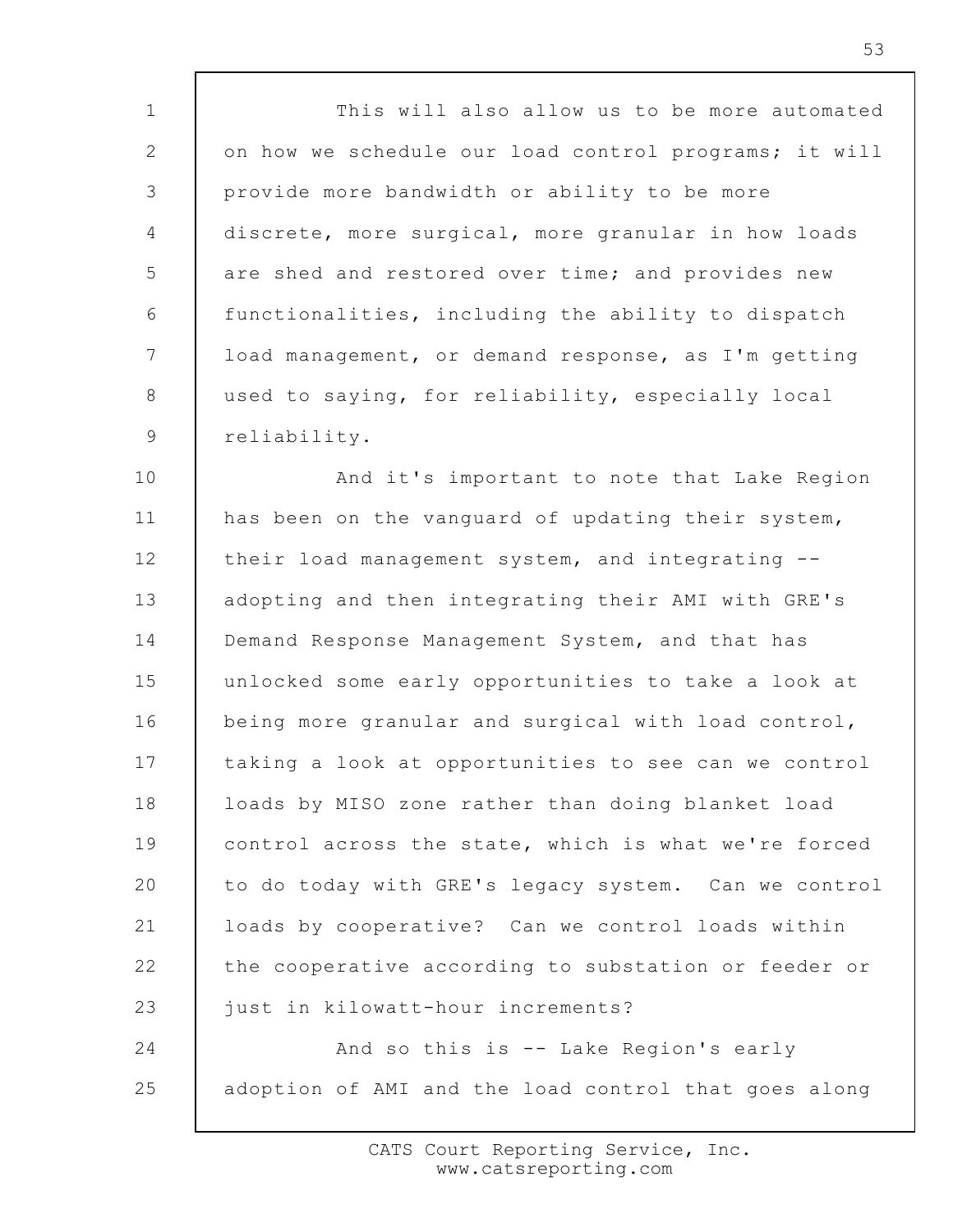This will also allow us to be more automated on how we schedule our load control programs; it will provide more bandwidth or ability to be more discrete, more surgical, more granular in how loads are shed and restored over time; and provides new functionalities, including the ability to dispatch load management, or demand response, as I'm getting used to saying, for reliability, especially local reliability.

And it's important to note that Lake Region has been on the vanguard of updating their system, their load management system, and integrating -- adopting and then integrating their AMI with GRE's Demand Response Management System, and that has unlocked some early opportunities to take a look at being more granular and surgical with load control, taking a look at opportunities to see can we control loads by MISO zone rather than doing blanket load control across the state, which is what we're forced to do today with GRE's legacy system. Can we control loads by cooperative? Can we control loads within the cooperative according to substation or feeder or just in kilowatt-hour increments?

And so this is -- Lake Region's early adoption of AMI and the load control that goes along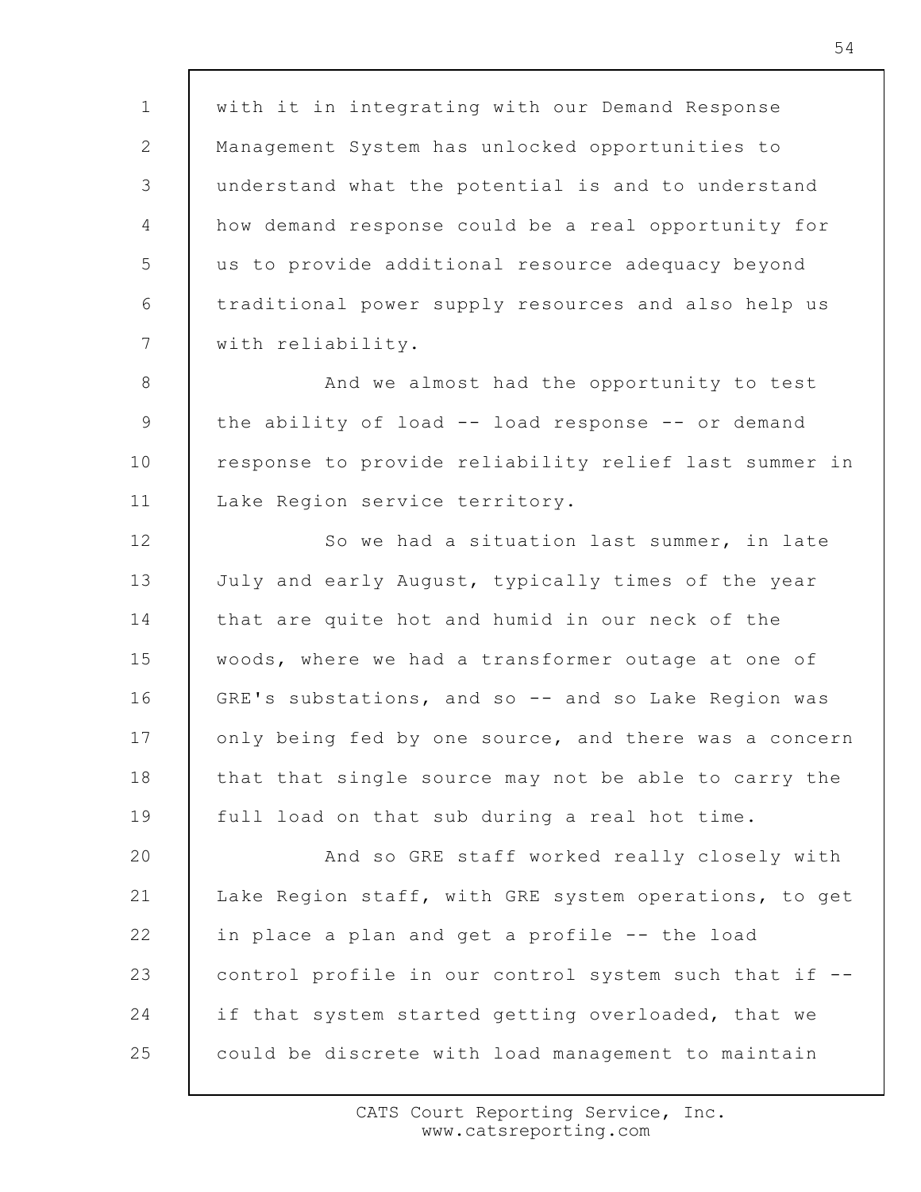with it in integrating with our Demand Response Management System has unlocked opportunities to understand what the potential is and to understand how demand response could be a real opportunity for us to provide additional resource adequacy beyond traditional power supply resources and also help us with reliability.

And we almost had the opportunity to test the ability of load -- load response -- or demand response to provide reliability relief last summer in Lake Region service territory.

So we had a situation last summer, in late July and early August, typically times of the year that are quite hot and humid in our neck of the woods, where we had a transformer outage at one of GRE's substations, and so -- and so Lake Region was only being fed by one source, and there was a concern that that single source may not be able to carry the full load on that sub during a real hot time.

And so GRE staff worked really closely with Lake Region staff, with GRE system operations, to get in place a plan and get a profile -- the load control profile in our control system such that if -- if that system started getting overloaded, that we could be discrete with load management to maintain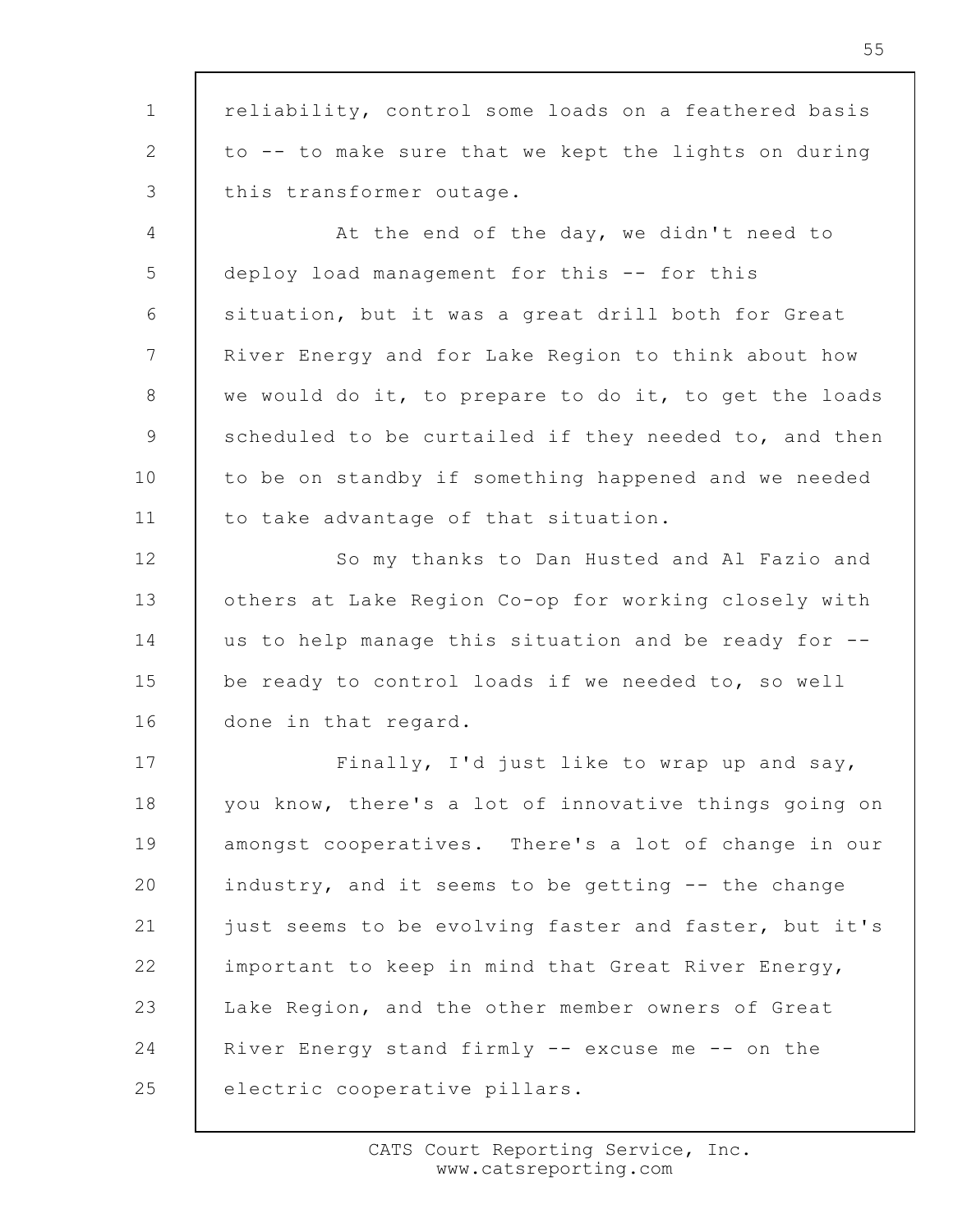reliability, control some loads on a feathered basis to -- to make sure that we kept the lights on during this transformer outage.

At the end of the day, we didn't need to deploy load management for this -- for this situation, but it was a great drill both for Great River Energy and for Lake Region to think about how we would do it, to prepare to do it, to get the loads scheduled to be curtailed if they needed to, and then to be on standby if something happened and we needed to take advantage of that situation.

So my thanks to Dan Husted and Al Fazio and others at Lake Region Co-op for working closely with us to help manage this situation and be ready for -- be ready to control loads if we needed to, so well done in that regard.

Finally, I'd just like to wrap up and say, you know, there's a lot of innovative things going on amongst cooperatives. There's a lot of change in our industry, and it seems to be getting -- the change just seems to be evolving faster and faster, but it's important to keep in mind that Great River Energy, Lake Region, and the other member owners of Great River Energy stand firmly -- excuse me -- on the electric cooperative pillars.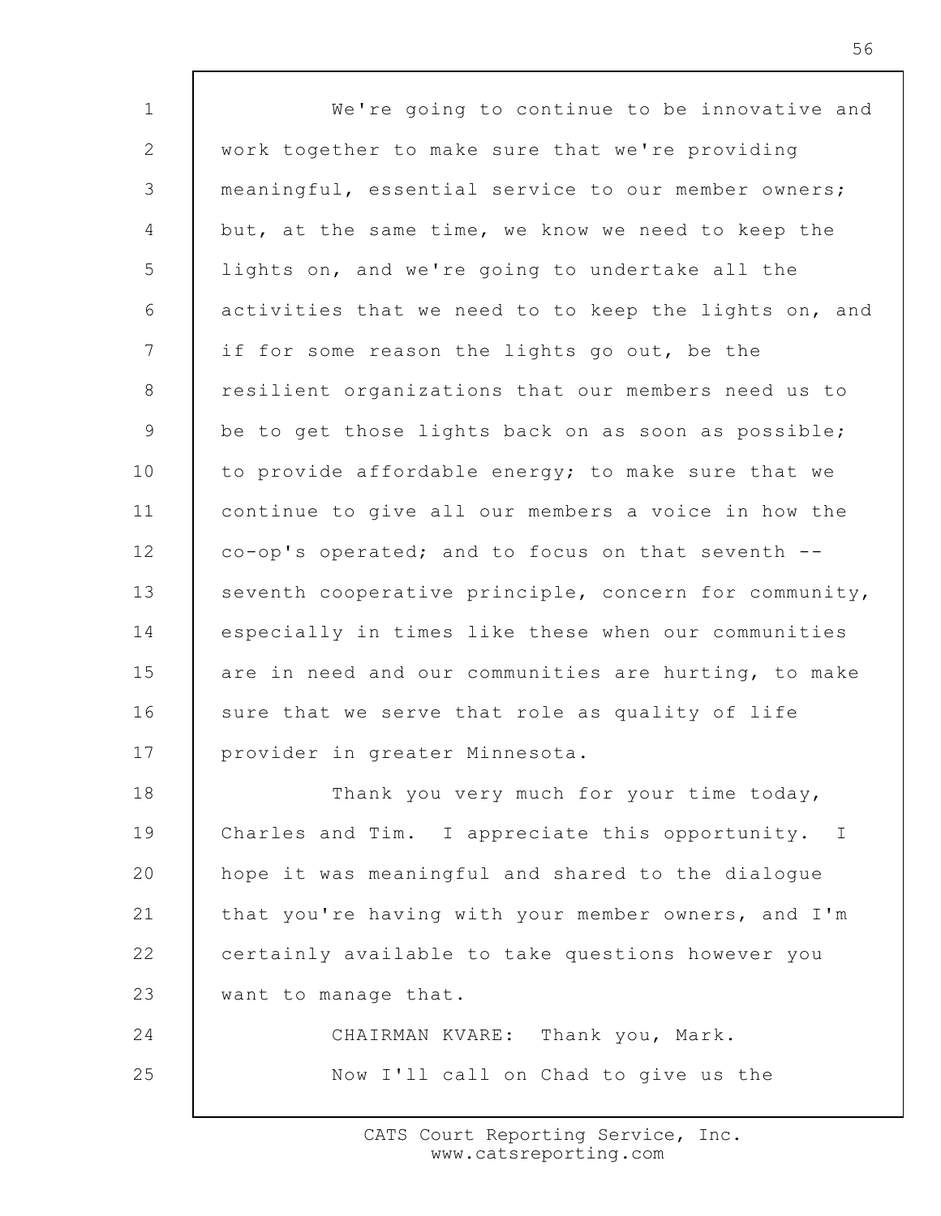We're going to continue to be innovative and work together to make sure that we're providing meaningful, essential service to our member owners; but, at the same time, we know we need to keep the lights on, and we're going to undertake all the activities that we need to to keep the lights on, and if for some reason the lights go out, be the resilient organizations that our members need us to be to get those lights back on as soon as possible; to provide affordable energy; to make sure that we continue to give all our members a voice in how the co-op's operated; and to focus on that seventh -- seventh cooperative principle, concern for community, especially in times like these when our communities are in need and our communities are hurting, to make sure that we serve that role as quality of life provider in greater Minnesota.

Thank you very much for your time today, Charles and Tim. I appreciate this opportunity. I hope it was meaningful and shared to the dialogue that you're having with your member owners, and I'm certainly available to take questions however you want to manage that.

CHAIRMAN KVARE: Thank you, Mark.

Now I'll call on Chad to give us the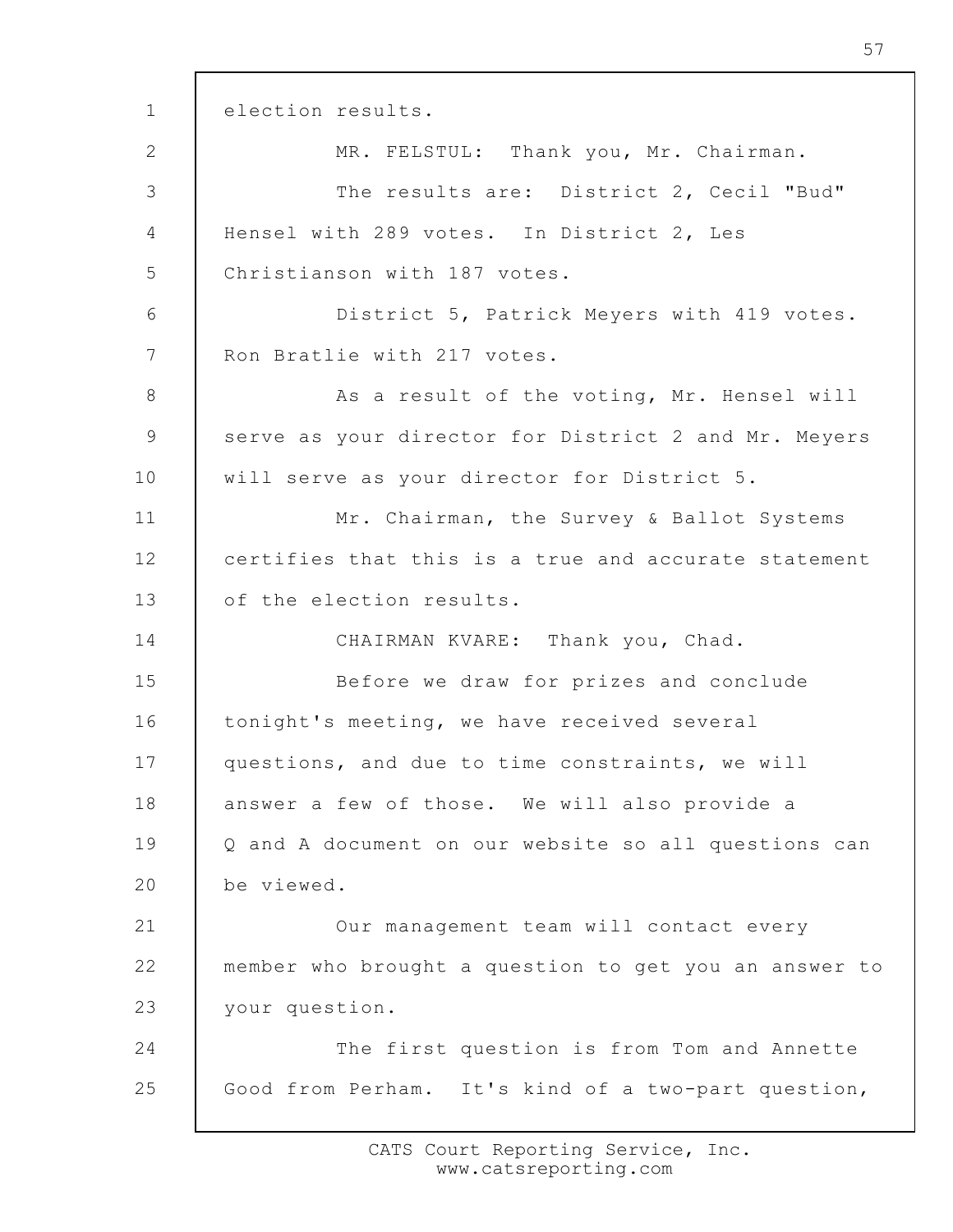election results.

MR. FELSTUL: Thank you, Mr. Chairman.

The results are: District 2, Cecil "Bud" Hensel with 289 votes. In District 2, Les Christianson with 187 votes.

District 5, Patrick Meyers with 419 votes. Ron Bratlie with 217 votes.

As a result of the voting, Mr. Hensel will serve as your director for District 2 and Mr. Meyers will serve as your director for District 5.

Mr. Chairman, the Survey & Ballot Systems certifies that this is a true and accurate statement of the election results.

CHAIRMAN KVARE: Thank you, Chad.

Before we draw for prizes and conclude tonight's meeting, we have received several questions, and due to time constraints, we will answer a few of those. We will also provide a Q and A document on our website so all questions can be viewed.

Our management team will contact every member who brought a question to get you an answer to your question.

The first question is from Tom and Annette Good from Perham. It's kind of a two-part question,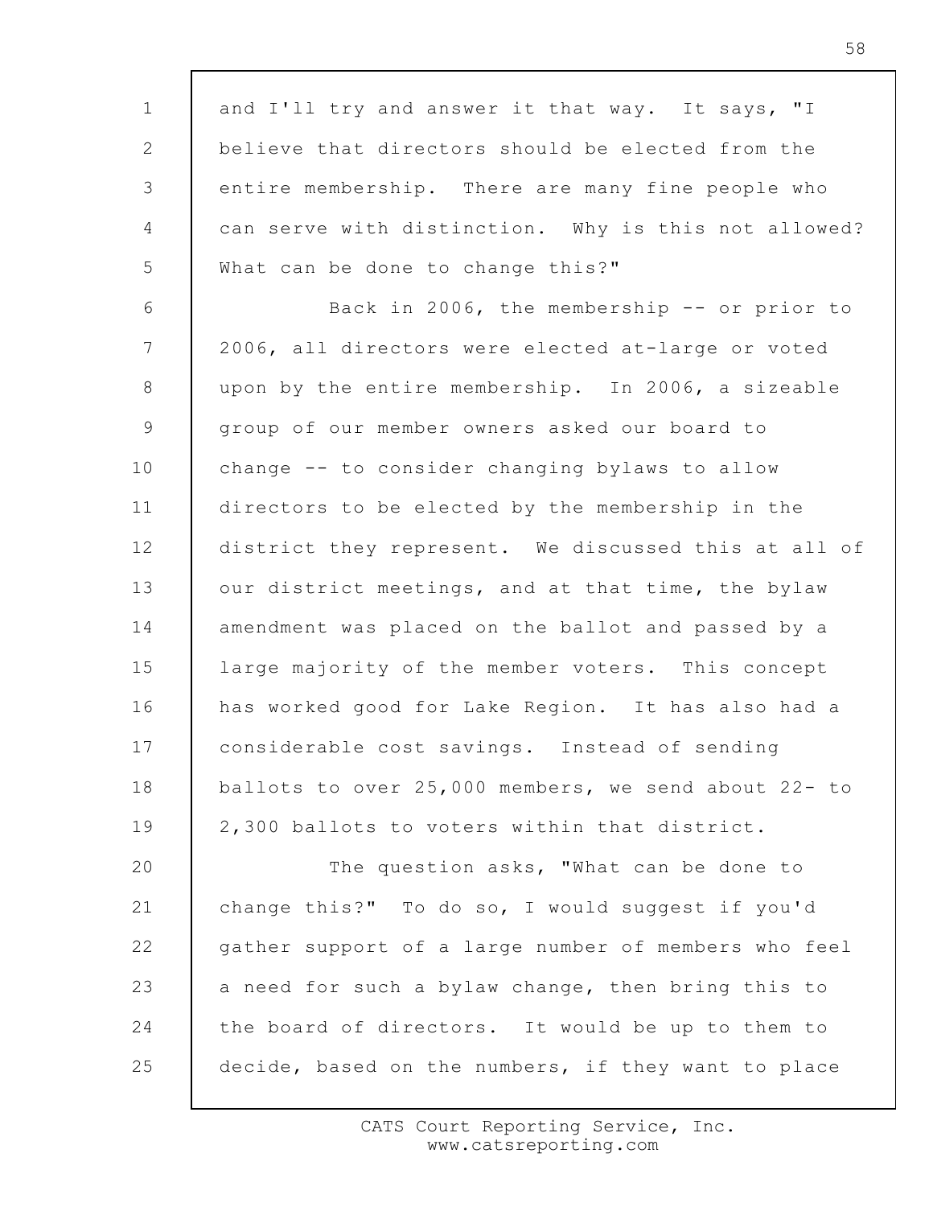and I'll try and answer it that way. It says, "I believe that directors should be elected from the entire membership. There are many fine people who can serve with distinction. Why is this not allowed? What can be done to change this?"

Back in 2006, the membership -- or prior to 2006, all directors were elected at-large or voted upon by the entire membership. In 2006, a sizeable group of our member owners asked our board to change -- to consider changing bylaws to allow directors to be elected by the membership in the district they represent. We discussed this at all of our district meetings, and at that time, the bylaw amendment was placed on the ballot and passed by a large majority of the member voters. This concept has worked good for Lake Region. It has also had a considerable cost savings. Instead of sending ballots to over 25,000 members, we send about 22- to 2,300 ballots to voters within that district.

The question asks, "What can be done to change this?" To do so, I would suggest if you'd gather support of a large number of members who feel a need for such a bylaw change, then bring this to the board of directors. It would be up to them to decide, based on the numbers, if they want to place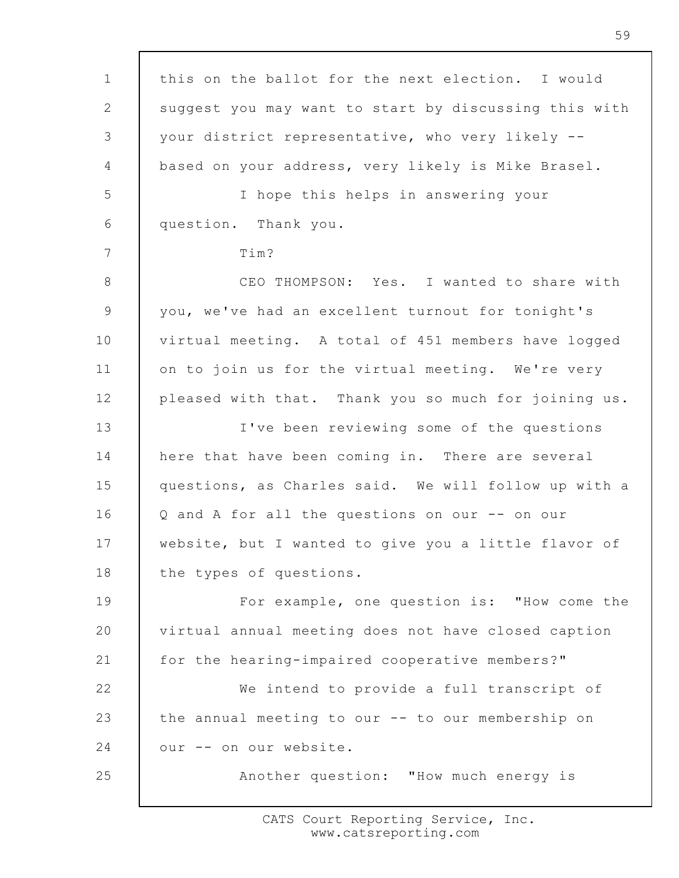this on the ballot for the next election. I would suggest you may want to start by discussing this with your district representative, who very likely -- based on your address, very likely is Mike Brasel.

I hope this helps in answering your question. Thank you.

Tim?

CEO THOMPSON: Yes. I wanted to share with you, we've had an excellent turnout for tonight's virtual meeting. A total of 451 members have logged on to join us for the virtual meeting. We're very pleased with that. Thank you so much for joining us.

I've been reviewing some of the questions here that have been coming in. There are several questions, as Charles said. We will follow up with a Q and A for all the questions on our -- on our website, but I wanted to give you a little flavor of the types of questions.

For example, one question is: "How come the virtual annual meeting does not have closed caption for the hearing-impaired cooperative members?"

We intend to provide a full transcript of the annual meeting to our -- to our membership on our -- on our website.

Another question: "How much energy is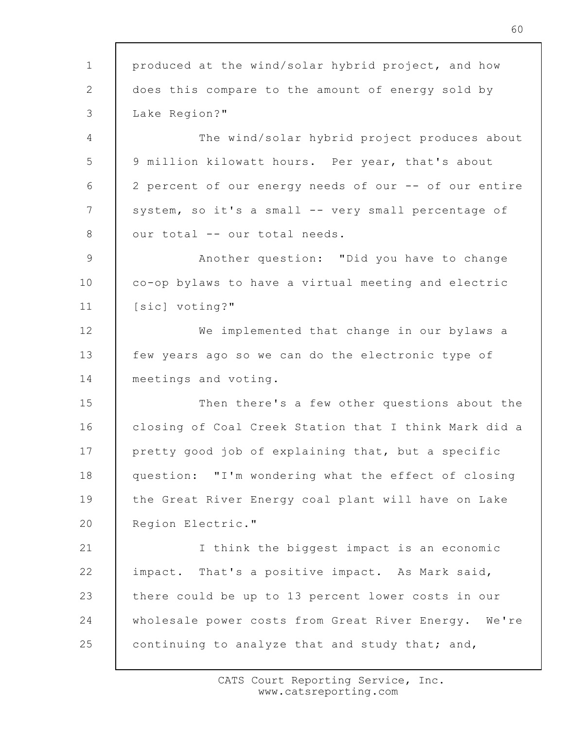produced at the wind/solar hybrid project, and how does this compare to the amount of energy sold by Lake Region?"

The wind/solar hybrid project produces about 9 million kilowatt hours. Per year, that's about 2 percent of our energy needs of our -- of our entire system, so it's a small -- very small percentage of our total -- our total needs.

Another question: "Did you have to change co-op bylaws to have a virtual meeting and electric [sic] voting?"

We implemented that change in our bylaws a few years ago so we can do the electronic type of meetings and voting.

Then there's a few other questions about the closing of Coal Creek Station that I think Mark did a pretty good job of explaining that, but a specific question: "I'm wondering what the effect of closing the Great River Energy coal plant will have on Lake Region Electric."

I think the biggest impact is an economic impact. That's a positive impact. As Mark said, there could be up to 13 percent lower costs in our wholesale power costs from Great River Energy. We're continuing to analyze that and study that; and,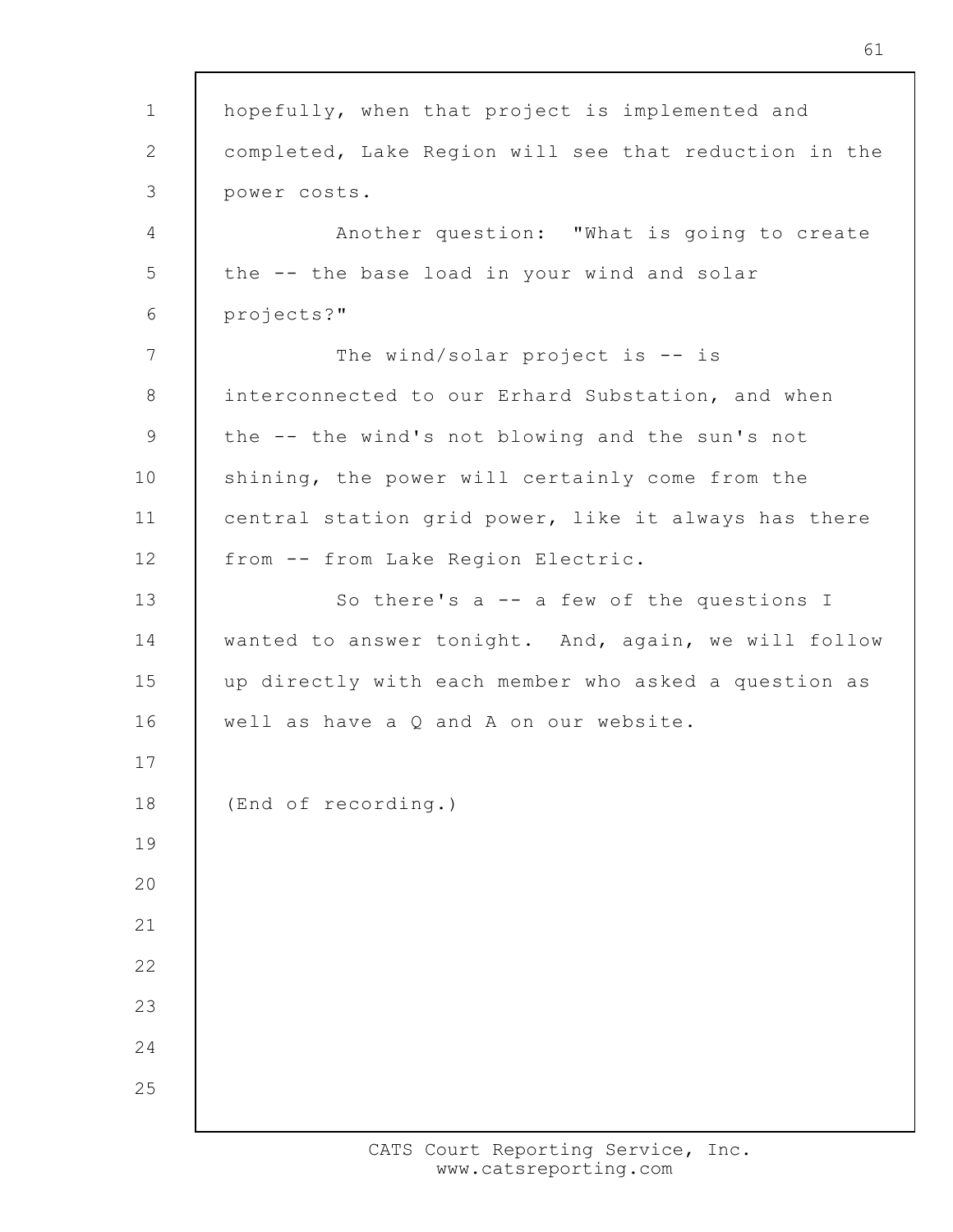hopefully, when that project is implemented and completed, Lake Region will see that reduction in the power costs.

Another question: "What is going to create the -- the base load in your wind and solar projects?"

The wind/solar project is -- is interconnected to our Erhard Substation, and when the -- the wind's not blowing and the sun's not shining, the power will certainly come from the central station grid power, like it always has there from -- from Lake Region Electric.

So there's a -- a few of the questions I wanted to answer tonight. And, again, we will follow up directly with each member who asked a question as well as have a Q and A on our website.

(End of recording.)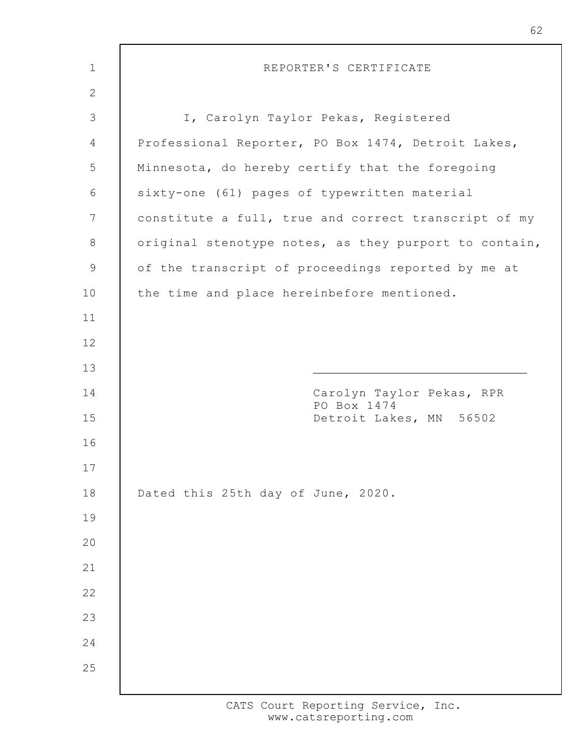# REPORTER'S CERTIFICATE

I, Carolyn Taylor Pekas, Registered Professional Reporter, PO Box 1474, Detroit Lakes, Minnesota, do hereby certify that the foregoing sixty-one (61) pages of typewritten material constitute a full, true and correct transcript of my original stenotype notes, as they purport to contain, of the transcript of proceedings reported by me at the time and place hereinbefore mentioned.

\_\_\_\_\_\_\_\_\_\_\_\_\_\_\_\_\_\_\_\_\_\_\_\_\_\_\_\_\_\_

Carolyn Taylor Pekas, RPR
PO Box 1474
Detroit Lakes, MN 56502

Dated this 25th day of June, 2020.